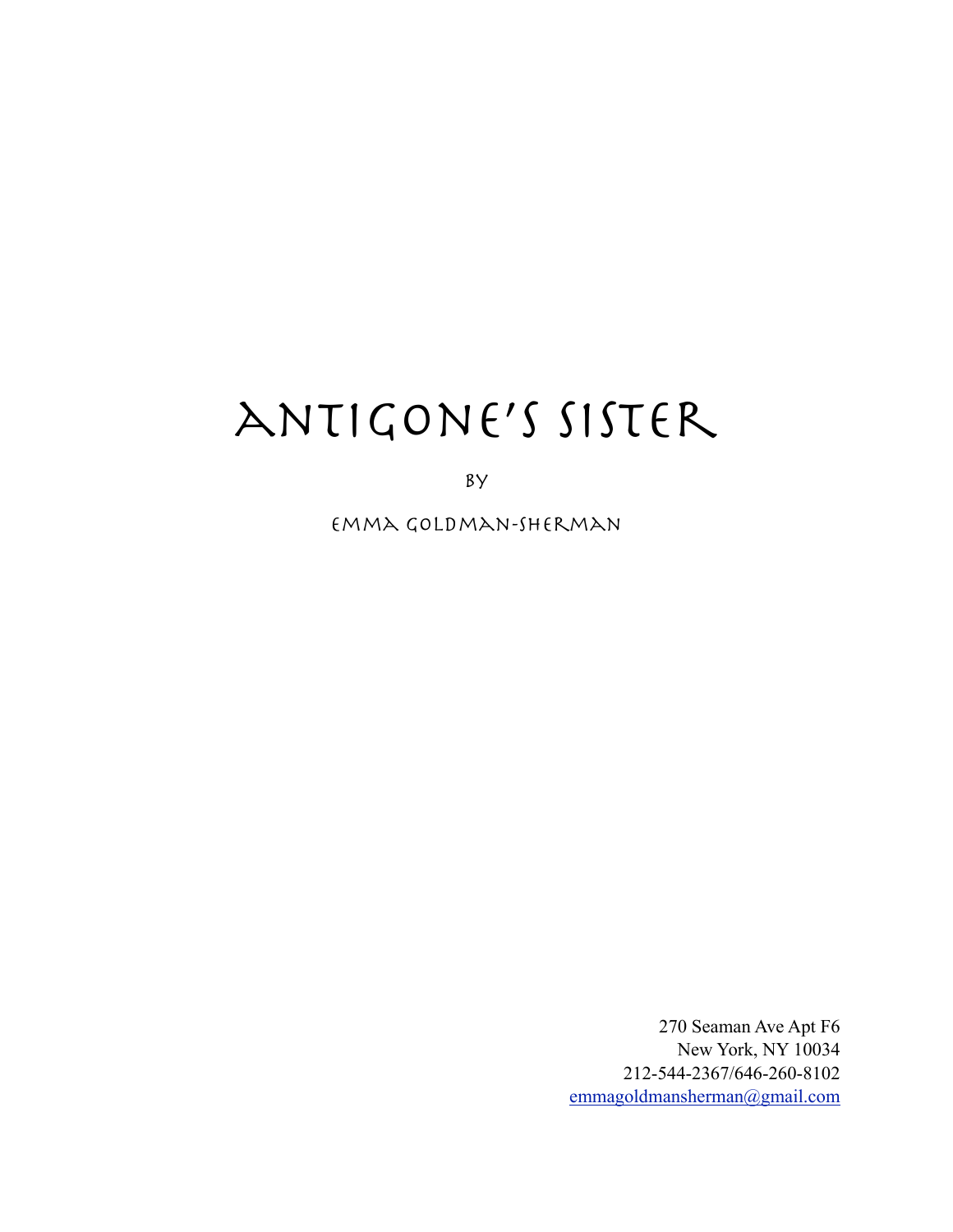# ANTIGONE'S SISTER

BY

EMMA GOLDMAN-SHERMAN

270 Seaman Ave Apt F6
New York, NY 10034
212-544-2367/646-260-8102
emmagoldmansherman@gmail.com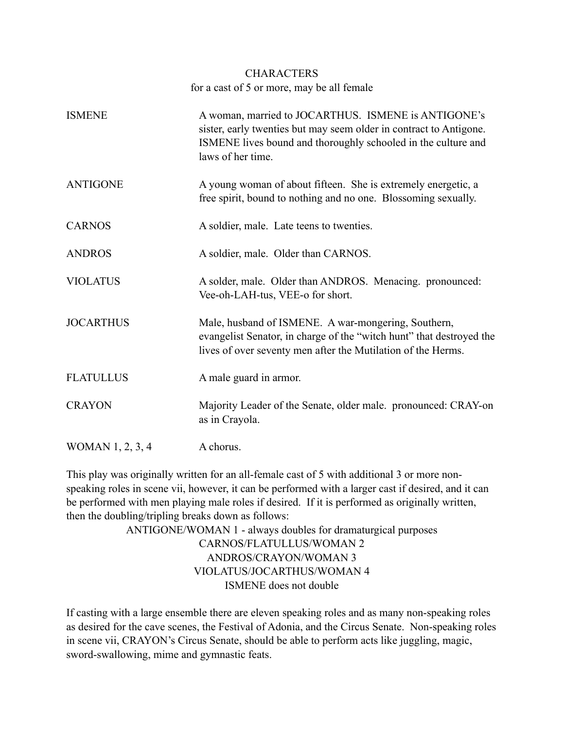# CHARACTERS

for a cast of 5 or more, may be all female

| | |
|---|---|
| ISMENE | A woman, married to JOCARTHUS. ISMENE is ANTIGONE's sister, early twenties but may seem older in contract to Antigone. ISMENE lives bound and thoroughly schooled in the culture and laws of her time. |
| ANTIGONE | A young woman of about fifteen. She is extremely energetic, a free spirit, bound to nothing and no one. Blossoming sexually. |
| CARNOS | A soldier, male. Late teens to twenties. |
| ANDROS | A soldier, male. Older than CARNOS. |
| VIOLATUS | A solder, male. Older than ANDROS. Menacing. pronounced: Vee-oh-LAH-tus, VEE-o for short. |
| JOCARTHUS | Male, husband of ISMENE. A war-mongering, Southern, evangelist Senator, in charge of the "witch hunt" that destroyed the lives of over seventy men after the Mutilation of the Herms. |
| FLATULLUS | A male guard in armor. |
| CRAYON | Majority Leader of the Senate, older male. pronounced: CRAY-on as in Crayola. |
| WOMAN 1, 2, 3, 4 | A chorus. |

This play was originally written for an all-female cast of 5 with additional 3 or more non-speaking roles in scene vii, however, it can be performed with a larger cast if desired, and it can be performed with men playing male roles if desired. If it is performed as originally written, then the doubling/tripling breaks down as follows:

ANTIGONE/WOMAN 1 - always doubles for dramaturgical purposes
CARNOS/FLATULLUS/WOMAN 2
ANDROS/CRAYON/WOMAN 3
VIOLATUS/JOCARTHUS/WOMAN 4
ISMENE does not double

If casting with a large ensemble there are eleven speaking roles and as many non-speaking roles as desired for the cave scenes, the Festival of Adonia, and the Circus Senate. Non-speaking roles in scene vii, CRAYON's Circus Senate, should be able to perform acts like juggling, magic, sword-swallowing, mime and gymnastic feats.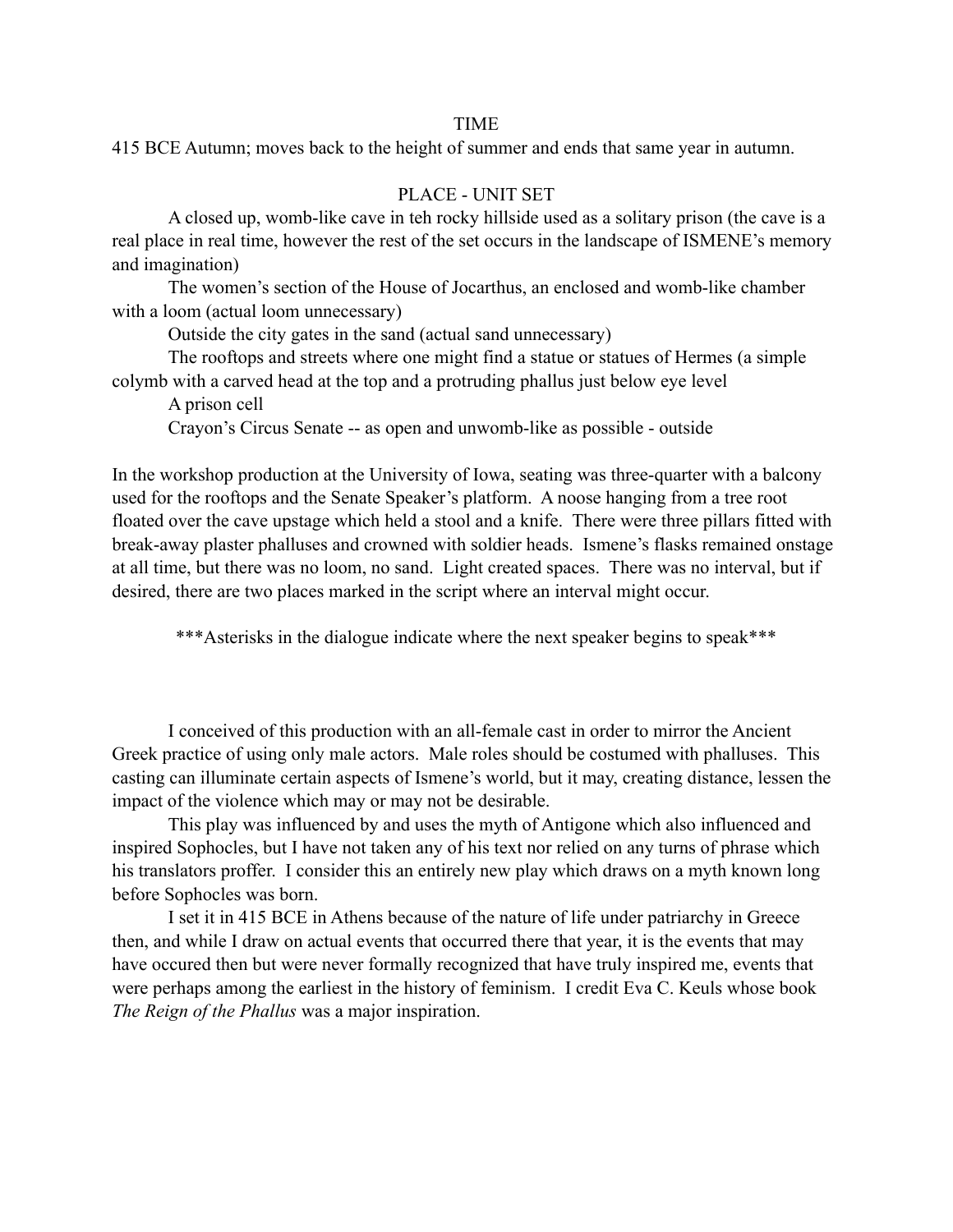TIME

415 BCE Autumn; moves back to the height of summer and ends that same year in autumn.

PLACE - UNIT SET

A closed up, womb-like cave in teh rocky hillside used as a solitary prison (the cave is a real place in real time, however the rest of the set occurs in the landscape of ISMENE's memory and imagination)

The women's section of the House of Jocarthus, an enclosed and womb-like chamber with a loom (actual loom unnecessary)

Outside the city gates in the sand (actual sand unnecessary)

The rooftops and streets where one might find a statue or statues of Hermes (a simple colymb with a carved head at the top and a protruding phallus just below eye level

A prison cell

Crayon's Circus Senate -- as open and unwomb-like as possible - outside

In the workshop production at the University of Iowa, seating was three-quarter with a balcony used for the rooftops and the Senate Speaker's platform. A noose hanging from a tree root floated over the cave upstage which held a stool and a knife. There were three pillars fitted with break-away plaster phalluses and crowned with soldier heads. Ismene's flasks remained onstage at all time, but there was no loom, no sand. Light created spaces. There was no interval, but if desired, there are two places marked in the script where an interval might occur.

***Asterisks in the dialogue indicate where the next speaker begins to speak***

I conceived of this production with an all-female cast in order to mirror the Ancient Greek practice of using only male actors. Male roles should be costumed with phalluses. This casting can illuminate certain aspects of Ismene's world, but it may, creating distance, lessen the impact of the violence which may or may not be desirable.

This play was influenced by and uses the myth of Antigone which also influenced and inspired Sophocles, but I have not taken any of his text nor relied on any turns of phrase which his translators proffer. I consider this an entirely new play which draws on a myth known long before Sophocles was born.

I set it in 415 BCE in Athens because of the nature of life under patriarchy in Greece then, and while I draw on actual events that occurred there that year, it is the events that may have occured then but were never formally recognized that have truly inspired me, events that were perhaps among the earliest in the history of feminism. I credit Eva C. Keuls whose book *The Reign of the Phallus* was a major inspiration.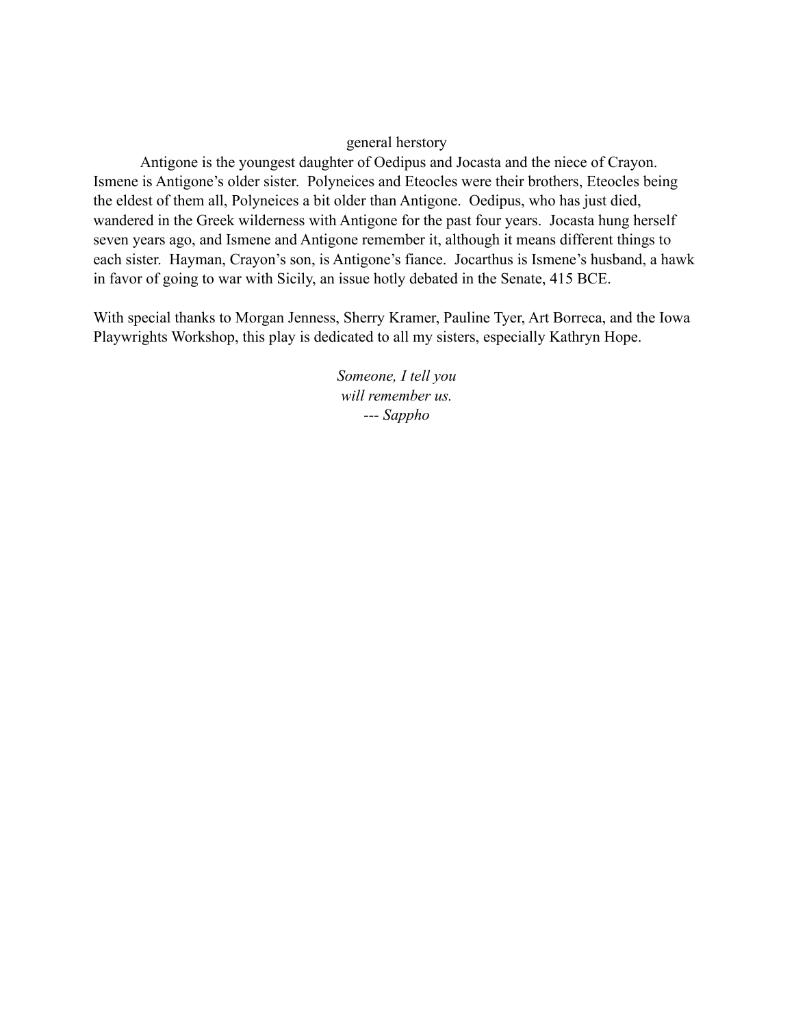## general herstory

Antigone is the youngest daughter of Oedipus and Jocasta and the niece of Crayon. Ismene is Antigone's older sister. Polyneices and Eteocles were their brothers, Eteocles being the eldest of them all, Polyneices a bit older than Antigone. Oedipus, who has just died, wandered in the Greek wilderness with Antigone for the past four years. Jocasta hung herself seven years ago, and Ismene and Antigone remember it, although it means different things to each sister. Hayman, Crayon's son, is Antigone's fiance. Jocarthus is Ismene's husband, a hawk in favor of going to war with Sicily, an issue hotly debated in the Senate, 415 BCE.

With special thanks to Morgan Jenness, Sherry Kramer, Pauline Tyer, Art Borreca, and the Iowa Playwrights Workshop, this play is dedicated to all my sisters, especially Kathryn Hope.

*Someone, I tell you*
*will remember us.*
*--- Sappho*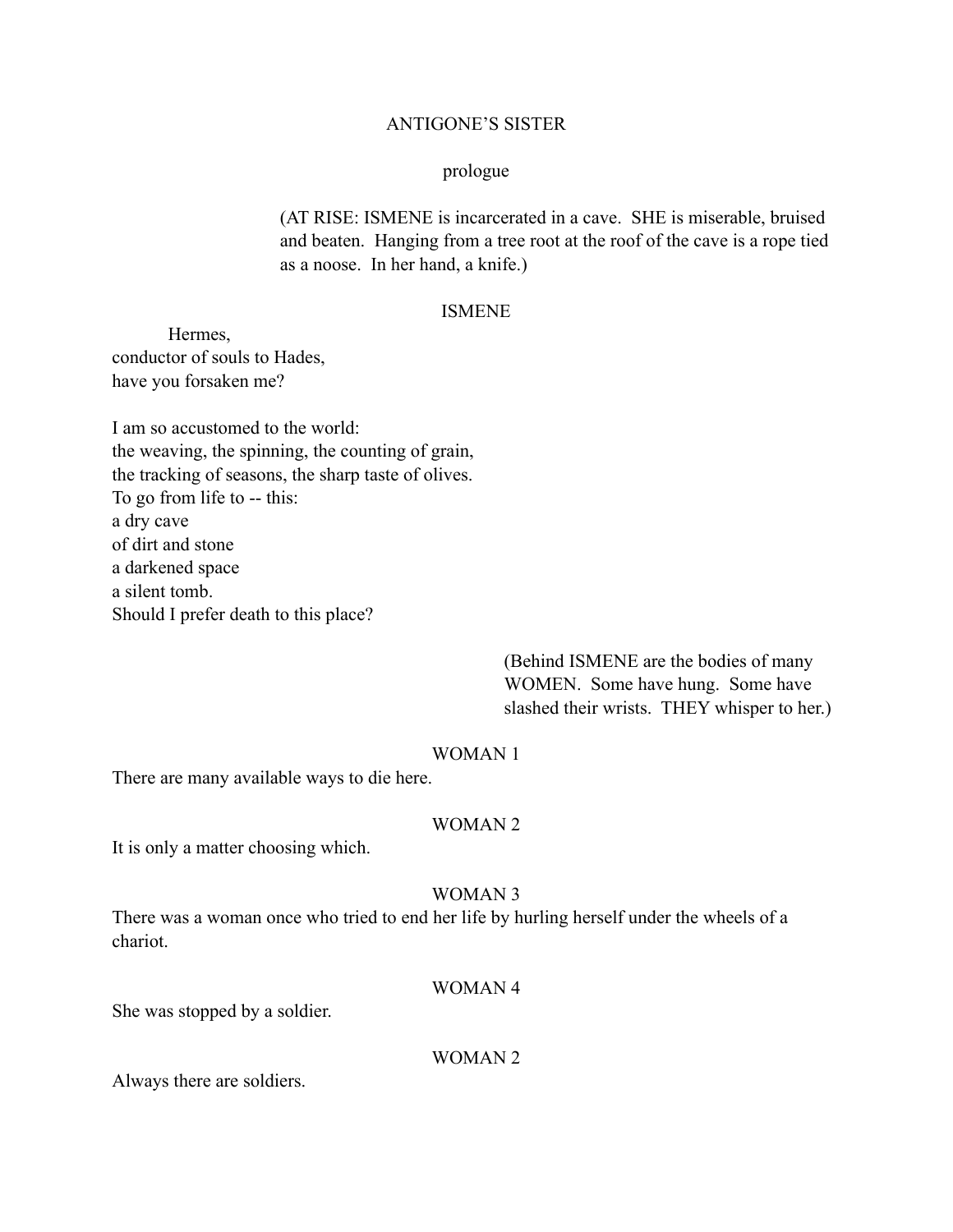ANTIGONE'S SISTER

prologue

(AT RISE: ISMENE is incarcerated in a cave. SHE is miserable, bruised and beaten. Hanging from a tree root at the roof of the cave is a rope tied as a noose. In her hand, a knife.)

ISMENE

Hermes,  
conductor of souls to Hades,  
have you forsaken me?

I am so accustomed to the world:  
the weaving, the spinning, the counting of grain,  
the tracking of seasons, the sharp taste of olives.  
To go from life to -- this:  
a dry cave  
of dirt and stone  
a darkened space  
a silent tomb.  
Should I prefer death to this place?

(Behind ISMENE are the bodies of many WOMEN. Some have hung. Some have slashed their wrists. THEY whisper to her.)

WOMAN 1

There are many available ways to die here.

WOMAN 2

It is only a matter choosing which.

WOMAN 3

There was a woman once who tried to end her life by hurling herself under the wheels of a chariot.

WOMAN 4

She was stopped by a soldier.

WOMAN 2

Always there are soldiers.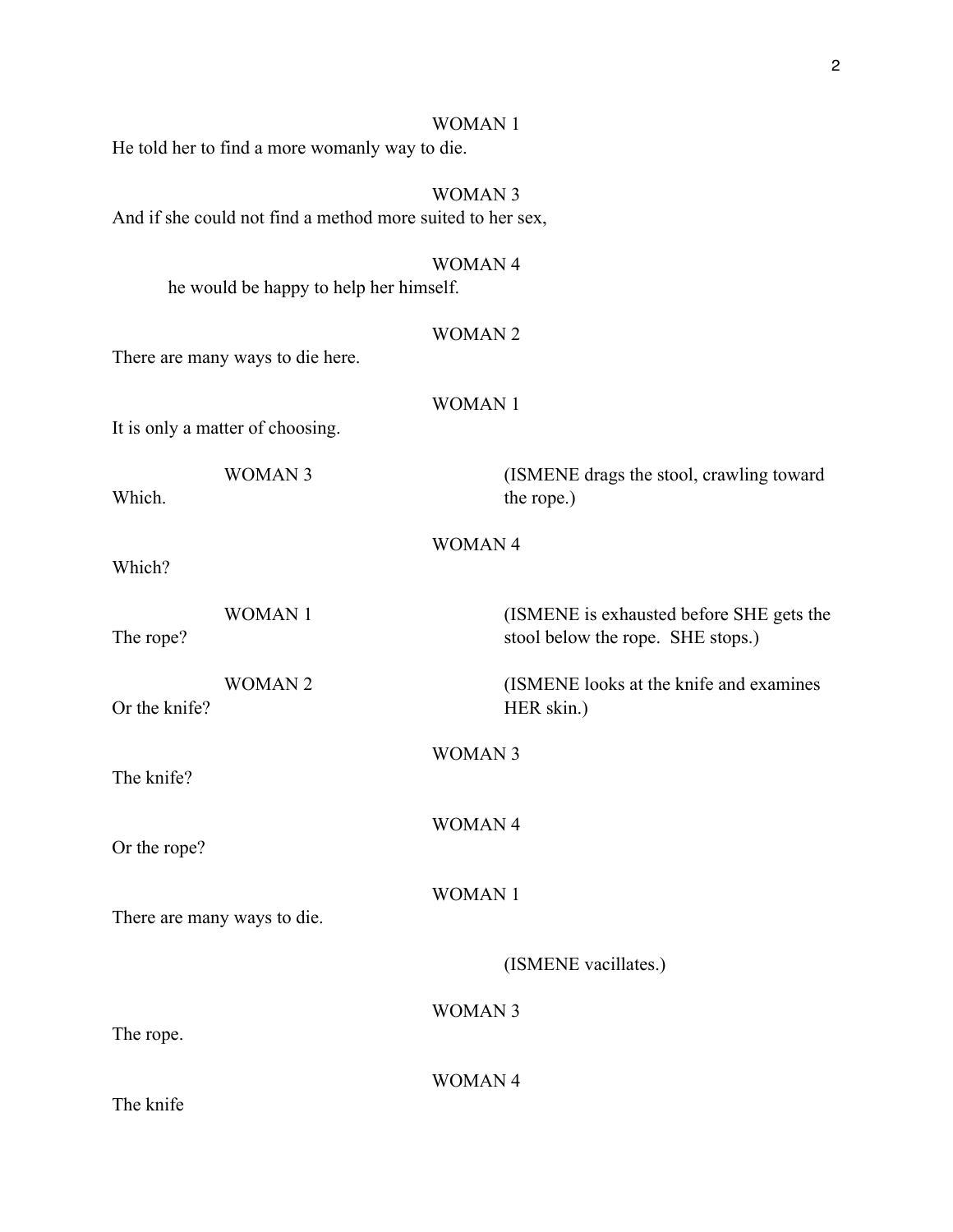WOMAN 1

He told her to find a more womanly way to die.

WOMAN 3

And if she could not find a method more suited to her sex,

WOMAN 4

he would be happy to help her himself.

WOMAN 2

There are many ways to die here.

WOMAN 1

It is only a matter of choosing.

WOMAN 3

Which.

(ISMENE drags the stool, crawling toward the rope.)

WOMAN 4

Which?

WOMAN 1

The rope?

(ISMENE is exhausted before SHE gets the stool below the rope. SHE stops.)

WOMAN 2

Or the knife?

(ISMENE looks at the knife and examines HER skin.)

WOMAN 3

The knife?

WOMAN 4

Or the rope?

WOMAN 1

There are many ways to die.

(ISMENE vacillates.)

WOMAN 3

The rope.

WOMAN 4

The knife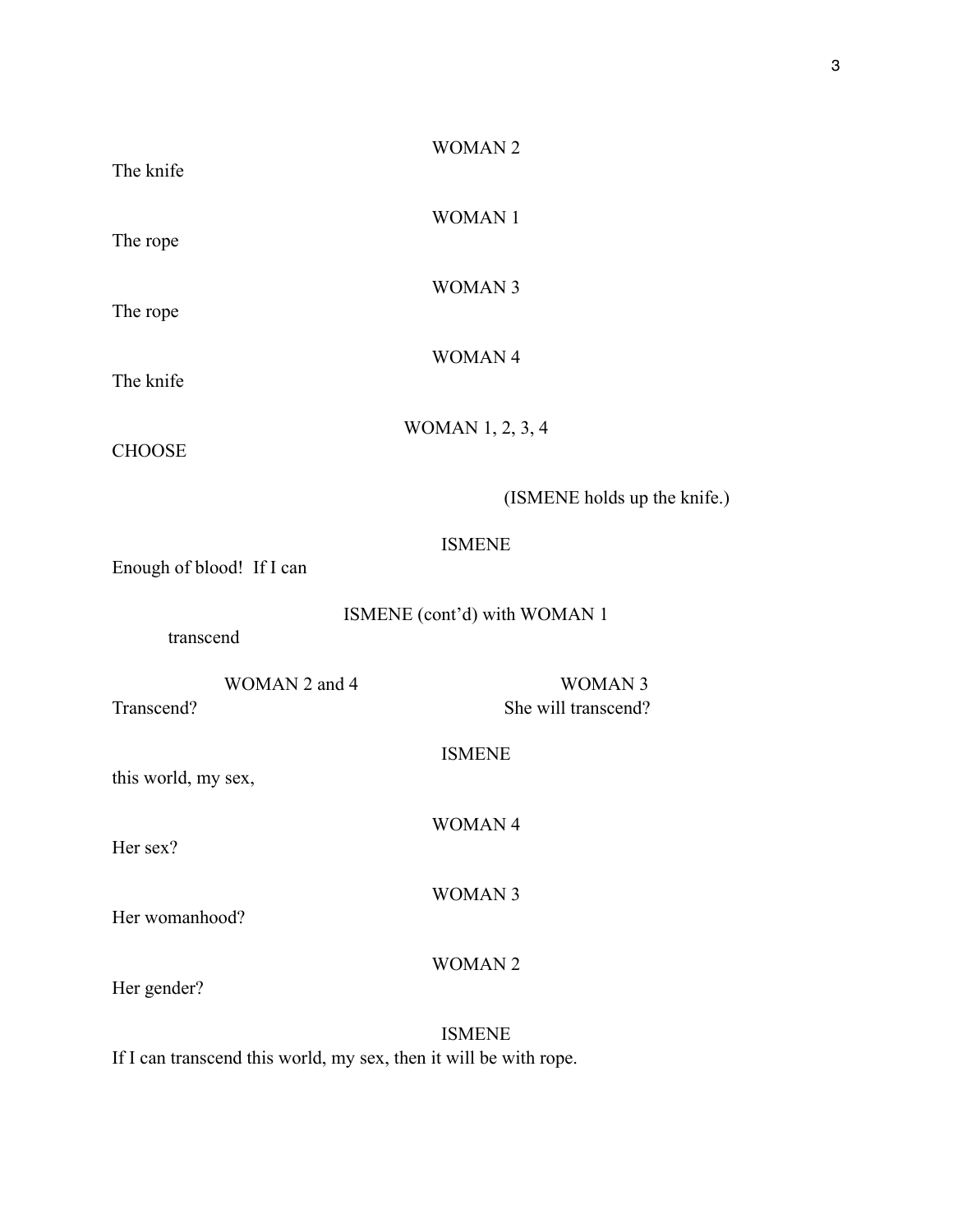WOMAN 2

The knife

WOMAN 1

The rope

WOMAN 3

The rope

WOMAN 4

The knife

WOMAN 1, 2, 3, 4

CHOOSE

(ISMENE holds up the knife.)

ISMENE

Enough of blood!  If I can

ISMENE (cont'd) with WOMAN 1

transcend

WOMAN 2 and 4

Transcend?

WOMAN 3

She will transcend?

ISMENE

this world, my sex,

WOMAN 4

Her sex?

WOMAN 3

Her womanhood?

WOMAN 2

Her gender?

ISMENE

If I can transcend this world, my sex, then it will be with rope.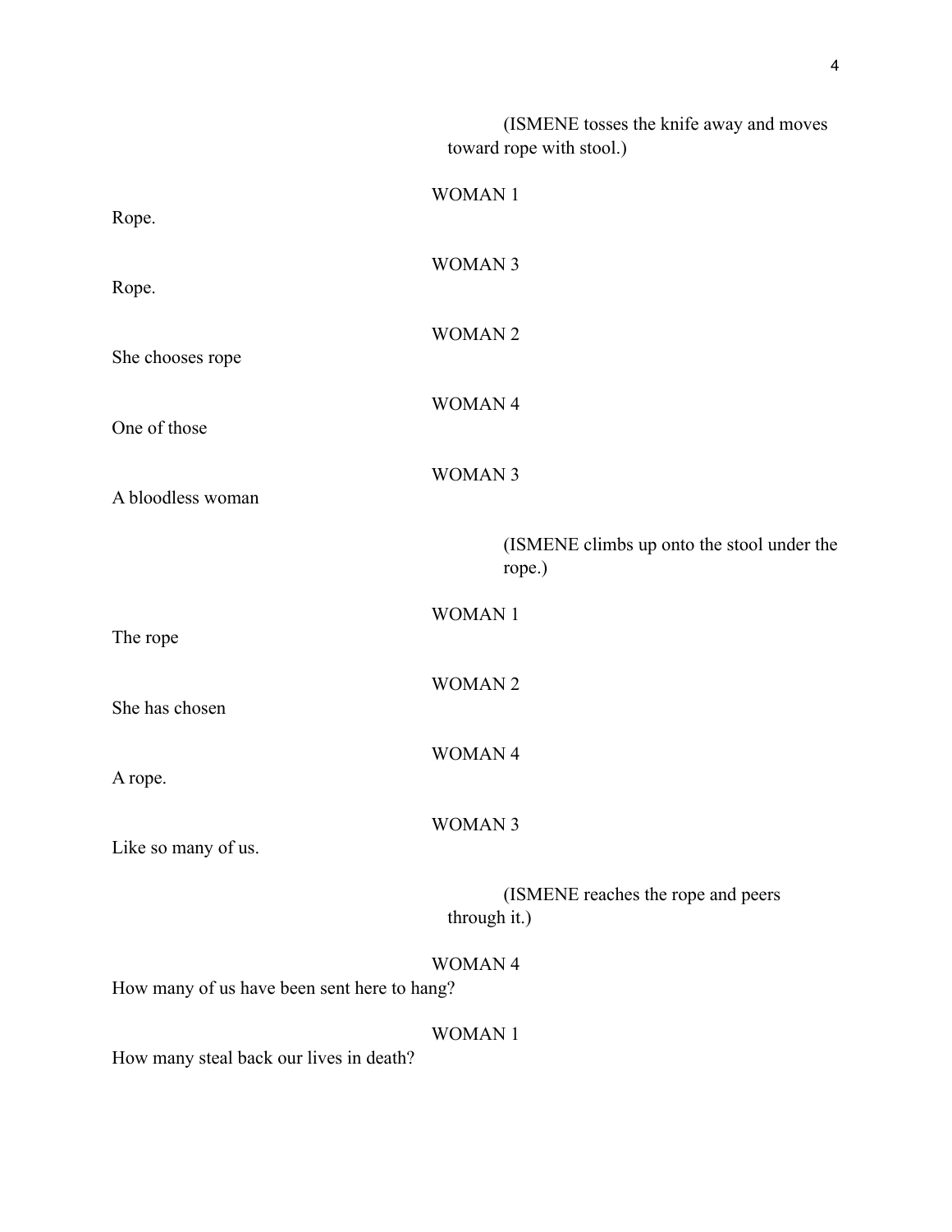(ISMENE tosses the knife away and moves toward rope with stool.)

WOMAN 1

Rope.

WOMAN 3

Rope.

WOMAN 2

She chooses rope

WOMAN 4

One of those

WOMAN 3

A bloodless woman

(ISMENE climbs up onto the stool under the rope.)

WOMAN 1

The rope

WOMAN 2

She has chosen

WOMAN 4

A rope.

WOMAN 3

Like so many of us.

(ISMENE reaches the rope and peers through it.)

WOMAN 4

How many of us have been sent here to hang?

WOMAN 1

How many steal back our lives in death?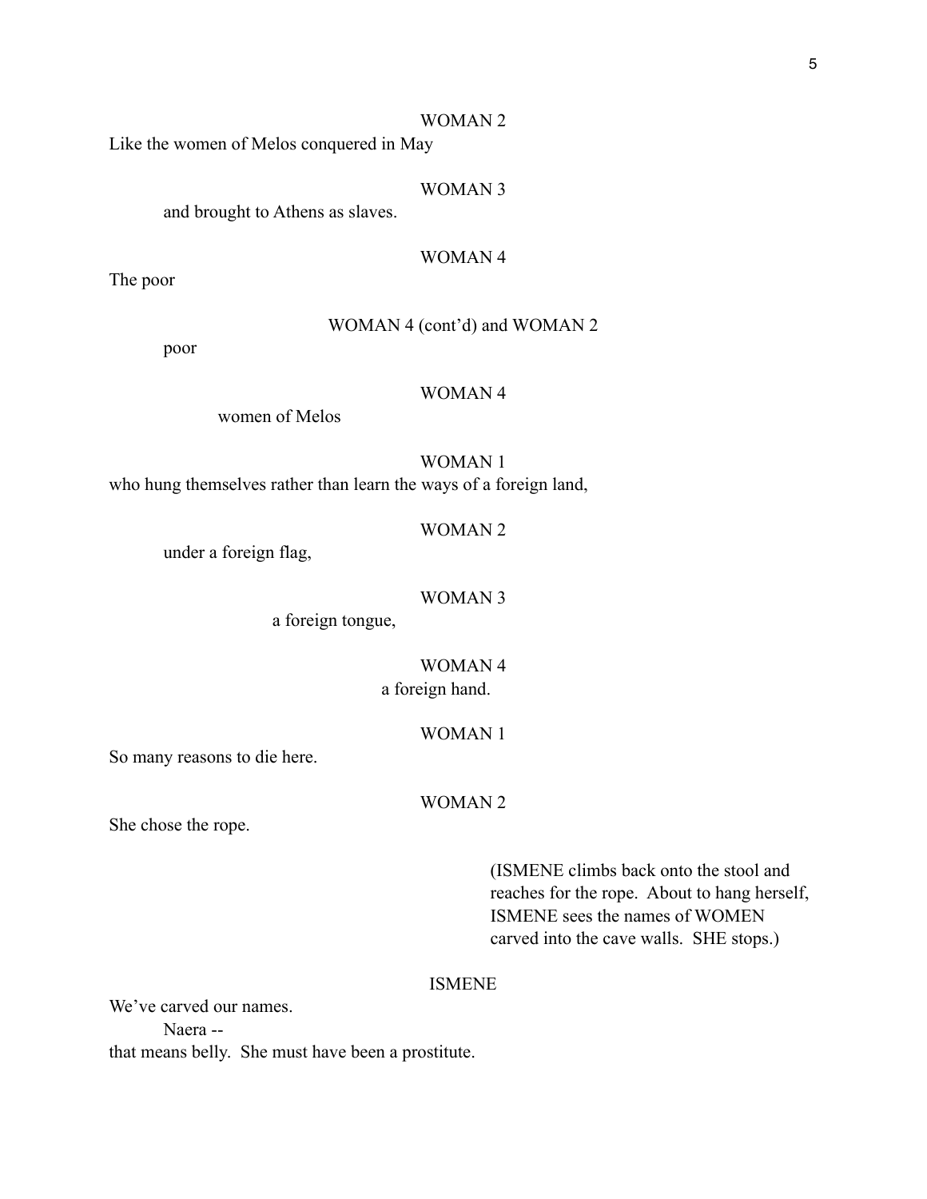WOMAN 2

Like the women of Melos conquered in May

WOMAN 3

and brought to Athens as slaves.

WOMAN 4

The poor

WOMAN 4 (cont'd) and WOMAN 2

poor

WOMAN 4

women of Melos

WOMAN 1

who hung themselves rather than learn the ways of a foreign land,

WOMAN 2

under a foreign flag,

WOMAN 3

a foreign tongue,

WOMAN 4

a foreign hand.

WOMAN 1

So many reasons to die here.

WOMAN 2

She chose the rope.

(ISMENE climbs back onto the stool and reaches for the rope. About to hang herself, ISMENE sees the names of WOMEN carved into the cave walls. SHE stops.)

ISMENE

We've carved our names.

Naera --

that means belly. She must have been a prostitute.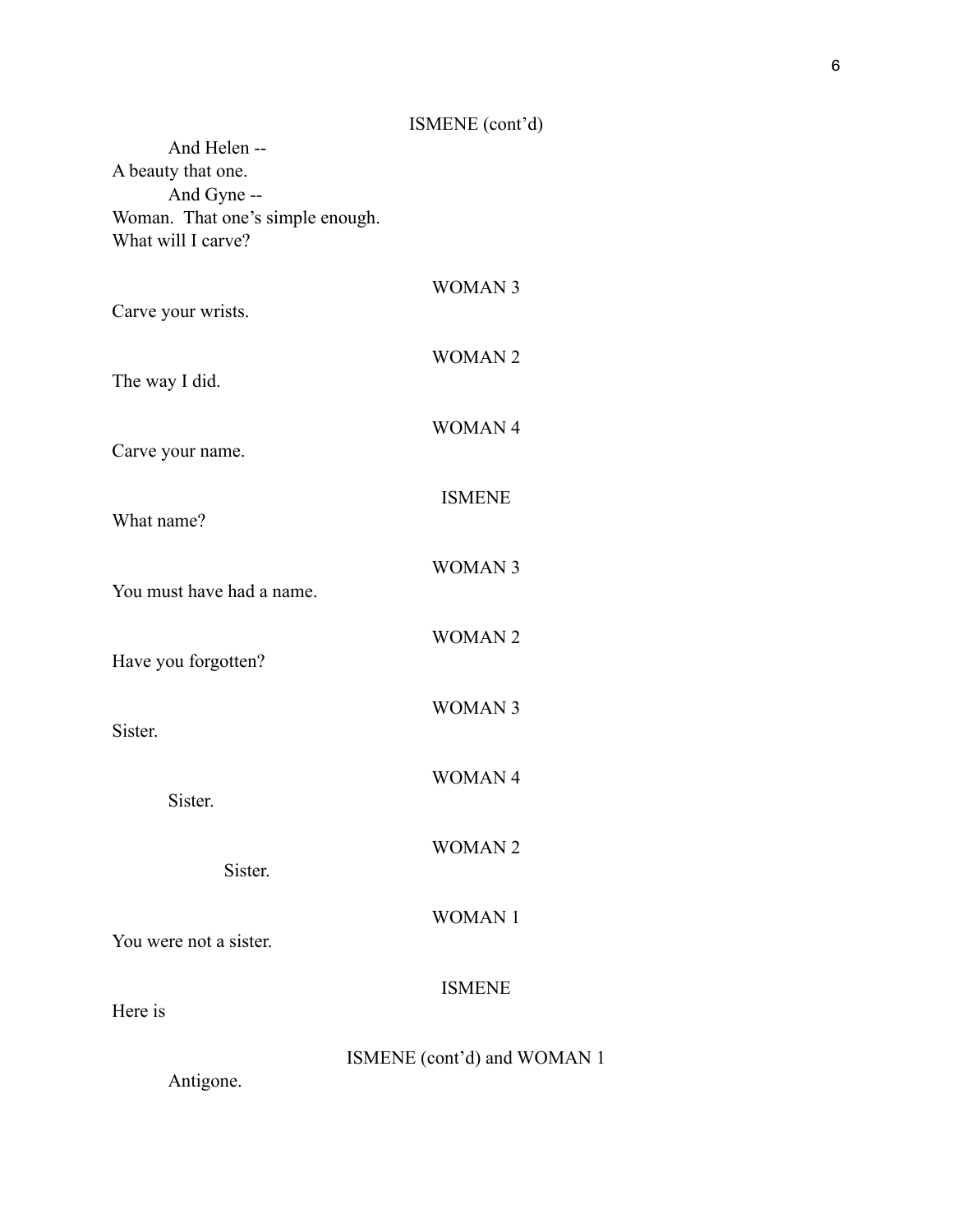ISMENE (cont'd)

And Helen --
A beauty that one.
And Gyne --
Woman. That one's simple enough.
What will I carve?

WOMAN 3

Carve your wrists.

WOMAN 2

The way I did.

WOMAN 4

Carve your name.

ISMENE

What name?

WOMAN 3

You must have had a name.

WOMAN 2

Have you forgotten?

WOMAN 3

Sister.

WOMAN 4

Sister.

WOMAN 2

Sister.

WOMAN 1

You were not a sister.

ISMENE

Here is

ISMENE (cont'd) and WOMAN 1

Antigone.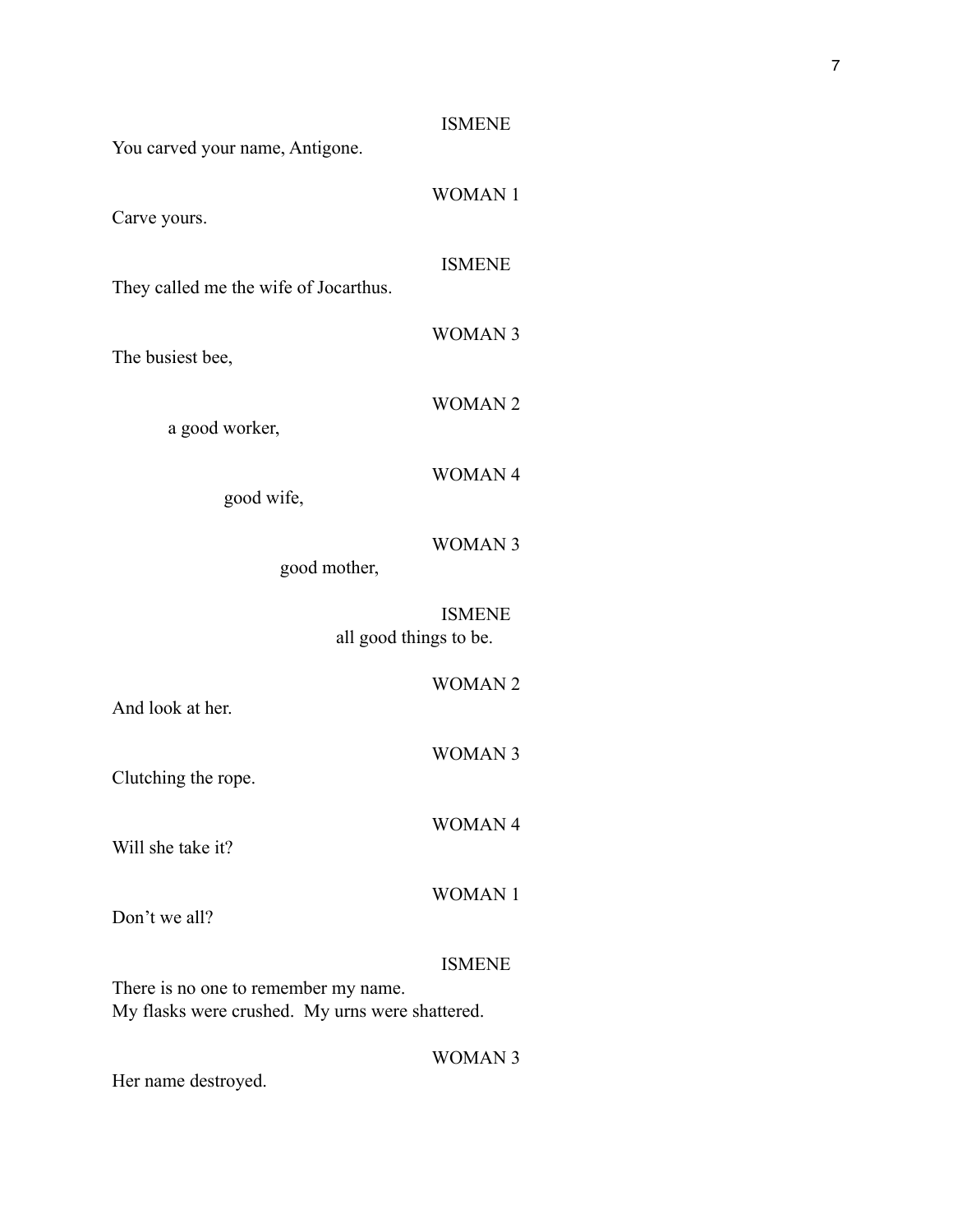ISMENE

You carved your name, Antigone.

WOMAN 1

Carve yours.

ISMENE

They called me the wife of Jocarthus.

WOMAN 3

The busiest bee,

WOMAN 2

a good worker,

WOMAN 4

good wife,

WOMAN 3

good mother,

ISMENE

all good things to be.

WOMAN 2

And look at her.

WOMAN 3

Clutching the rope.

WOMAN 4

Will she take it?

WOMAN 1

Don't we all?

ISMENE

There is no one to remember my name.
My flasks were crushed. My urns were shattered.

WOMAN 3

Her name destroyed.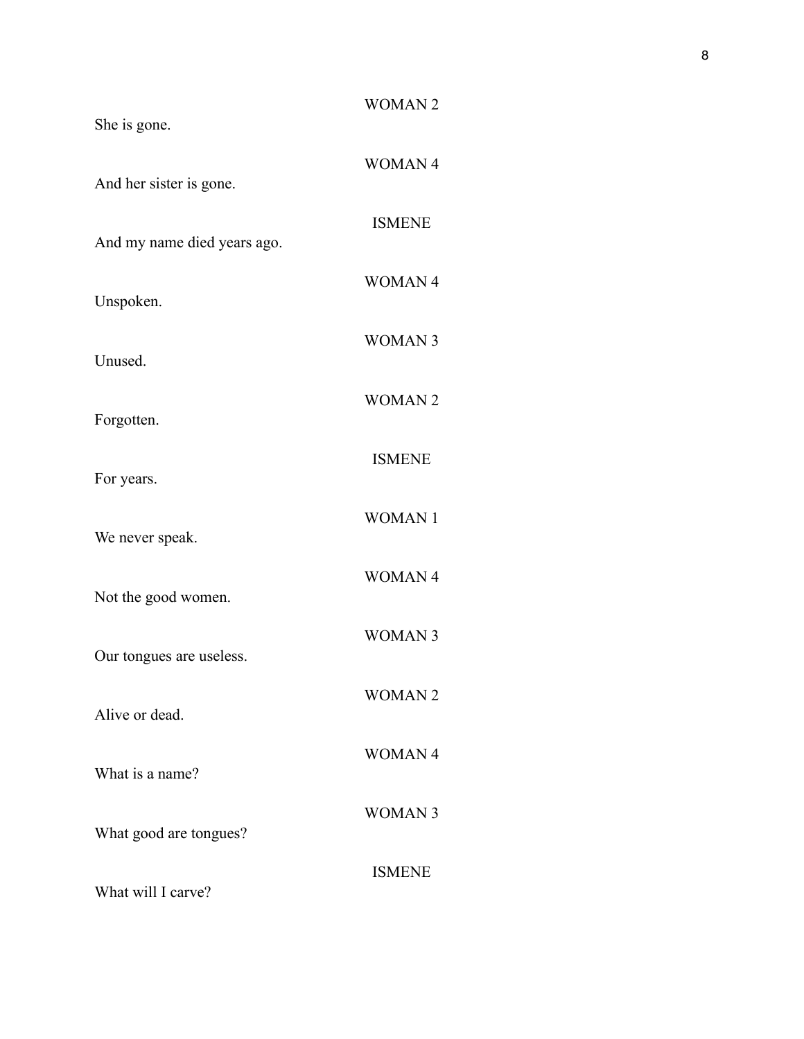WOMAN 2

She is gone.

WOMAN 4

And her sister is gone.

ISMENE

And my name died years ago.

WOMAN 4

Unspoken.

WOMAN 3

Unused.

WOMAN 2

Forgotten.

ISMENE

For years.

WOMAN 1

We never speak.

WOMAN 4

Not the good women.

WOMAN 3

Our tongues are useless.

WOMAN 2

Alive or dead.

WOMAN 4

What is a name?

WOMAN 3

What good are tongues?

ISMENE

What will I carve?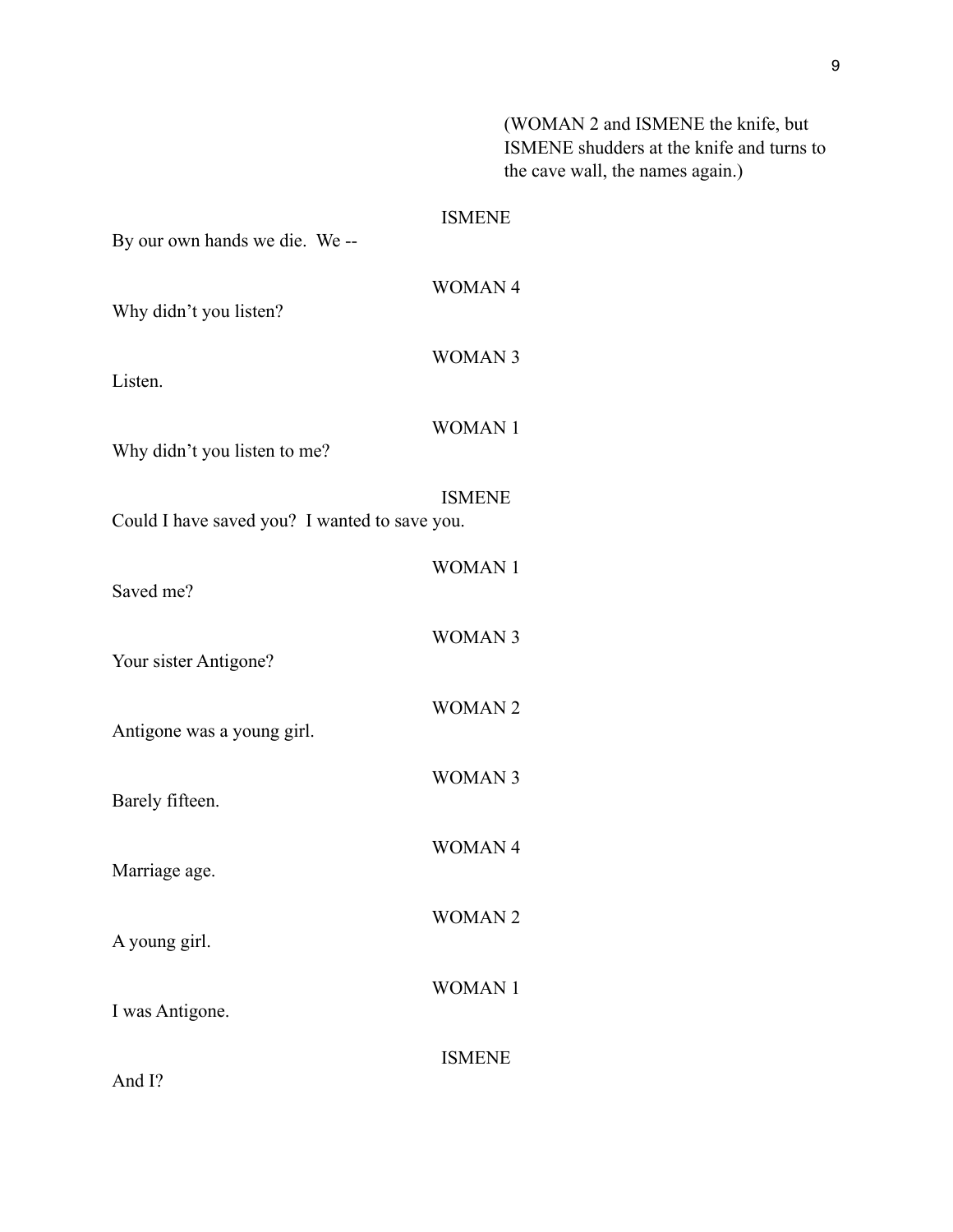(WOMAN 2 and ISMENE the knife, but ISMENE shudders at the knife and turns to the cave wall, the names again.)

ISMENE

By our own hands we die. We --

WOMAN 4

Why didn't you listen?

WOMAN 3

Listen.

WOMAN 1

Why didn't you listen to me?

ISMENE

Could I have saved you? I wanted to save you.

WOMAN 1

Saved me?

WOMAN 3

Your sister Antigone?

WOMAN 2

Antigone was a young girl.

WOMAN 3

Barely fifteen.

WOMAN 4

Marriage age.

WOMAN 2

A young girl.

WOMAN 1

I was Antigone.

ISMENE

And I?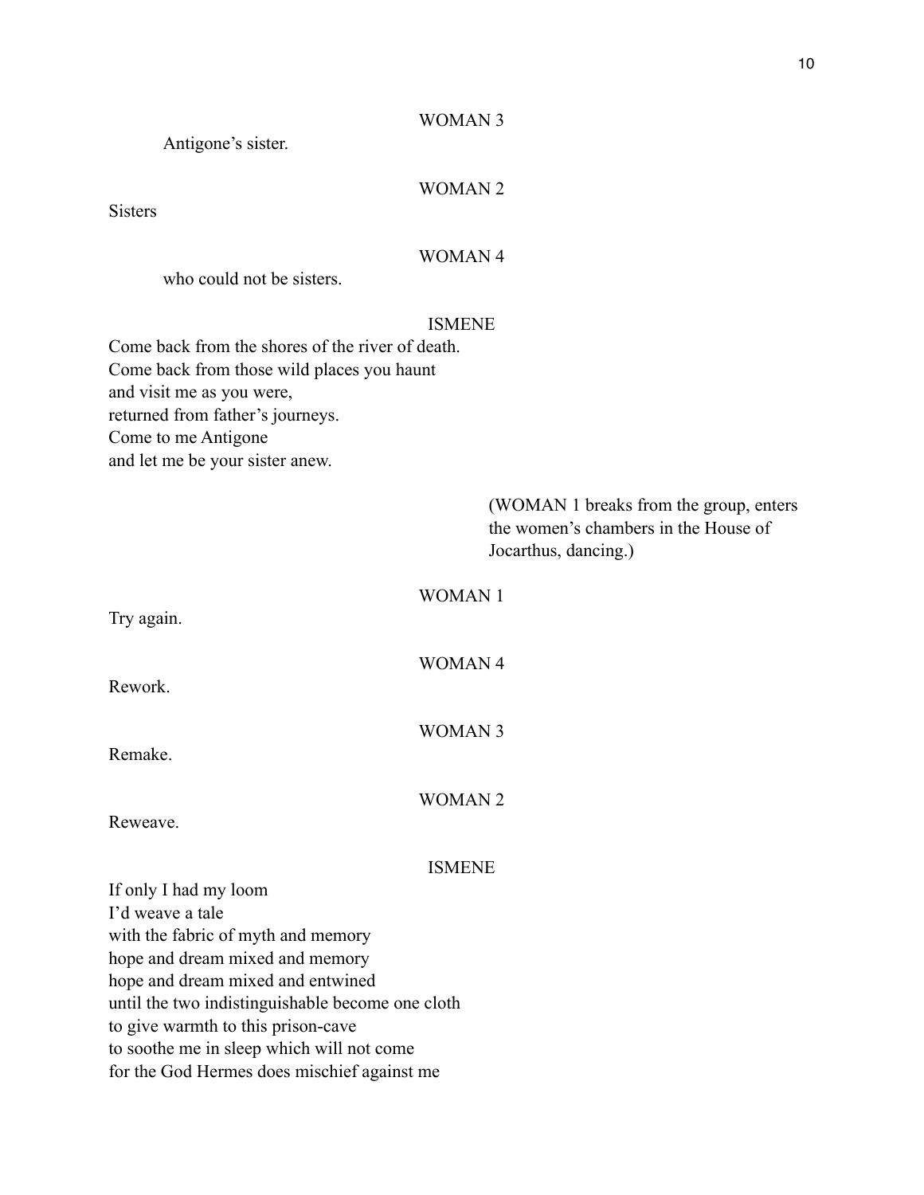WOMAN 3

Antigone's sister.

WOMAN 2

Sisters

WOMAN 4

who could not be sisters.

ISMENE

Come back from the shores of the river of death.
Come back from those wild places you haunt
and visit me as you were,
returned from father's journeys.
Come to me Antigone
and let me be your sister anew.

(WOMAN 1 breaks from the group, enters the women's chambers in the House of Jocarthus, dancing.)

WOMAN 1

Try again.

WOMAN 4

Rework.

WOMAN 3

Remake.

WOMAN 2

Reweave.

ISMENE

If only I had my loom
I'd weave a tale
with the fabric of myth and memory
hope and dream mixed and memory
hope and dream mixed and entwined
until the two indistinguishable become one cloth
to give warmth to this prison-cave
to soothe me in sleep which will not come
for the God Hermes does mischief against me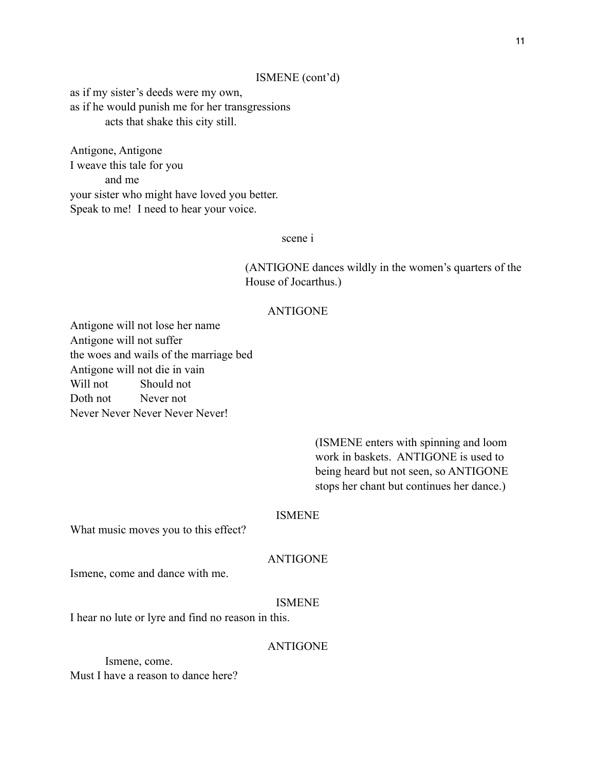ISMENE (cont'd)

as if my sister's deeds were my own,
as if he would punish me for her transgressions
    acts that shake this city still.

Antigone, Antigone
I weave this tale for you
    and me
your sister who might have loved you better.
Speak to me! I need to hear your voice.

scene i

(ANTIGONE dances wildly in the women's quarters of the House of Jocarthus.)

ANTIGONE

Antigone will not lose her name
Antigone will not suffer
the woes and wails of the marriage bed
Antigone will not die in vain
Will not    Should not
Doth not    Never not
Never Never Never Never Never!

(ISMENE enters with spinning and loom work in baskets. ANTIGONE is used to being heard but not seen, so ANTIGONE stops her chant but continues her dance.)

ISMENE

What music moves you to this effect?

ANTIGONE

Ismene, come and dance with me.

ISMENE

I hear no lute or lyre and find no reason in this.

ANTIGONE

    Ismene, come.
Must I have a reason to dance here?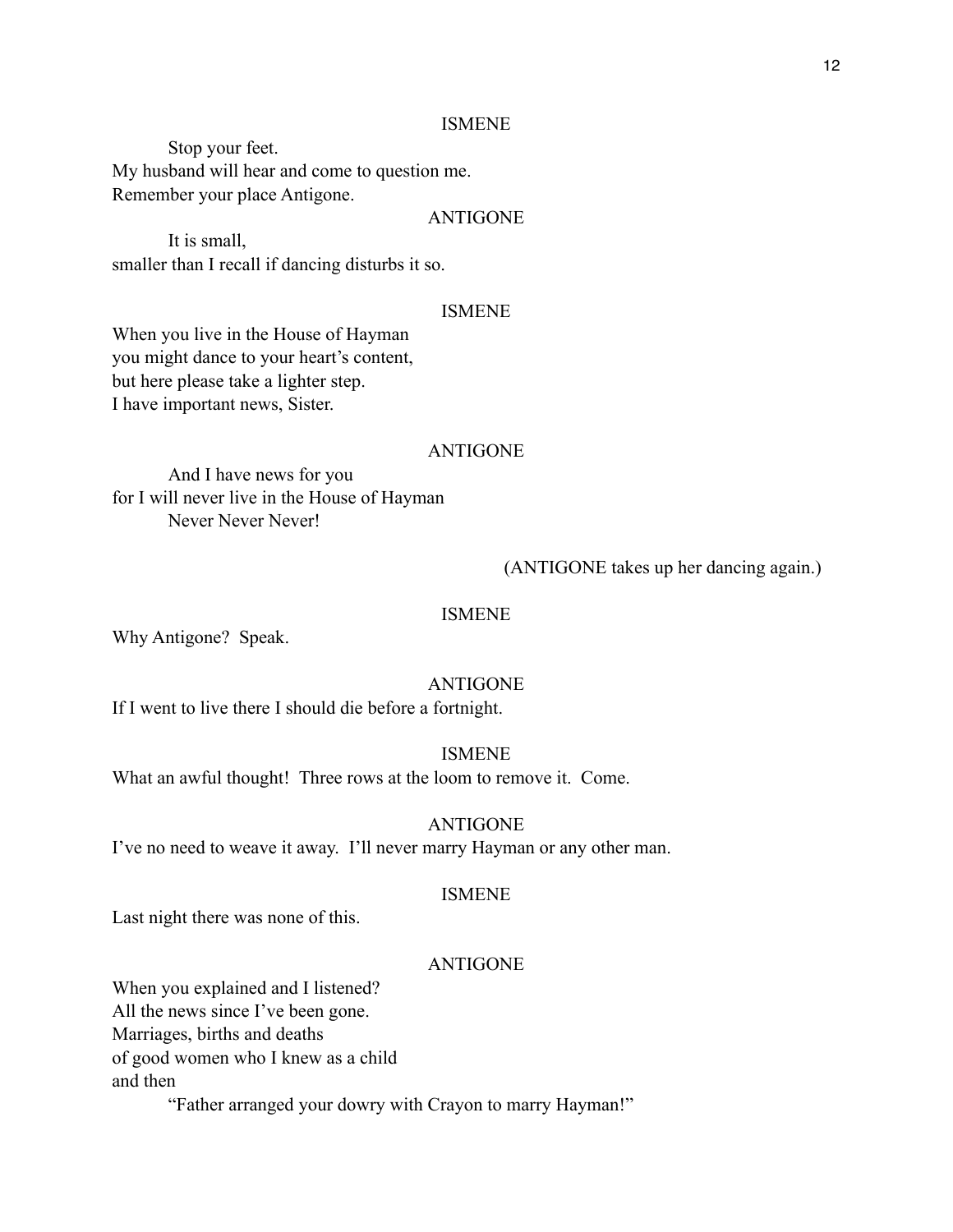ISMENE

Stop your feet.
My husband will hear and come to question me.
Remember your place Antigone.

ANTIGONE

It is small,
smaller than I recall if dancing disturbs it so.

ISMENE

When you live in the House of Hayman
you might dance to your heart's content,
but here please take a lighter step.
I have important news, Sister.

ANTIGONE

And I have news for you
for I will never live in the House of Hayman
Never Never Never!

(ANTIGONE takes up her dancing again.)

ISMENE

Why Antigone? Speak.

ANTIGONE

If I went to live there I should die before a fortnight.

ISMENE

What an awful thought! Three rows at the loom to remove it. Come.

ANTIGONE

I've no need to weave it away. I'll never marry Hayman or any other man.

ISMENE

Last night there was none of this.

ANTIGONE

When you explained and I listened?
All the news since I've been gone.
Marriages, births and deaths
of good women who I knew as a child
and then

"Father arranged your dowry with Crayon to marry Hayman!"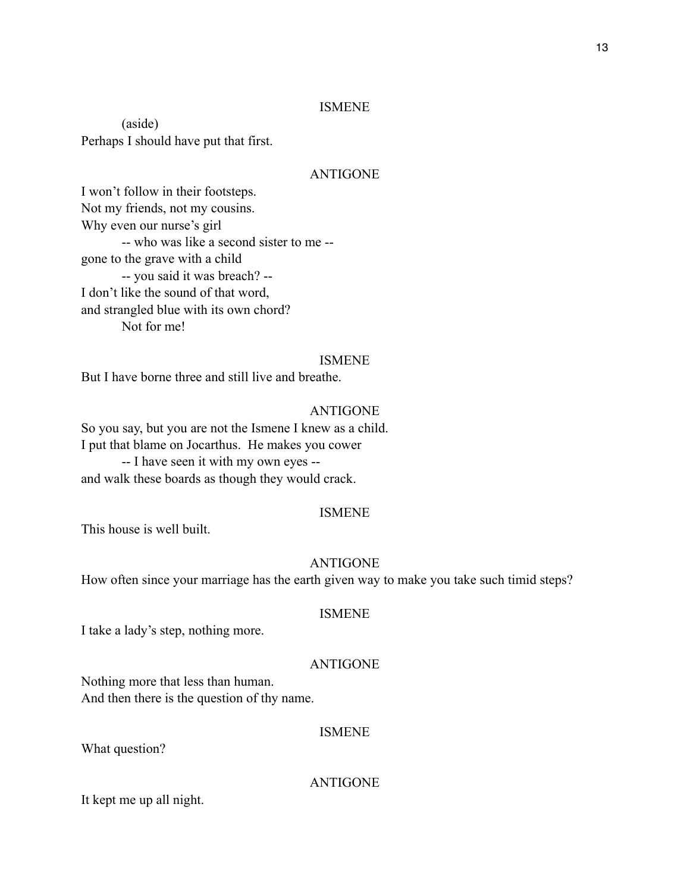ISMENE

(aside)

Perhaps I should have put that first.

ANTIGONE

I won't follow in their footsteps.  
Not my friends, not my cousins.  
Why even our nurse's girl  
-- who was like a second sister to me --  
gone to the grave with a child  
-- you said it was breach? --  
I don't like the sound of that word,  
and strangled blue with its own chord?  
Not for me!

ISMENE

But I have borne three and still live and breathe.

ANTIGONE

So you say, but you are not the Ismene I knew as a child.  
I put that blame on Jocarthus.  He makes you cower  
-- I have seen it with my own eyes --  
and walk these boards as though they would crack.

ISMENE

This house is well built.

ANTIGONE

How often since your marriage has the earth given way to make you take such timid steps?

ISMENE

I take a lady's step, nothing more.

ANTIGONE

Nothing more that less than human.  
And then there is the question of thy name.

ISMENE

What question?

ANTIGONE

It kept me up all night.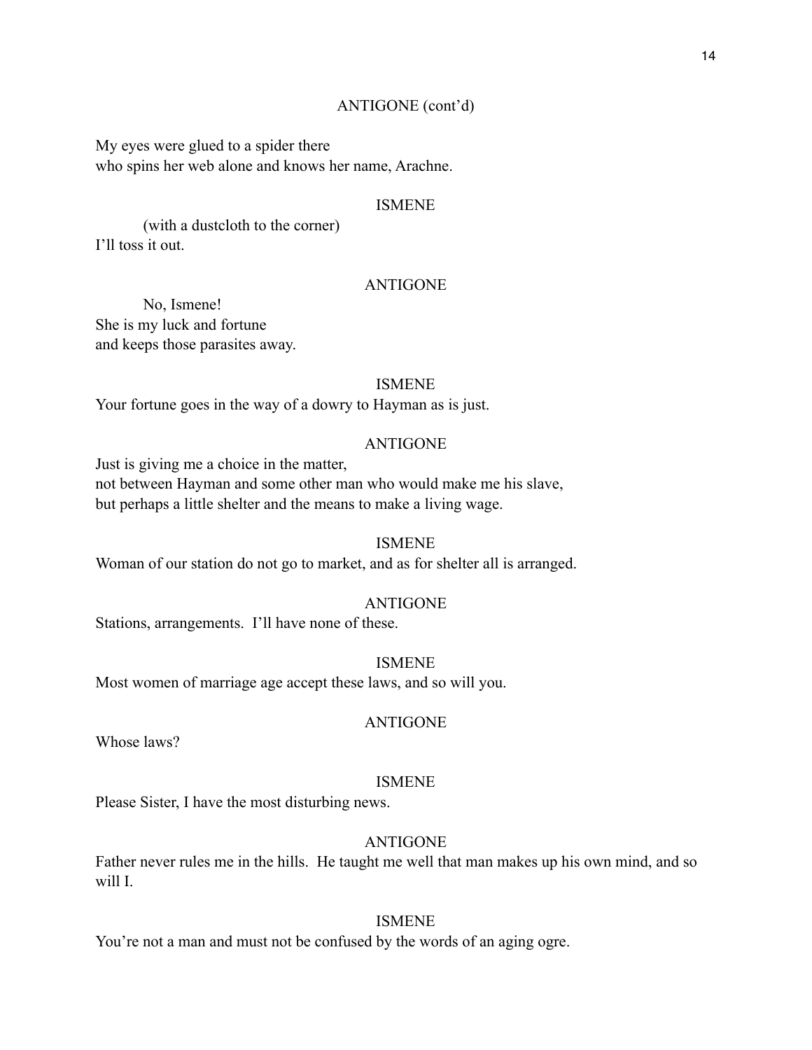ANTIGONE (cont'd)

My eyes were glued to a spider there
who spins her web alone and knows her name, Arachne.

ISMENE

(with a dustcloth to the corner)
I'll toss it out.

ANTIGONE

No, Ismene!
She is my luck and fortune
and keeps those parasites away.

ISMENE

Your fortune goes in the way of a dowry to Hayman as is just.

ANTIGONE

Just is giving me a choice in the matter,
not between Hayman and some other man who would make me his slave,
but perhaps a little shelter and the means to make a living wage.

ISMENE

Woman of our station do not go to market, and as for shelter all is arranged.

ANTIGONE

Stations, arrangements. I'll have none of these.

ISMENE

Most women of marriage age accept these laws, and so will you.

ANTIGONE

Whose laws?

ISMENE

Please Sister, I have the most disturbing news.

ANTIGONE

Father never rules me in the hills. He taught me well that man makes up his own mind, and so will I.

ISMENE

You're not a man and must not be confused by the words of an aging ogre.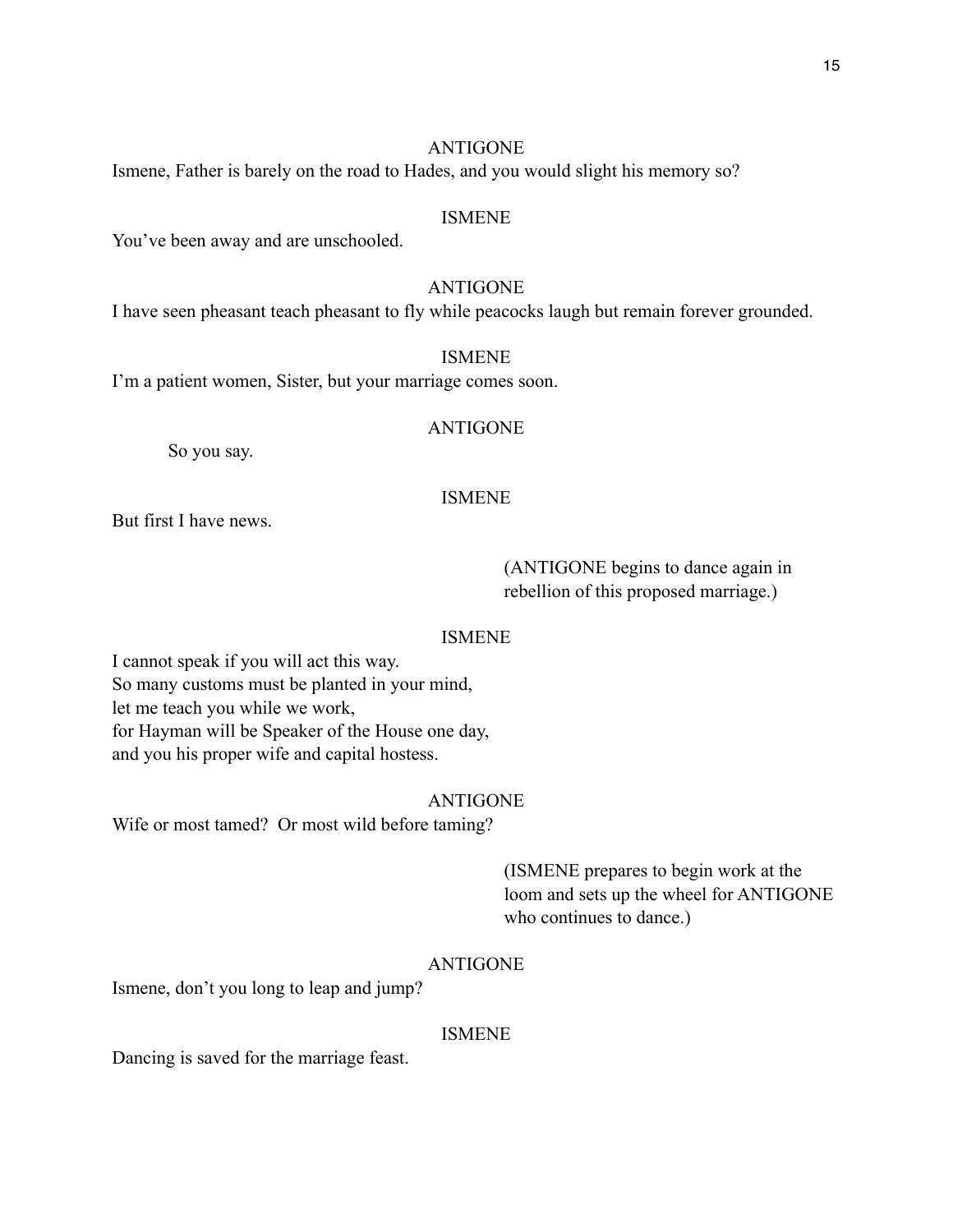ANTIGONE

Ismene, Father is barely on the road to Hades, and you would slight his memory so?

ISMENE

You've been away and are unschooled.

ANTIGONE

I have seen pheasant teach pheasant to fly while peacocks laugh but remain forever grounded.

ISMENE

I'm a patient women, Sister, but your marriage comes soon.

ANTIGONE

So you say.

ISMENE

But first I have news.

(ANTIGONE begins to dance again in rebellion of this proposed marriage.)

ISMENE

I cannot speak if you will act this way.  
So many customs must be planted in your mind,  
let me teach you while we work,  
for Hayman will be Speaker of the House one day,  
and you his proper wife and capital hostess.

ANTIGONE

Wife or most tamed?  Or most wild before taming?

(ISMENE prepares to begin work at the loom and sets up the wheel for ANTIGONE who continues to dance.)

ANTIGONE

Ismene, don't you long to leap and jump?

ISMENE

Dancing is saved for the marriage feast.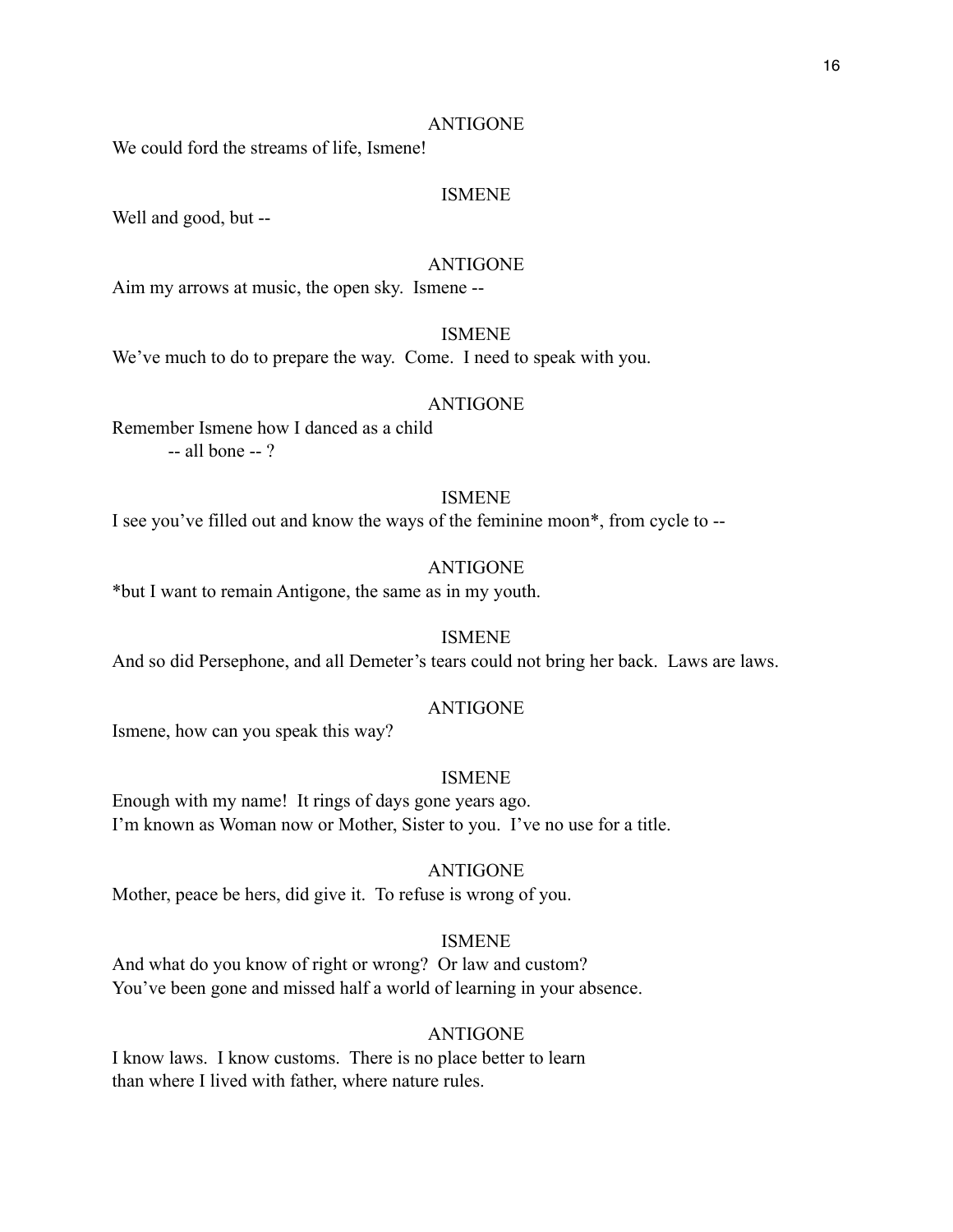ANTIGONE

We could ford the streams of life, Ismene!

ISMENE

Well and good, but --

ANTIGONE

Aim my arrows at music, the open sky. Ismene --

ISMENE

We've much to do to prepare the way. Come. I need to speak with you.

ANTIGONE

Remember Ismene how I danced as a child
    -- all bone -- ?

ISMENE

I see you've filled out and know the ways of the feminine moon*, from cycle to --

ANTIGONE

*but I want to remain Antigone, the same as in my youth.

ISMENE

And so did Persephone, and all Demeter's tears could not bring her back. Laws are laws.

ANTIGONE

Ismene, how can you speak this way?

ISMENE

Enough with my name! It rings of days gone years ago.
I'm known as Woman now or Mother, Sister to you. I've no use for a title.

ANTIGONE

Mother, peace be hers, did give it. To refuse is wrong of you.

ISMENE

And what do you know of right or wrong? Or law and custom?
You've been gone and missed half a world of learning in your absence.

ANTIGONE

I know laws. I know customs. There is no place better to learn
than where I lived with father, where nature rules.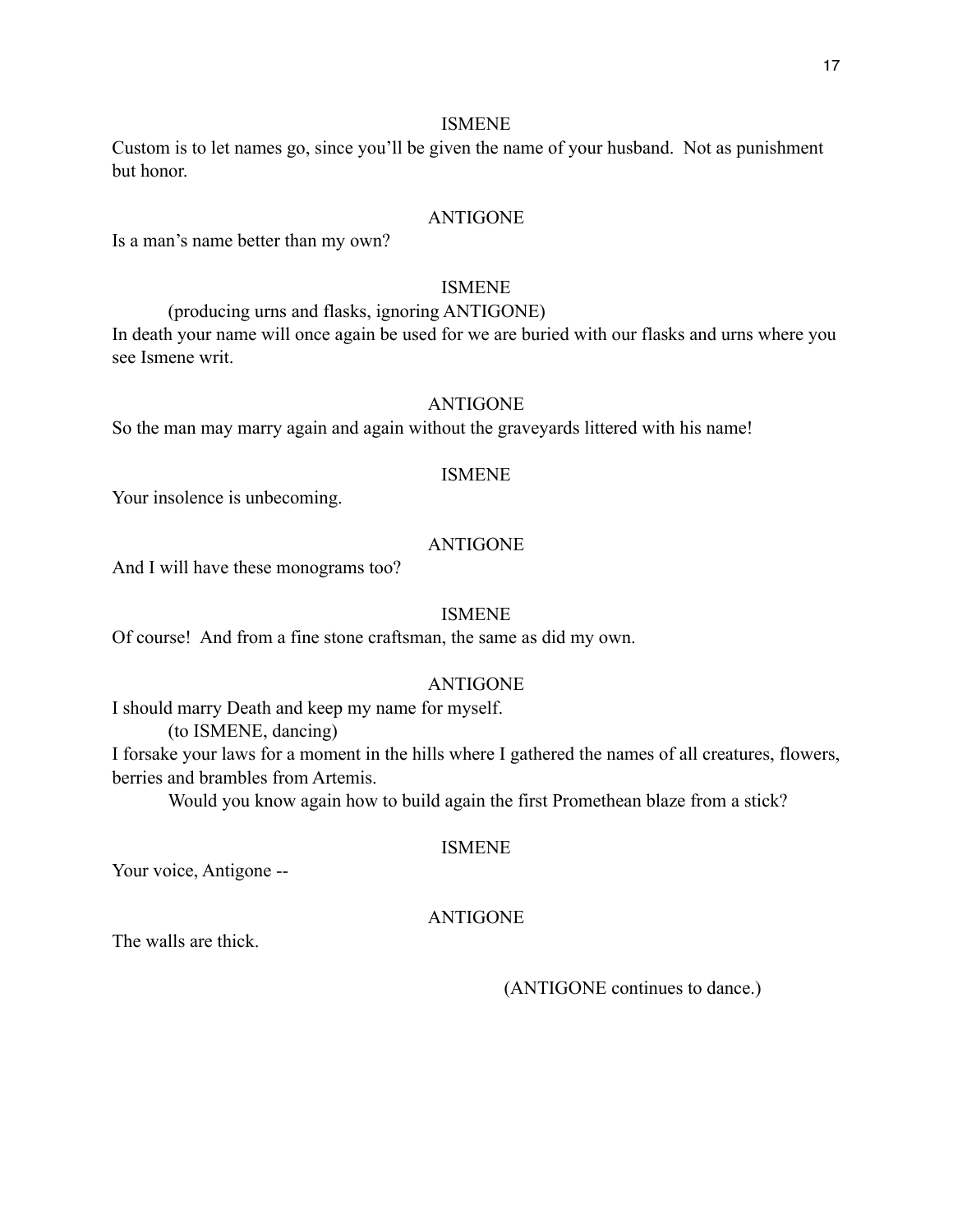ISMENE

Custom is to let names go, since you'll be given the name of your husband. Not as punishment but honor.

ANTIGONE

Is a man's name better than my own?

ISMENE

(producing urns and flasks, ignoring ANTIGONE)

In death your name will once again be used for we are buried with our flasks and urns where you see Ismene writ.

ANTIGONE

So the man may marry again and again without the graveyards littered with his name!

ISMENE

Your insolence is unbecoming.

ANTIGONE

And I will have these monograms too?

ISMENE

Of course! And from a fine stone craftsman, the same as did my own.

ANTIGONE

I should marry Death and keep my name for myself.

(to ISMENE, dancing)

I forsake your laws for a moment in the hills where I gathered the names of all creatures, flowers, berries and brambles from Artemis.

Would you know again how to build again the first Promethean blaze from a stick?

ISMENE

Your voice, Antigone --

ANTIGONE

The walls are thick.

(ANTIGONE continues to dance.)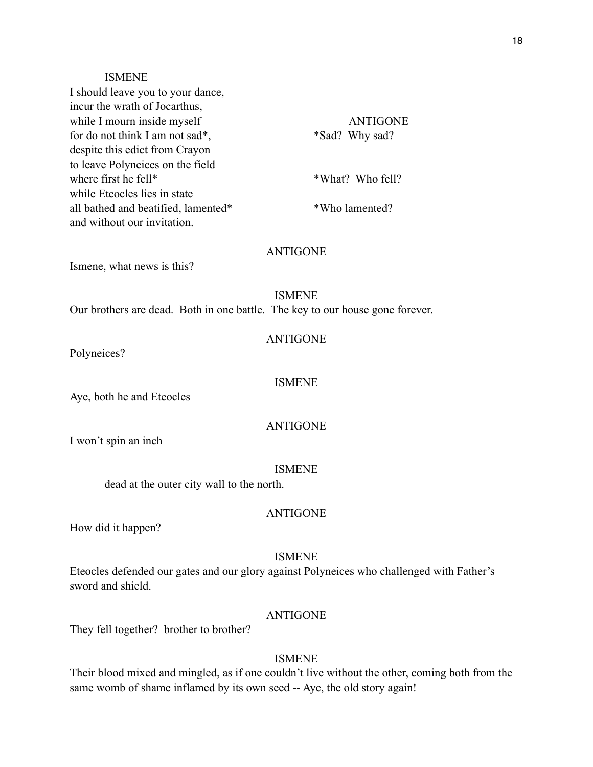ISMENE

I should leave you to your dance,
incur the wrath of Jocarthus,
while I mourn inside myself
for do not think I am not sad*,
despite this edict from Crayon
to leave Polyneices on the field
where first he fell*
while Eteocles lies in state
all bathed and beatified, lamented*
and without our invitation.

ANTIGONE

*Sad? Why sad?

*What? Who fell?

*Who lamented?

ANTIGONE

Ismene, what news is this?

ISMENE

Our brothers are dead. Both in one battle. The key to our house gone forever.

ANTIGONE

Polyneices?

ISMENE

Aye, both he and Eteocles

ANTIGONE

I won't spin an inch

ISMENE

dead at the outer city wall to the north.

ANTIGONE

How did it happen?

ISMENE

Eteocles defended our gates and our glory against Polyneices who challenged with Father's sword and shield.

ANTIGONE

They fell together? brother to brother?

ISMENE

Their blood mixed and mingled, as if one couldn't live without the other, coming both from the same womb of shame inflamed by its own seed -- Aye, the old story again!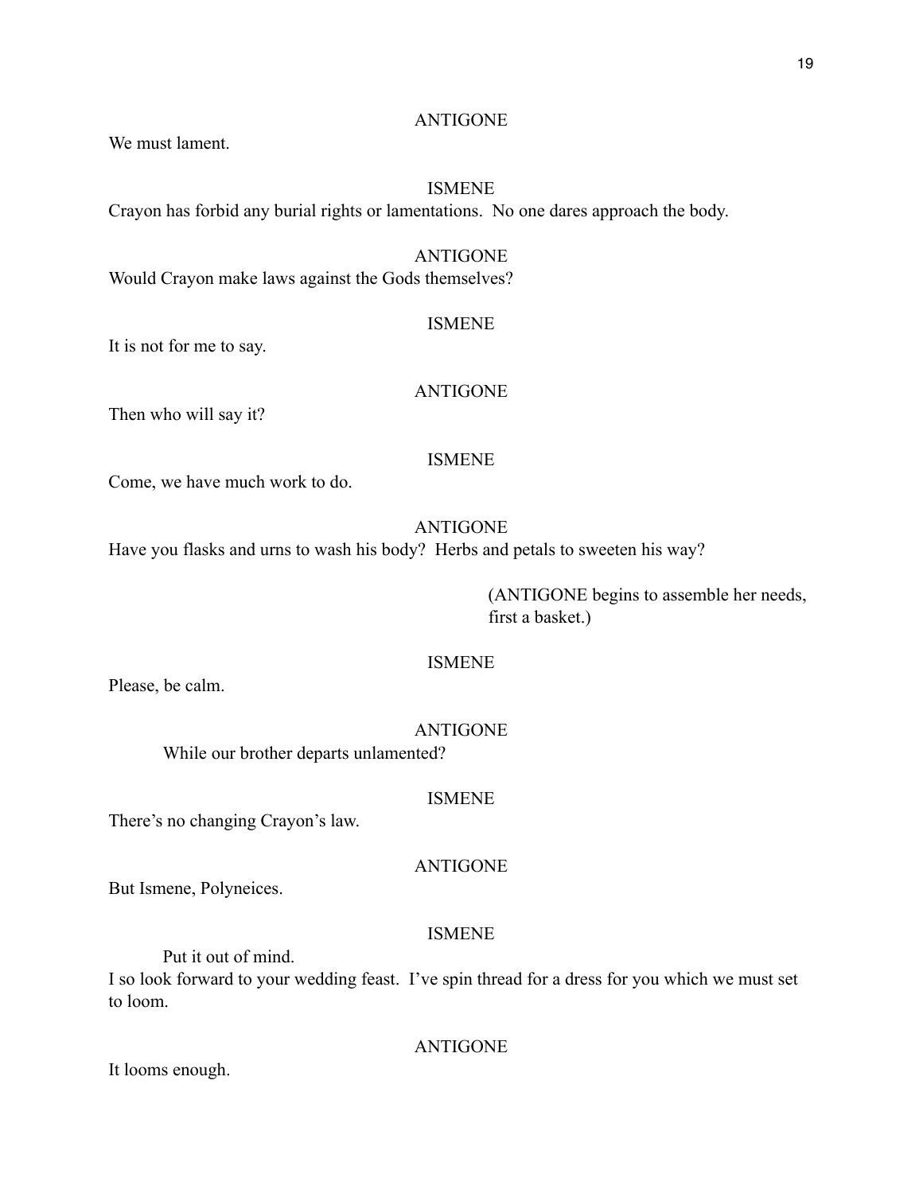ANTIGONE

We must lament.

ISMENE

Crayon has forbid any burial rights or lamentations. No one dares approach the body.

ANTIGONE

Would Crayon make laws against the Gods themselves?

ISMENE

It is not for me to say.

ANTIGONE

Then who will say it?

ISMENE

Come, we have much work to do.

ANTIGONE

Have you flasks and urns to wash his body? Herbs and petals to sweeten his way?

(ANTIGONE begins to assemble her needs, first a basket.)

ISMENE

Please, be calm.

ANTIGONE

While our brother departs unlamented?

ISMENE

There's no changing Crayon's law.

ANTIGONE

But Ismene, Polyneices.

ISMENE

Put it out of mind.

I so look forward to your wedding feast. I've spin thread for a dress for you which we must set to loom.

ANTIGONE

It looms enough.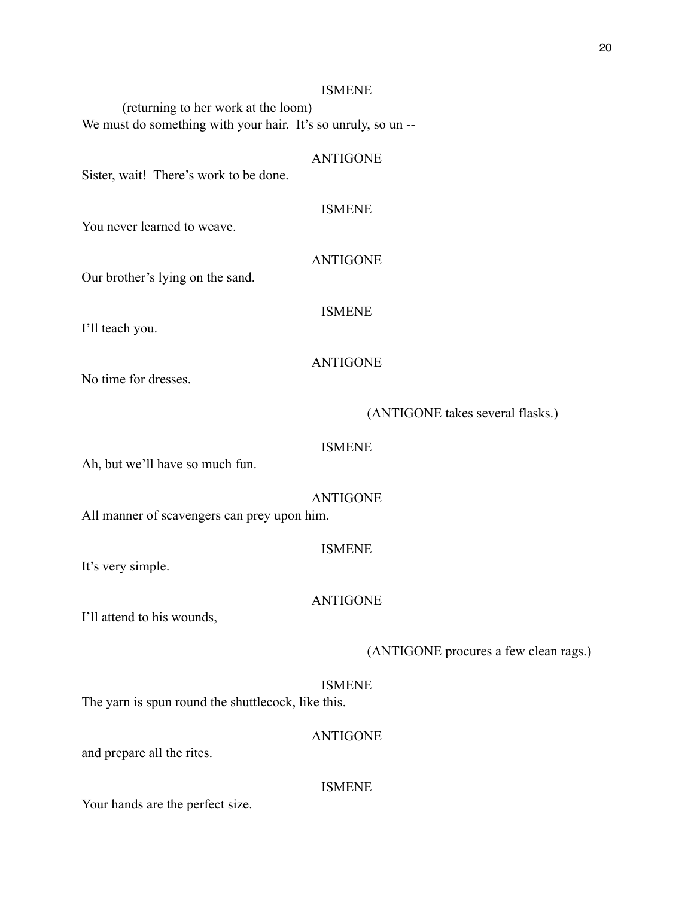ISMENE

(returning to her work at the loom)

We must do something with your hair.  It's so unruly, so un --

ANTIGONE

Sister, wait!  There's work to be done.

ISMENE

You never learned to weave.

ANTIGONE

Our brother's lying on the sand.

ISMENE

I'll teach you.

ANTIGONE

No time for dresses.

(ANTIGONE takes several flasks.)

ISMENE

Ah, but we'll have so much fun.

ANTIGONE

All manner of scavengers can prey upon him.

ISMENE

It's very simple.

ANTIGONE

I'll attend to his wounds,

(ANTIGONE procures a few clean rags.)

ISMENE

The yarn is spun round the shuttlecock, like this.

ANTIGONE

and prepare all the rites.

ISMENE

Your hands are the perfect size.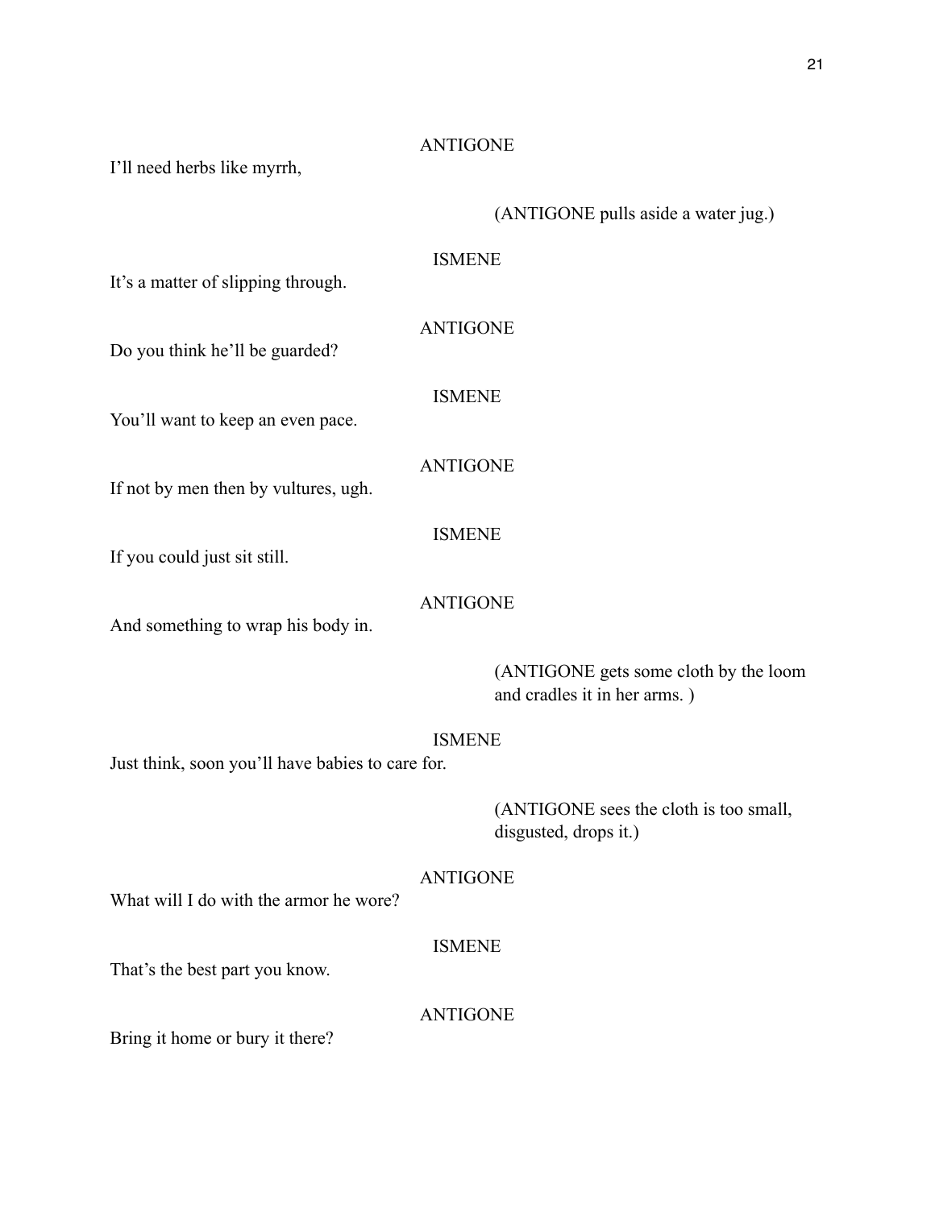ANTIGONE

I'll need herbs like myrrh,

(ANTIGONE pulls aside a water jug.)

ISMENE

It's a matter of slipping through.

ANTIGONE

Do you think he'll be guarded?

ISMENE

You'll want to keep an even pace.

ANTIGONE

If not by men then by vultures, ugh.

ISMENE

If you could just sit still.

ANTIGONE

And something to wrap his body in.

(ANTIGONE gets some cloth by the loom and cradles it in her arms. )

ISMENE

Just think, soon you'll have babies to care for.

(ANTIGONE sees the cloth is too small, disgusted, drops it.)

ANTIGONE

What will I do with the armor he wore?

ISMENE

That's the best part you know.

ANTIGONE

Bring it home or bury it there?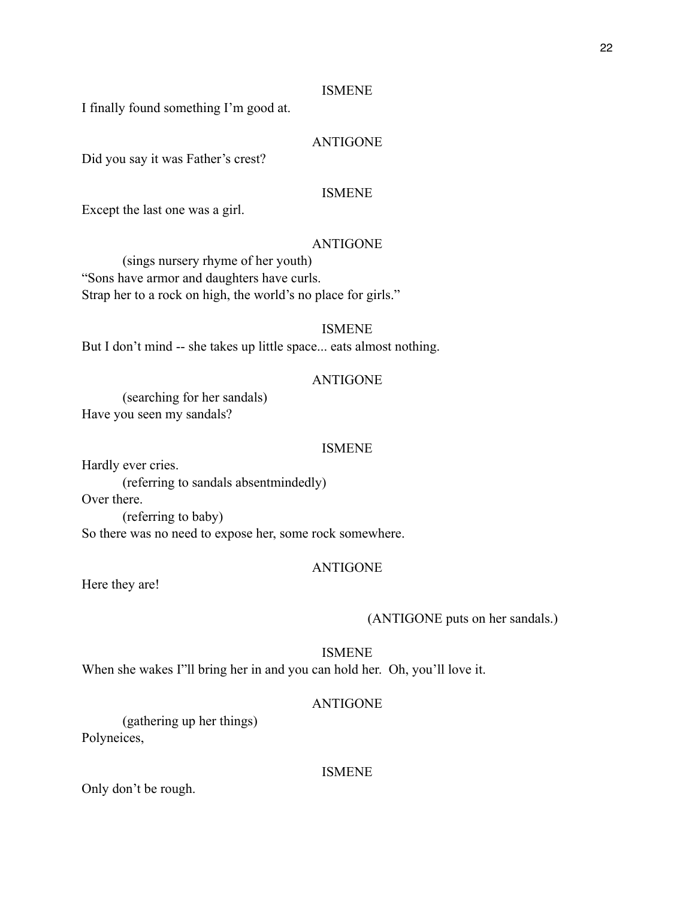ISMENE

I finally found something I'm good at.

ANTIGONE

Did you say it was Father's crest?

ISMENE

Except the last one was a girl.

ANTIGONE

(sings nursery rhyme of her youth)

"Sons have armor and daughters have curls.
Strap her to a rock on high, the world's no place for girls."

ISMENE

But I don't mind -- she takes up little space... eats almost nothing.

ANTIGONE

(searching for her sandals)

Have you seen my sandals?

ISMENE

Hardly ever cries.

(referring to sandals absentmindedly)

Over there.

(referring to baby)

So there was no need to expose her, some rock somewhere.

ANTIGONE

Here they are!

(ANTIGONE puts on her sandals.)

ISMENE

When she wakes I"ll bring her in and you can hold her. Oh, you'll love it.

ANTIGONE

(gathering up her things)

Polyneices,

ISMENE

Only don't be rough.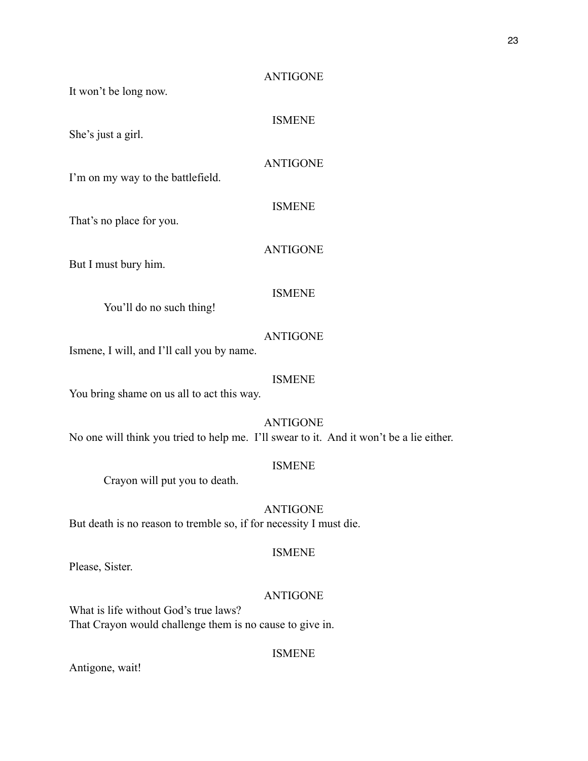ANTIGONE

It won't be long now.

ISMENE

She's just a girl.

ANTIGONE

I'm on my way to the battlefield.

ISMENE

That's no place for you.

ANTIGONE

But I must bury him.

ISMENE

You'll do no such thing!

ANTIGONE

Ismene, I will, and I'll call you by name.

ISMENE

You bring shame on us all to act this way.

ANTIGONE

No one will think you tried to help me. I'll swear to it. And it won't be a lie either.

ISMENE

Crayon will put you to death.

ANTIGONE

But death is no reason to tremble so, if for necessity I must die.

ISMENE

Please, Sister.

ANTIGONE

What is life without God's true laws?
That Crayon would challenge them is no cause to give in.

ISMENE

Antigone, wait!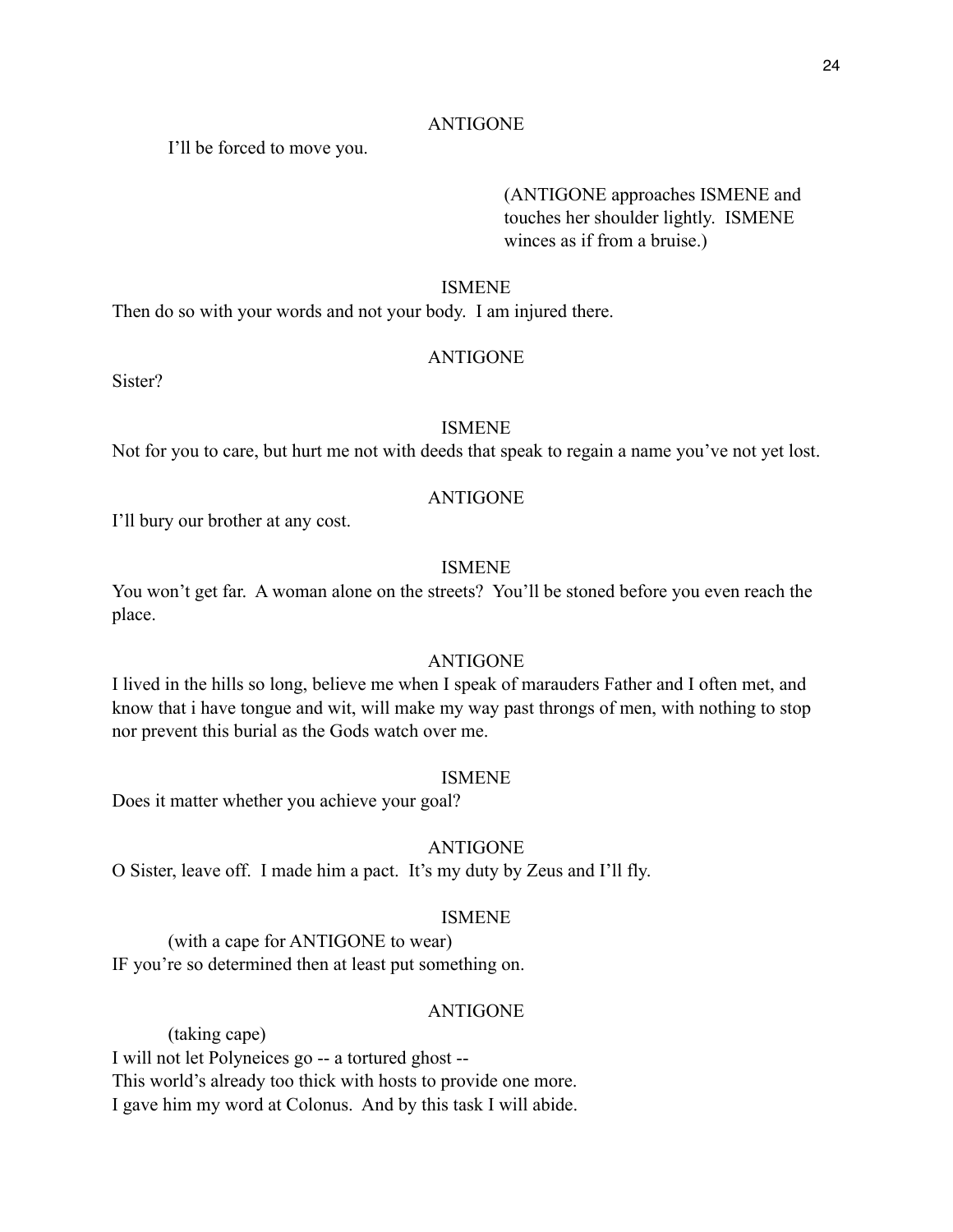ANTIGONE

I'll be forced to move you.

(ANTIGONE approaches ISMENE and touches her shoulder lightly. ISMENE winces as if from a bruise.)

ISMENE

Then do so with your words and not your body. I am injured there.

ANTIGONE

Sister?

ISMENE

Not for you to care, but hurt me not with deeds that speak to regain a name you've not yet lost.

ANTIGONE

I'll bury our brother at any cost.

ISMENE

You won't get far. A woman alone on the streets? You'll be stoned before you even reach the place.

ANTIGONE

I lived in the hills so long, believe me when I speak of marauders Father and I often met, and know that i have tongue and wit, will make my way past throngs of men, with nothing to stop nor prevent this burial as the Gods watch over me.

ISMENE

Does it matter whether you achieve your goal?

ANTIGONE

O Sister, leave off. I made him a pact. It's my duty by Zeus and I'll fly.

ISMENE

(with a cape for ANTIGONE to wear)

IF you're so determined then at least put something on.

ANTIGONE

(taking cape)

I will not let Polyneices go -- a tortured ghost --
This world's already too thick with hosts to provide one more.
I gave him my word at Colonus. And by this task I will abide.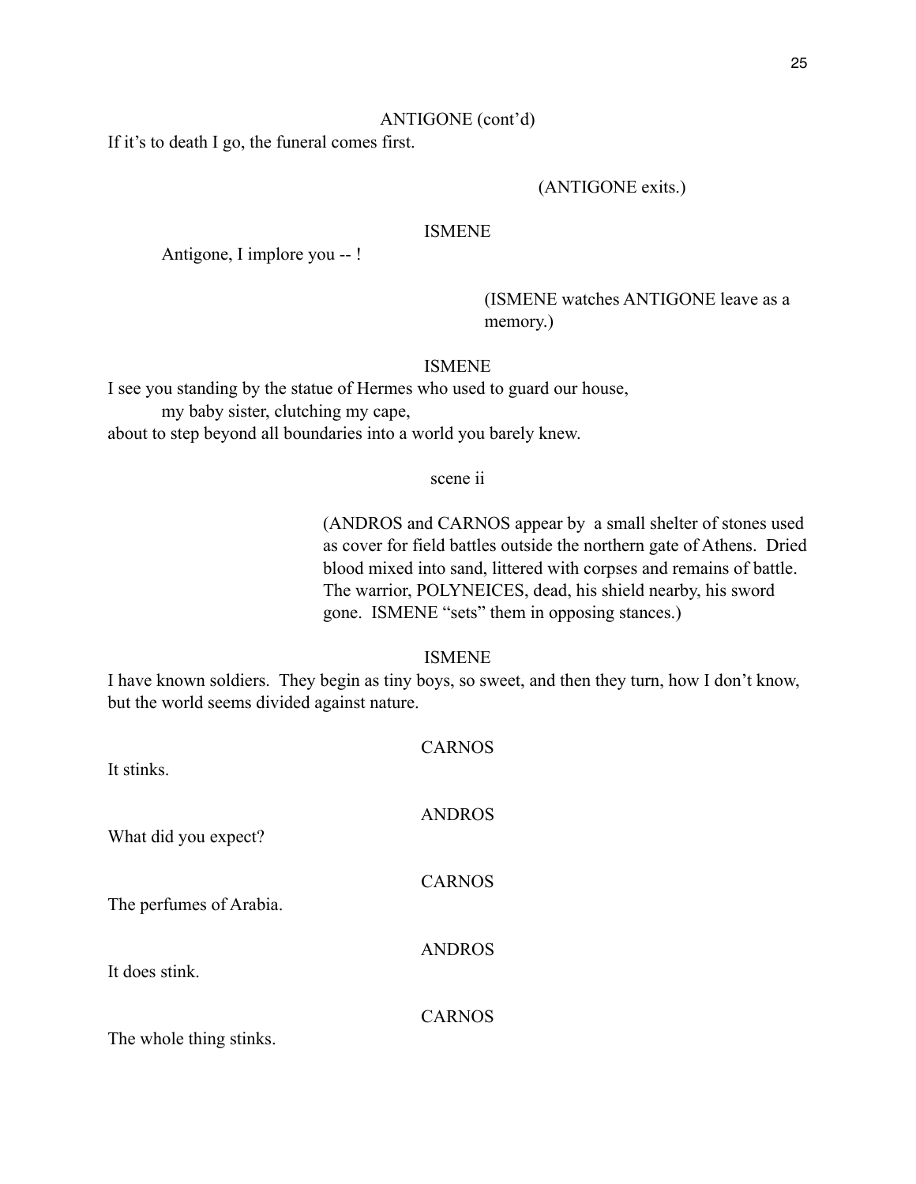ANTIGONE (cont'd)

If it's to death I go, the funeral comes first.

(ANTIGONE exits.)

ISMENE

Antigone, I implore you -- !

(ISMENE watches ANTIGONE leave as a memory.)

ISMENE

I see you standing by the statue of Hermes who used to guard our house,
my baby sister, clutching my cape,
about to step beyond all boundaries into a world you barely knew.

scene ii

(ANDROS and CARNOS appear by a small shelter of stones used as cover for field battles outside the northern gate of Athens. Dried blood mixed into sand, littered with corpses and remains of battle. The warrior, POLYNEICES, dead, his shield nearby, his sword gone. ISMENE "sets" them in opposing stances.)

ISMENE

I have known soldiers. They begin as tiny boys, so sweet, and then they turn, how I don't know, but the world seems divided against nature.

CARNOS

It stinks.

ANDROS

What did you expect?

CARNOS

The perfumes of Arabia.

ANDROS

It does stink.

CARNOS

The whole thing stinks.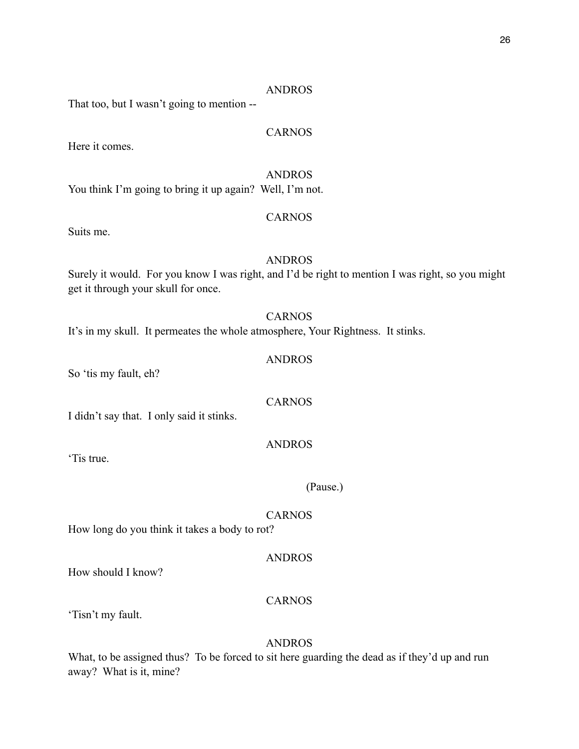ANDROS

That too, but I wasn't going to mention --

CARNOS

Here it comes.

ANDROS

You think I'm going to bring it up again? Well, I'm not.

CARNOS

Suits me.

ANDROS

Surely it would. For you know I was right, and I'd be right to mention I was right, so you might get it through your skull for once.

CARNOS

It's in my skull. It permeates the whole atmosphere, Your Rightness. It stinks.

ANDROS

So 'tis my fault, eh?

CARNOS

I didn't say that. I only said it stinks.

ANDROS

'Tis true.

(Pause.)

CARNOS

How long do you think it takes a body to rot?

ANDROS

How should I know?

CARNOS

'Tisn't my fault.

ANDROS

What, to be assigned thus? To be forced to sit here guarding the dead as if they'd up and run away? What is it, mine?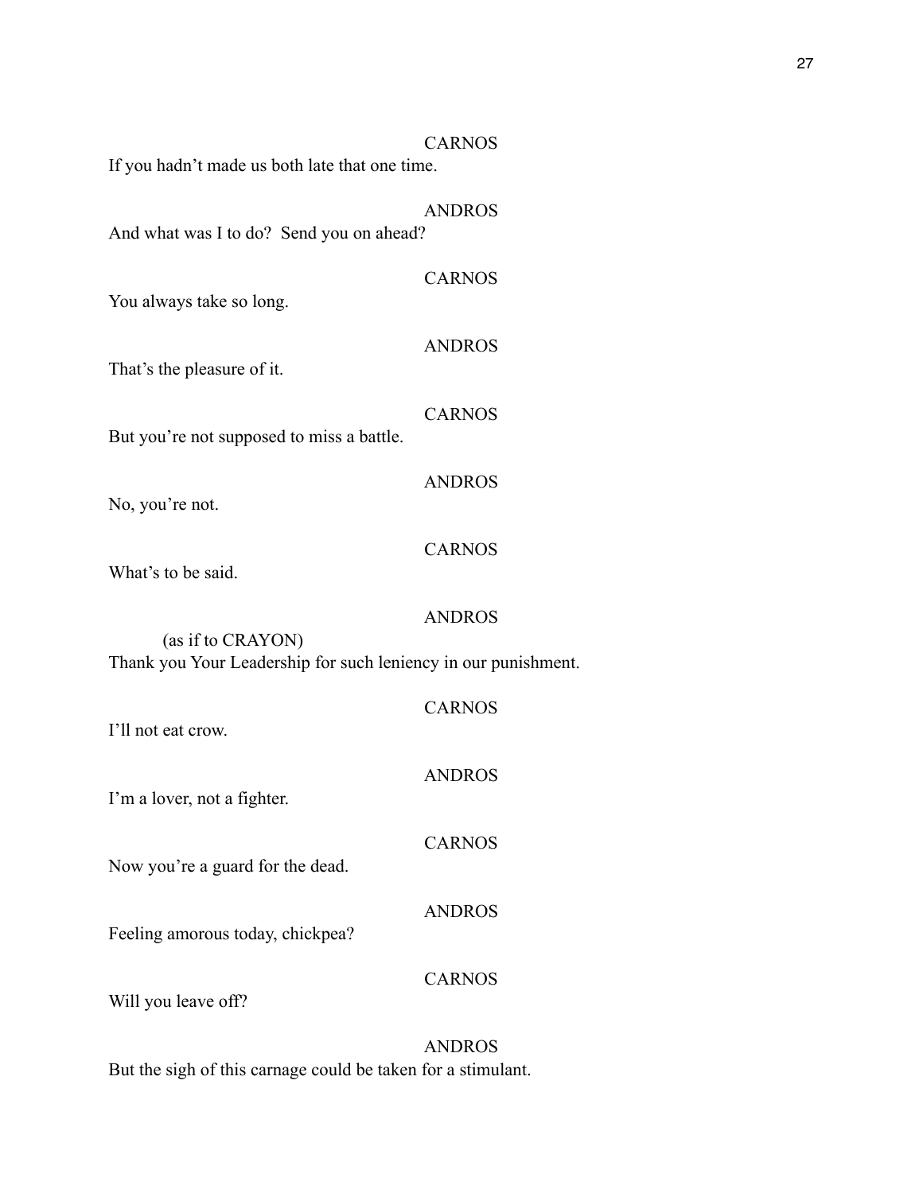CARNOS

If you hadn't made us both late that one time.

ANDROS

And what was I to do?  Send you on ahead?

CARNOS

You always take so long.

ANDROS

That's the pleasure of it.

CARNOS

But you're not supposed to miss a battle.

ANDROS

No, you're not.

CARNOS

What's to be said.

ANDROS

(as if to CRAYON)

Thank you Your Leadership for such leniency in our punishment.

CARNOS

I'll not eat crow.

ANDROS

I'm a lover, not a fighter.

CARNOS

Now you're a guard for the dead.

ANDROS

Feeling amorous today, chickpea?

CARNOS

Will you leave off?

ANDROS

But the sigh of this carnage could be taken for a stimulant.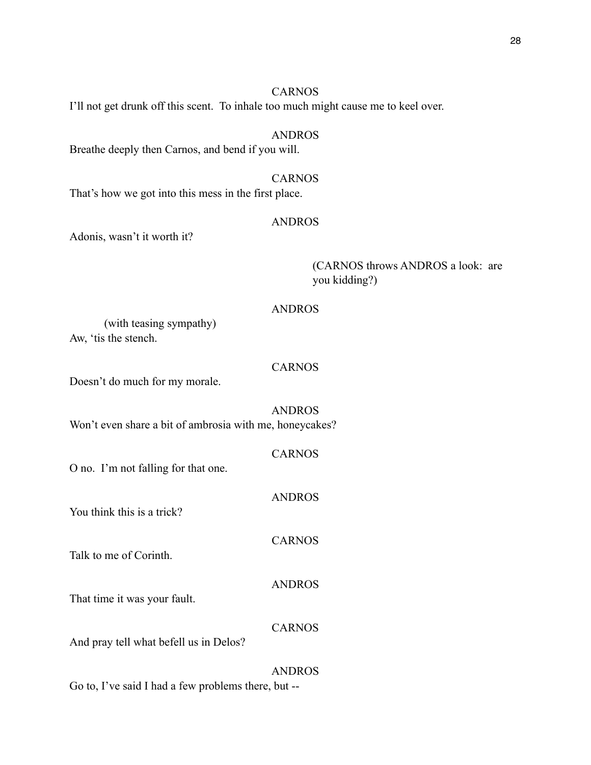CARNOS

I'll not get drunk off this scent. To inhale too much might cause me to keel over.

ANDROS

Breathe deeply then Carnos, and bend if you will.

CARNOS

That's how we got into this mess in the first place.

ANDROS

Adonis, wasn't it worth it?

(CARNOS throws ANDROS a look: are you kidding?)

ANDROS

(with teasing sympathy)

Aw, 'tis the stench.

CARNOS

Doesn't do much for my morale.

ANDROS

Won't even share a bit of ambrosia with me, honeycakes?

CARNOS

O no. I'm not falling for that one.

ANDROS

You think this is a trick?

CARNOS

Talk to me of Corinth.

ANDROS

That time it was your fault.

CARNOS

And pray tell what befell us in Delos?

ANDROS

Go to, I've said I had a few problems there, but --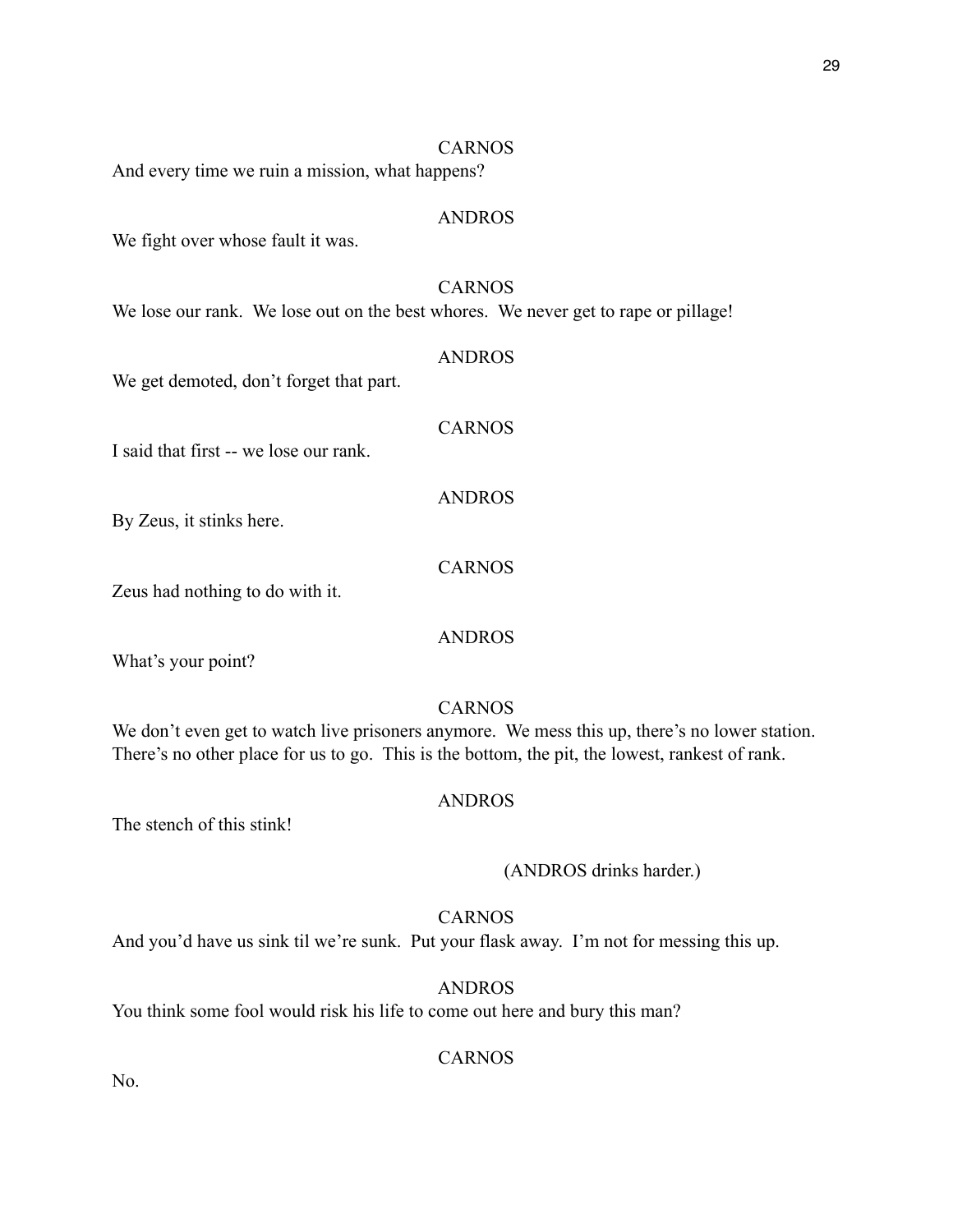CARNOS

And every time we ruin a mission, what happens?

ANDROS

We fight over whose fault it was.

CARNOS

We lose our rank. We lose out on the best whores. We never get to rape or pillage!

ANDROS

We get demoted, don't forget that part.

CARNOS

I said that first -- we lose our rank.

ANDROS

By Zeus, it stinks here.

CARNOS

Zeus had nothing to do with it.

ANDROS

What's your point?

CARNOS

We don't even get to watch live prisoners anymore. We mess this up, there's no lower station. There's no other place for us to go. This is the bottom, the pit, the lowest, rankest of rank.

ANDROS

The stench of this stink!

(ANDROS drinks harder.)

CARNOS

And you'd have us sink til we're sunk. Put your flask away. I'm not for messing this up.

ANDROS

You think some fool would risk his life to come out here and bury this man?

CARNOS

No.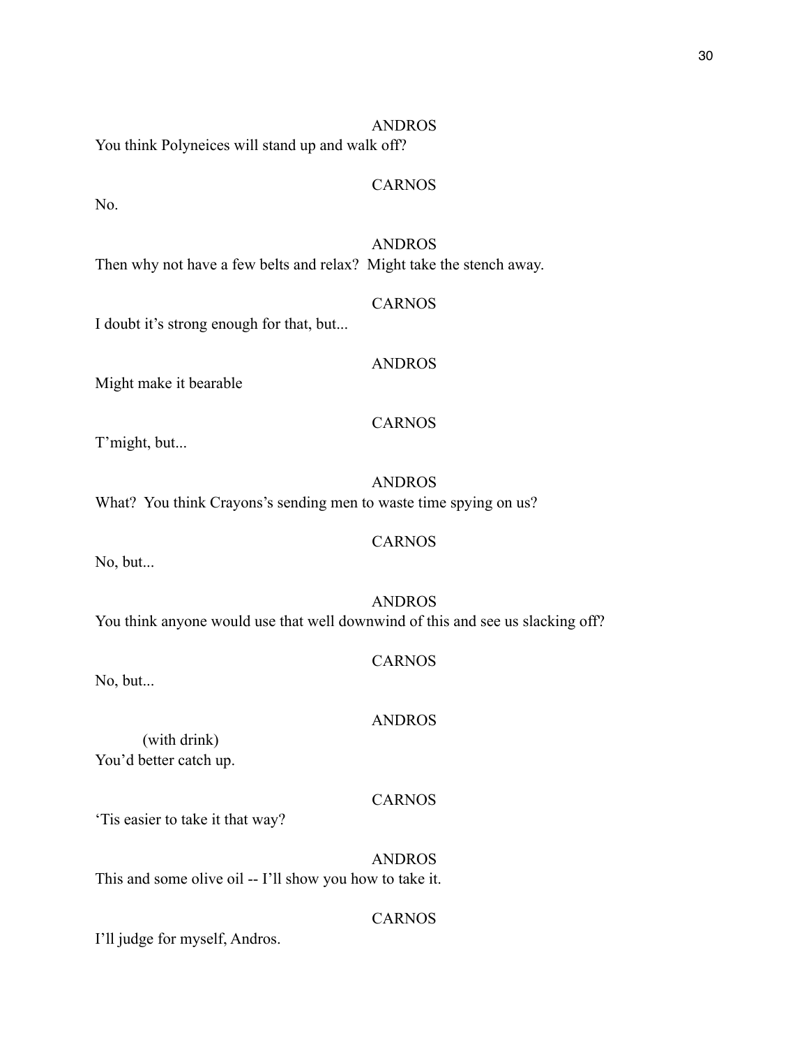ANDROS

You think Polyneices will stand up and walk off?

CARNOS

No.

ANDROS

Then why not have a few belts and relax?  Might take the stench away.

CARNOS

I doubt it's strong enough for that, but...

ANDROS

Might make it bearable

CARNOS

T'might, but...

ANDROS

What?  You think Crayons's sending men to waste time spying on us?

CARNOS

No, but...

ANDROS

You think anyone would use that well downwind of this and see us slacking off?

CARNOS

No, but...

ANDROS

(with drink)

You'd better catch up.

CARNOS

'Tis easier to take it that way?

ANDROS

This and some olive oil -- I'll show you how to take it.

CARNOS

I'll judge for myself, Andros.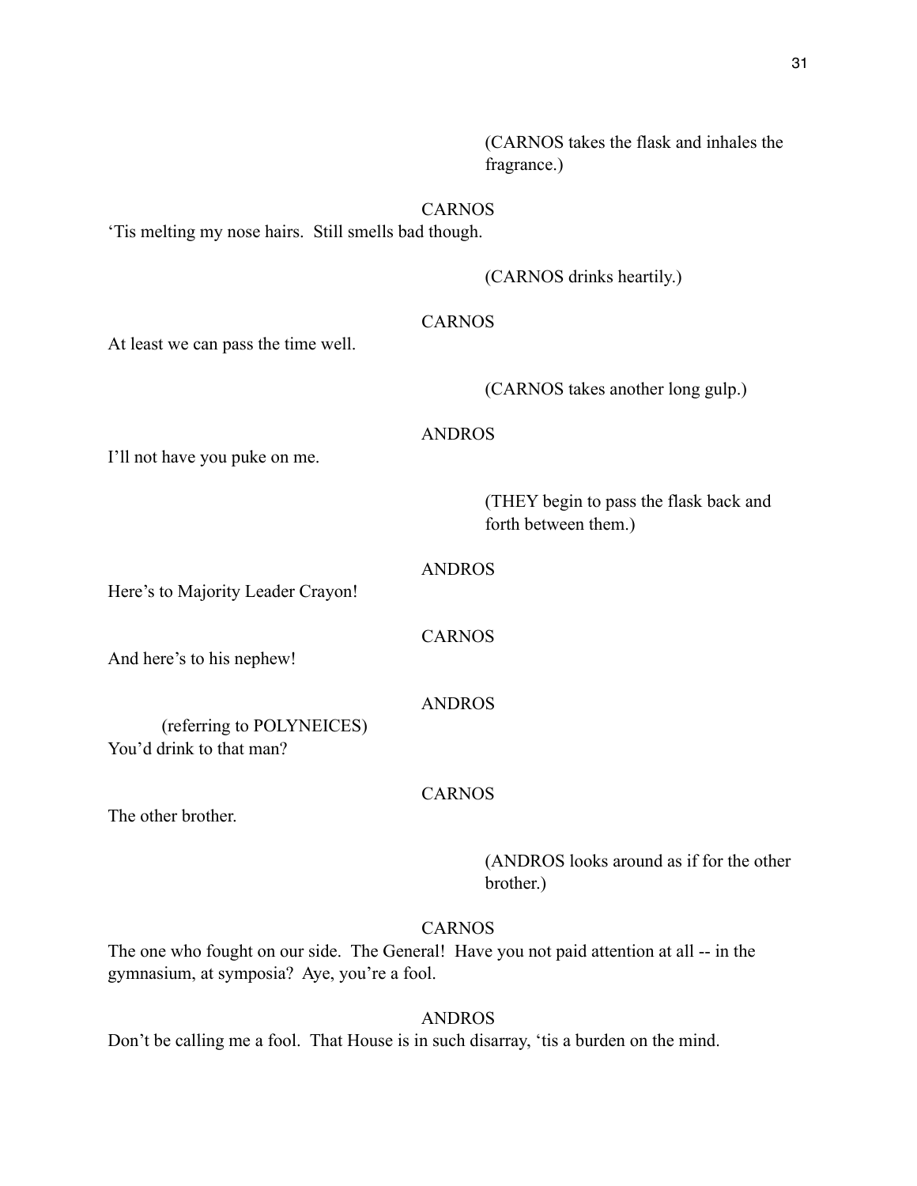(CARNOS takes the flask and inhales the fragrance.)

CARNOS

'Tis melting my nose hairs. Still smells bad though.

(CARNOS drinks heartily.)

CARNOS

At least we can pass the time well.

(CARNOS takes another long gulp.)

ANDROS

I'll not have you puke on me.

(THEY begin to pass the flask back and forth between them.)

ANDROS

Here's to Majority Leader Crayon!

CARNOS

And here's to his nephew!

ANDROS

(referring to POLYNEICES)
You'd drink to that man?

CARNOS

The other brother.

(ANDROS looks around as if for the other brother.)

CARNOS

The one who fought on our side. The General! Have you not paid attention at all -- in the gymnasium, at symposia? Aye, you're a fool.

ANDROS

Don't be calling me a fool. That House is in such disarray, 'tis a burden on the mind.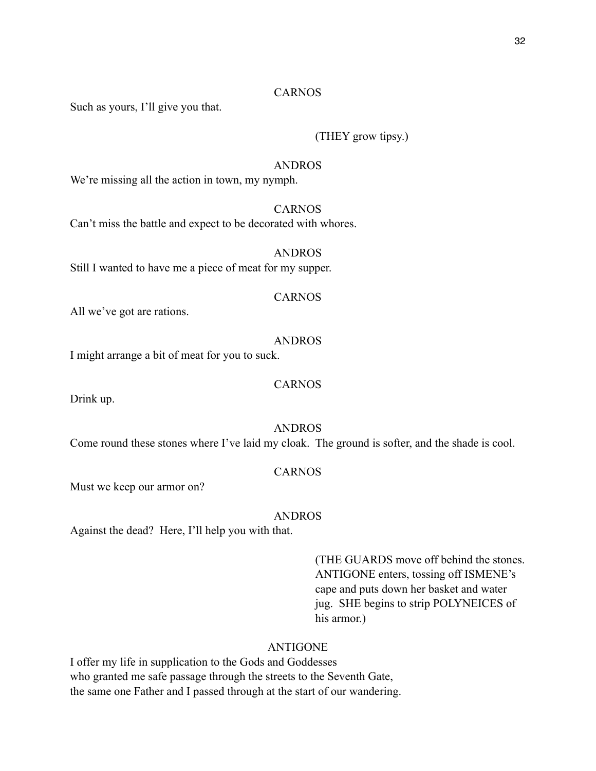CARNOS

Such as yours, I'll give you that.

(THEY grow tipsy.)

ANDROS

We're missing all the action in town, my nymph.

CARNOS

Can't miss the battle and expect to be decorated with whores.

ANDROS

Still I wanted to have me a piece of meat for my supper.

CARNOS

All we've got are rations.

ANDROS

I might arrange a bit of meat for you to suck.

CARNOS

Drink up.

ANDROS

Come round these stones where I've laid my cloak. The ground is softer, and the shade is cool.

CARNOS

Must we keep our armor on?

ANDROS

Against the dead? Here, I'll help you with that.

(THE GUARDS move off behind the stones. ANTIGONE enters, tossing off ISMENE's cape and puts down her basket and water jug. SHE begins to strip POLYNEICES of his armor.)

ANTIGONE

I offer my life in supplication to the Gods and Goddesses
who granted me safe passage through the streets to the Seventh Gate,
the same one Father and I passed through at the start of our wandering.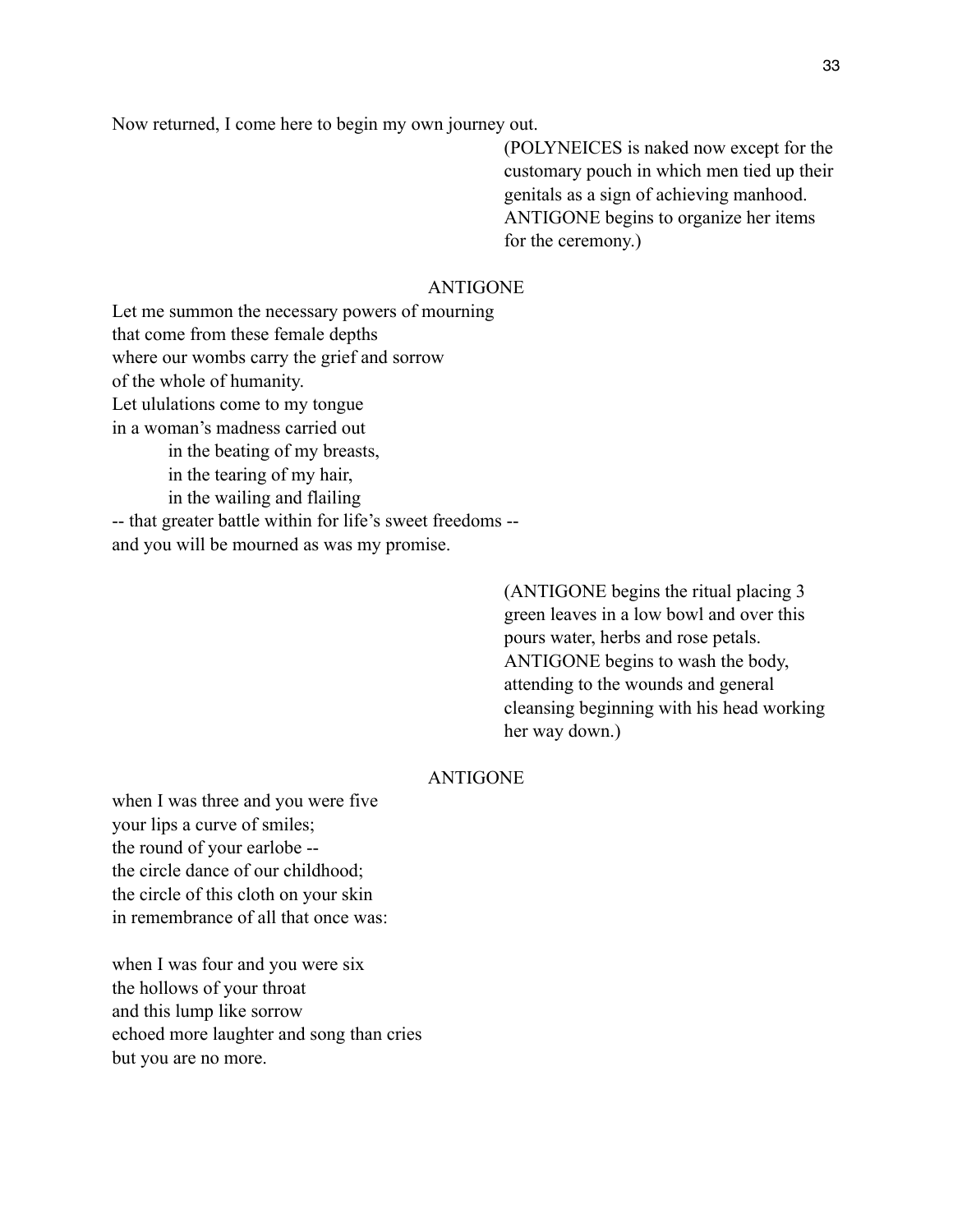Now returned, I come here to begin my own journey out.

(POLYNEICES is naked now except for the customary pouch in which men tied up their genitals as a sign of achieving manhood. ANTIGONE begins to organize her items for the ceremony.)

ANTIGONE

Let me summon the necessary powers of mourning  
that come from these female depths  
where our wombs carry the grief and sorrow  
of the whole of humanity.  
Let ululations come to my tongue  
in a woman's madness carried out  
&nbsp;&nbsp;&nbsp;&nbsp;&nbsp;&nbsp;&nbsp;&nbsp;in the beating of my breasts,  
&nbsp;&nbsp;&nbsp;&nbsp;&nbsp;&nbsp;&nbsp;&nbsp;in the tearing of my hair,  
&nbsp;&nbsp;&nbsp;&nbsp;&nbsp;&nbsp;&nbsp;&nbsp;in the wailing and flailing  
-- that greater battle within for life's sweet freedoms --  
and you will be mourned as was my promise.

(ANTIGONE begins the ritual placing 3 green leaves in a low bowl and over this pours water, herbs and rose petals. ANTIGONE begins to wash the body, attending to the wounds and general cleansing beginning with his head working her way down.)

ANTIGONE

when I was three and you were five  
your lips a curve of smiles;  
the round of your earlobe --  
the circle dance of our childhood;  
the circle of this cloth on your skin  
in remembrance of all that once was:

when I was four and you were six  
the hollows of your throat  
and this lump like sorrow  
echoed more laughter and song than cries  
but you are no more.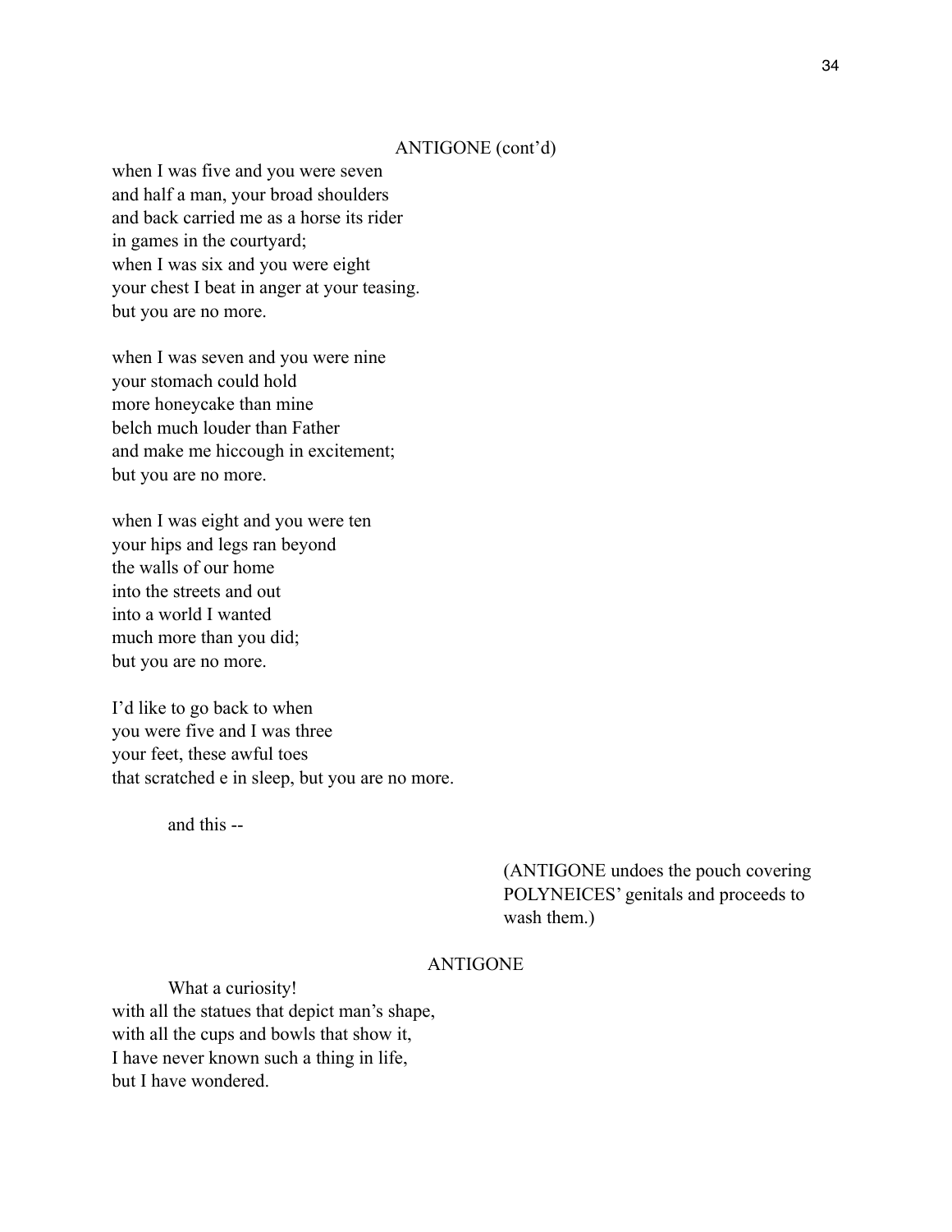ANTIGONE (cont'd)

when I was five and you were seven  
and half a man, your broad shoulders  
and back carried me as a horse its rider  
in games in the courtyard;  
when I was six and you were eight  
your chest I beat in anger at your teasing.  
but you are no more.

when I was seven and you were nine  
your stomach could hold  
more honeycake than mine  
belch much louder than Father  
and make me hiccough in excitement;  
but you are no more.

when I was eight and you were ten  
your hips and legs ran beyond  
the walls of our home  
into the streets and out  
into a world I wanted  
much more than you did;  
but you are no more.

I'd like to go back to when  
you were five and I was three  
your feet, these awful toes  
that scratched e in sleep, but you are no more.

and this --

(ANTIGONE undoes the pouch covering POLYNEICES' genitals and proceeds to wash them.)

ANTIGONE

What a curiosity!  
with all the statues that depict man's shape,  
with all the cups and bowls that show it,  
I have never known such a thing in life,  
but I have wondered.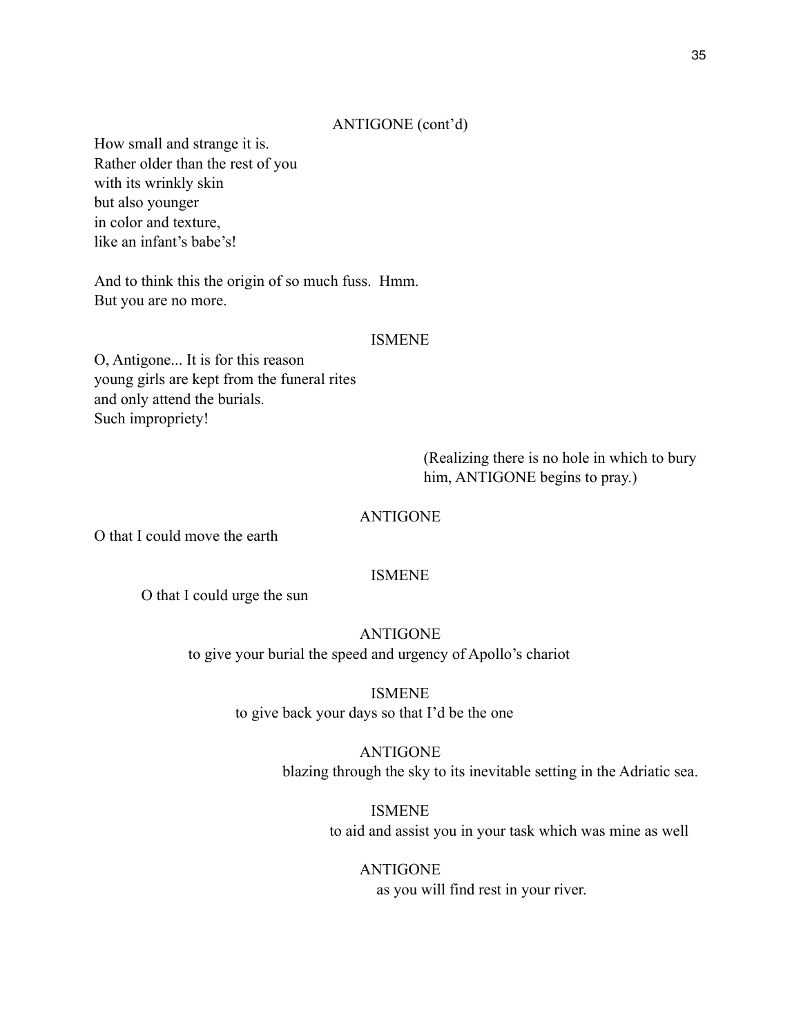ANTIGONE (cont'd)

How small and strange it is.  
Rather older than the rest of you  
with its wrinkly skin  
but also younger  
in color and texture,  
like an infant's babe's!

And to think this the origin of so much fuss. Hmm.  
But you are no more.

ISMENE

O, Antigone... It is for this reason  
young girls are kept from the funeral rites  
and only attend the burials.  
Such impropriety!

(Realizing there is no hole in which to bury him, ANTIGONE begins to pray.)

ANTIGONE

O that I could move the earth

ISMENE

O that I could urge the sun

ANTIGONE

to give your burial the speed and urgency of Apollo's chariot

ISMENE

to give back your days so that I'd be the one

ANTIGONE

blazing through the sky to its inevitable setting in the Adriatic sea.

ISMENE

to aid and assist you in your task which was mine as well

ANTIGONE

as you will find rest in your river.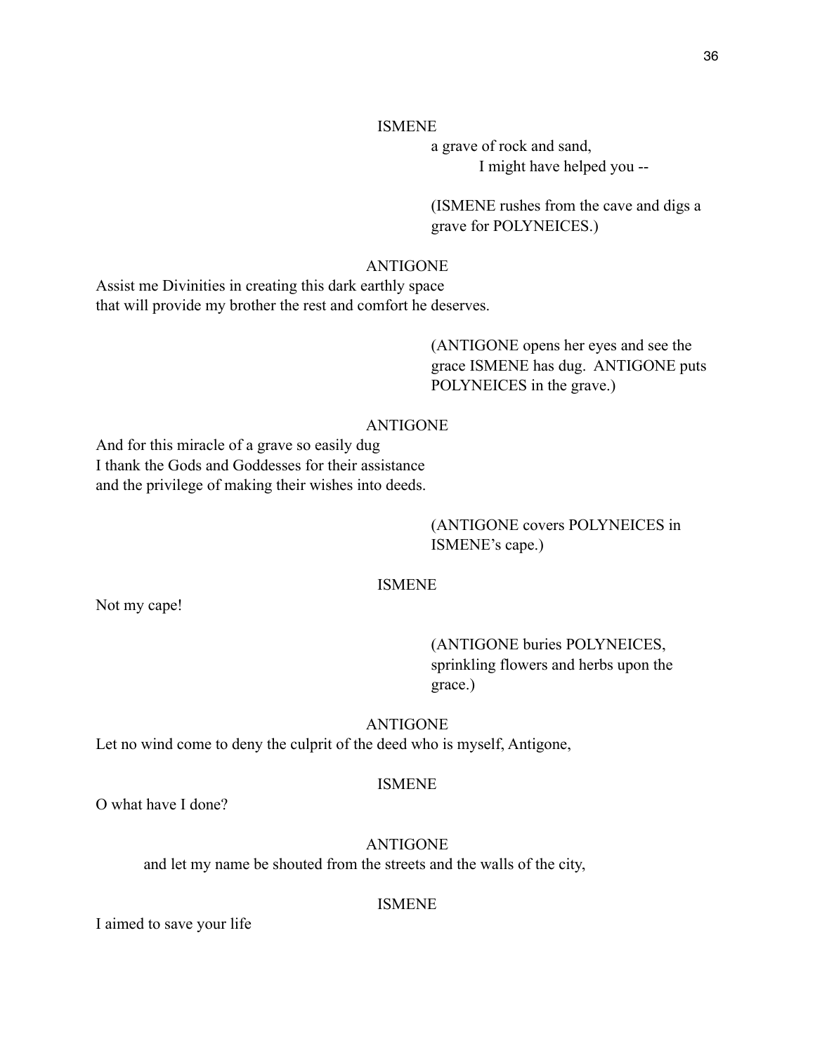ISMENE

a grave of rock and sand,
I might have helped you --

(ISMENE rushes from the cave and digs a grave for POLYNEICES.)

ANTIGONE

Assist me Divinities in creating this dark earthly space
that will provide my brother the rest and comfort he deserves.

(ANTIGONE opens her eyes and see the grace ISMENE has dug. ANTIGONE puts POLYNEICES in the grave.)

ANTIGONE

And for this miracle of a grave so easily dug
I thank the Gods and Goddesses for their assistance
and the privilege of making their wishes into deeds.

(ANTIGONE covers POLYNEICES in ISMENE's cape.)

ISMENE

Not my cape!

(ANTIGONE buries POLYNEICES, sprinkling flowers and herbs upon the grace.)

ANTIGONE

Let no wind come to deny the culprit of the deed who is myself, Antigone,

ISMENE

O what have I done?

ANTIGONE

and let my name be shouted from the streets and the walls of the city,

ISMENE

I aimed to save your life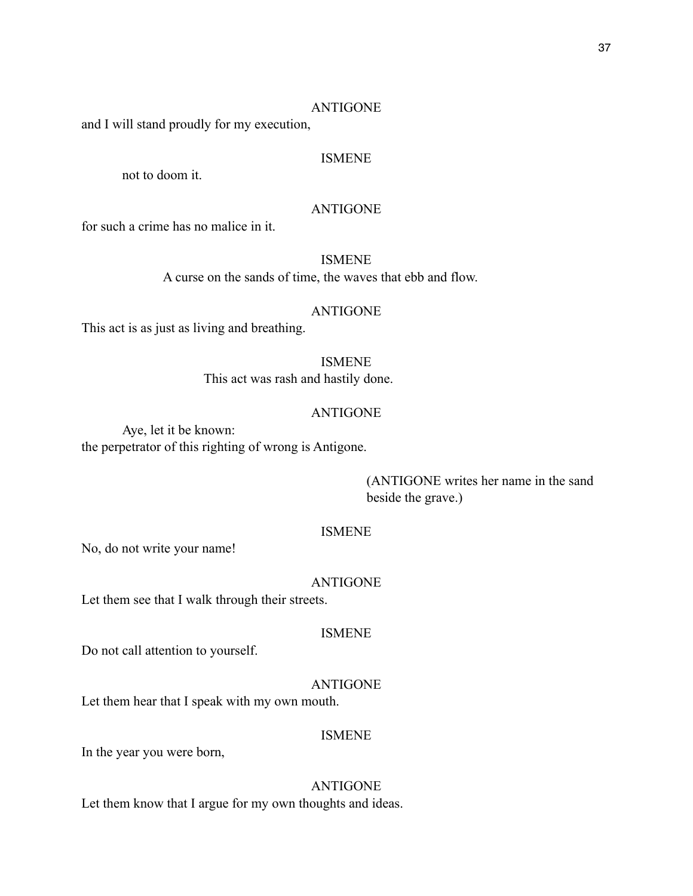ANTIGONE

and I will stand proudly for my execution,

ISMENE

not to doom it.

ANTIGONE

for such a crime has no malice in it.

ISMENE

A curse on the sands of time, the waves that ebb and flow.

ANTIGONE

This act is as just as living and breathing.

ISMENE

This act was rash and hastily done.

ANTIGONE

Aye, let it be known:
the perpetrator of this righting of wrong is Antigone.

(ANTIGONE writes her name in the sand beside the grave.)

ISMENE

No, do not write your name!

ANTIGONE

Let them see that I walk through their streets.

ISMENE

Do not call attention to yourself.

ANTIGONE

Let them hear that I speak with my own mouth.

ISMENE

In the year you were born,

ANTIGONE

Let them know that I argue for my own thoughts and ideas.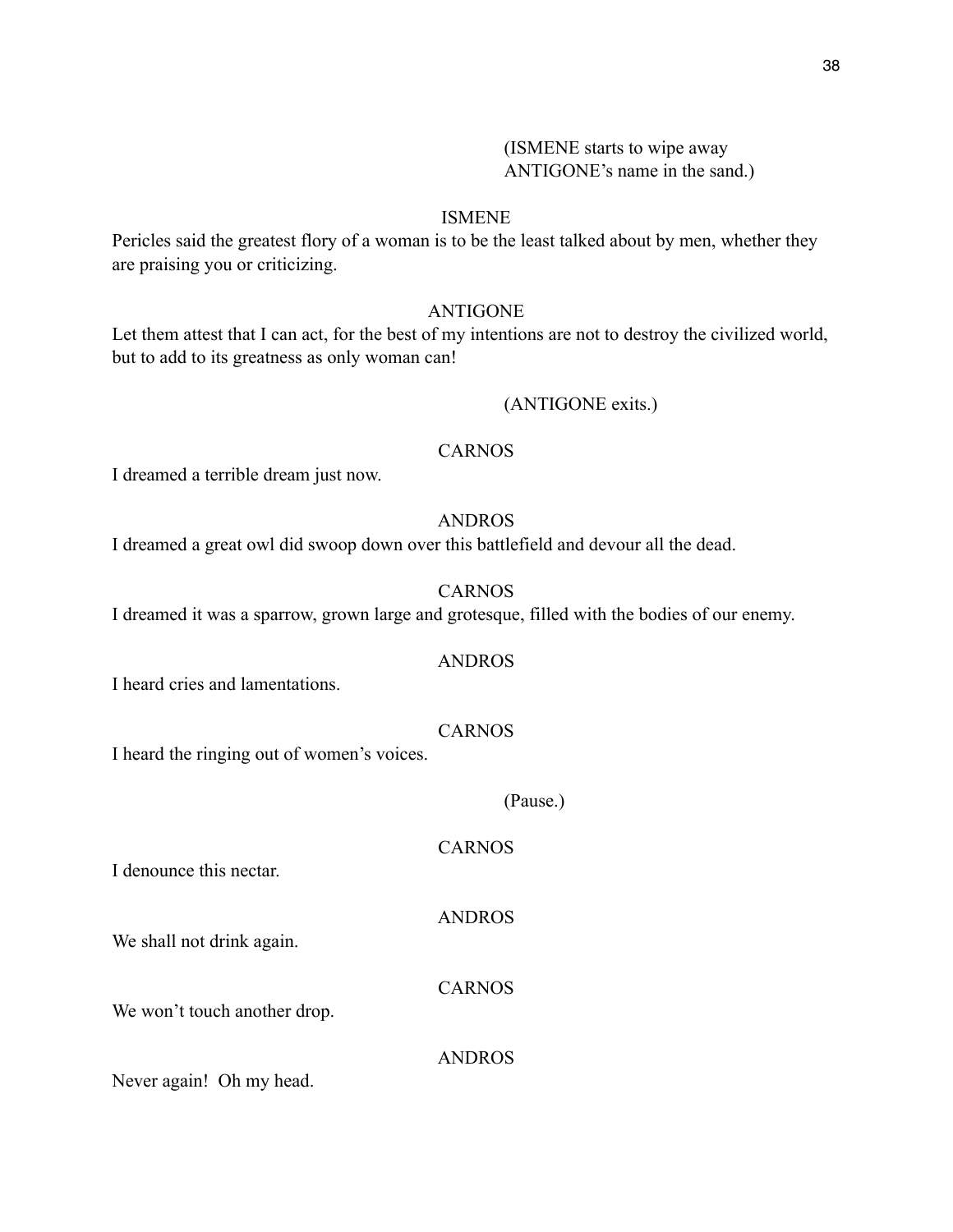(ISMENE starts to wipe away ANTIGONE's name in the sand.)

ISMENE

Pericles said the greatest flory of a woman is to be the least talked about by men, whether they are praising you or criticizing.

ANTIGONE

Let them attest that I can act, for the best of my intentions are not to destroy the civilized world, but to add to its greatness as only woman can!

(ANTIGONE exits.)

CARNOS

I dreamed a terrible dream just now.

ANDROS

I dreamed a great owl did swoop down over this battlefield and devour all the dead.

CARNOS

I dreamed it was a sparrow, grown large and grotesque, filled with the bodies of our enemy.

ANDROS

I heard cries and lamentations.

CARNOS

I heard the ringing out of women's voices.

(Pause.)

CARNOS

I denounce this nectar.

ANDROS

We shall not drink again.

CARNOS

We won't touch another drop.

ANDROS

Never again! Oh my head.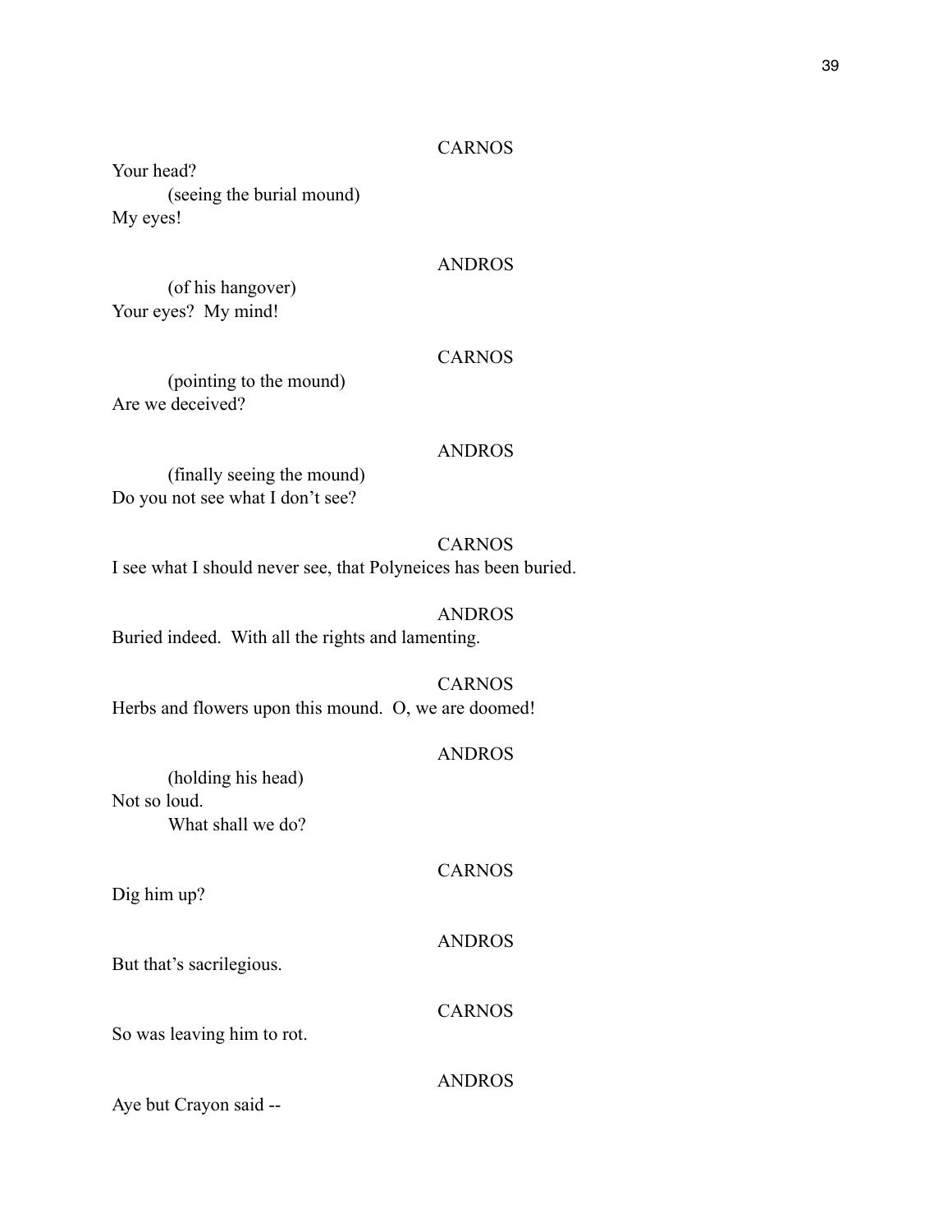CARNOS

Your head?

(seeing the burial mound)

My eyes!

ANDROS

(of his hangover)

Your eyes?  My mind!

CARNOS

(pointing to the mound)

Are we deceived?

ANDROS

(finally seeing the mound)

Do you not see what I don't see?

CARNOS

I see what I should never see, that Polyneices has been buried.

ANDROS

Buried indeed.  With all the rights and lamenting.

CARNOS

Herbs and flowers upon this mound.  O, we are doomed!

ANDROS

(holding his head)

Not so loud.

What shall we do?

CARNOS

Dig him up?

ANDROS

But that's sacrilegious.

CARNOS

So was leaving him to rot.

ANDROS

Aye but Crayon said --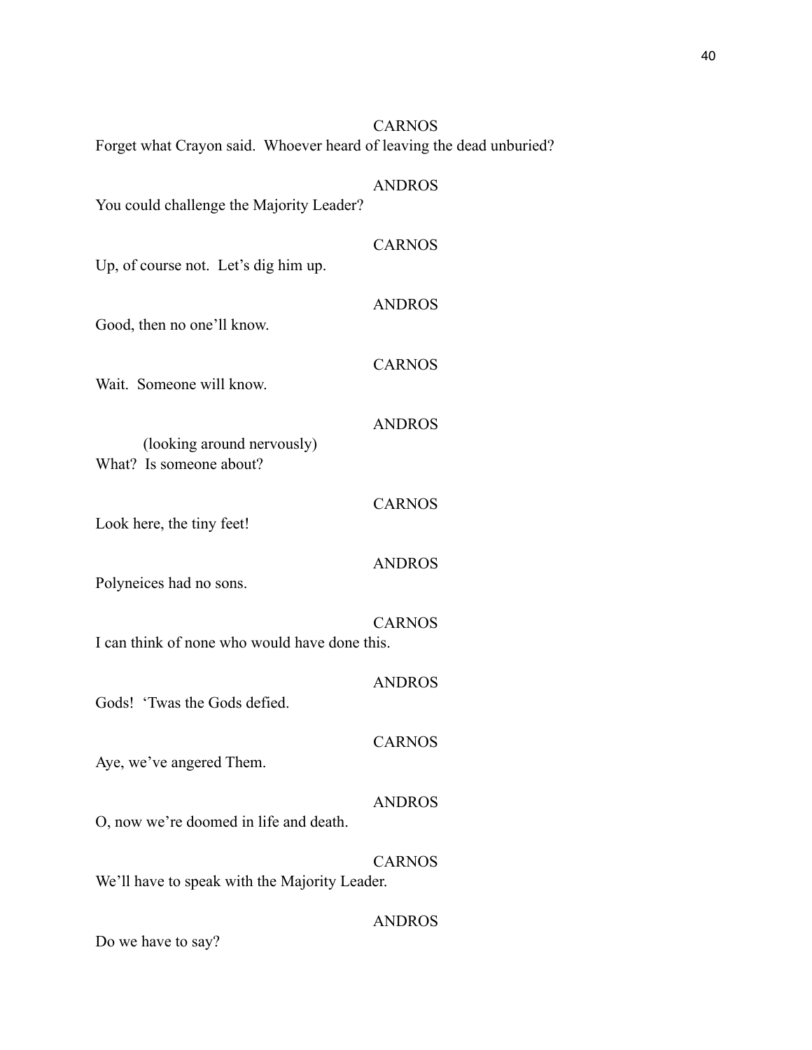CARNOS

Forget what Crayon said. Whoever heard of leaving the dead unburied?

ANDROS

You could challenge the Majority Leader?

CARNOS

Up, of course not. Let's dig him up.

ANDROS

Good, then no one'll know.

CARNOS

Wait. Someone will know.

ANDROS

(looking around nervously)

What? Is someone about?

CARNOS

Look here, the tiny feet!

ANDROS

Polyneices had no sons.

CARNOS

I can think of none who would have done this.

ANDROS

Gods! 'Twas the Gods defied.

CARNOS

Aye, we've angered Them.

ANDROS

O, now we're doomed in life and death.

CARNOS

We'll have to speak with the Majority Leader.

ANDROS

Do we have to say?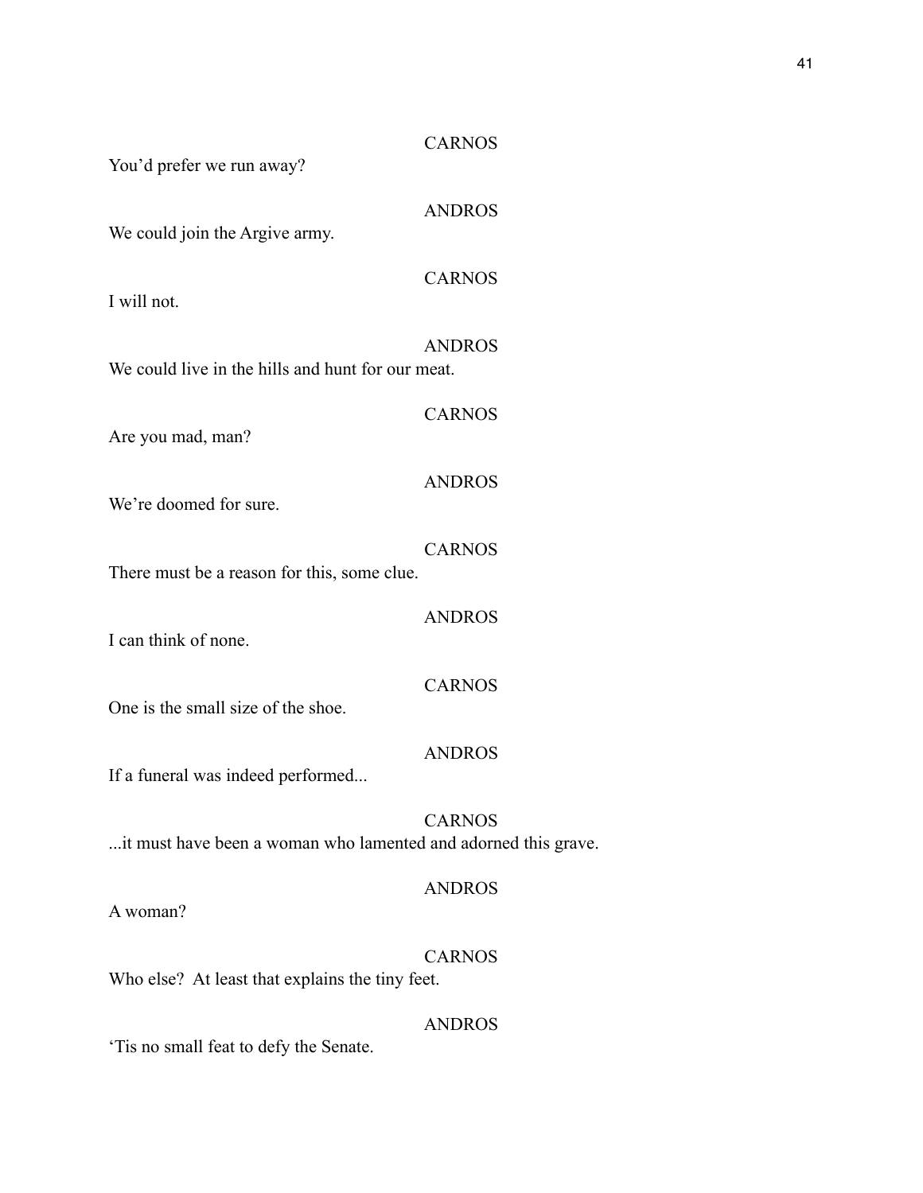CARNOS

You'd prefer we run away?

ANDROS

We could join the Argive army.

CARNOS

I will not.

ANDROS

We could live in the hills and hunt for our meat.

CARNOS

Are you mad, man?

ANDROS

We're doomed for sure.

CARNOS

There must be a reason for this, some clue.

ANDROS

I can think of none.

CARNOS

One is the small size of the shoe.

ANDROS

If a funeral was indeed performed...

CARNOS

...it must have been a woman who lamented and adorned this grave.

ANDROS

A woman?

CARNOS

Who else? At least that explains the tiny feet.

ANDROS

'Tis no small feat to defy the Senate.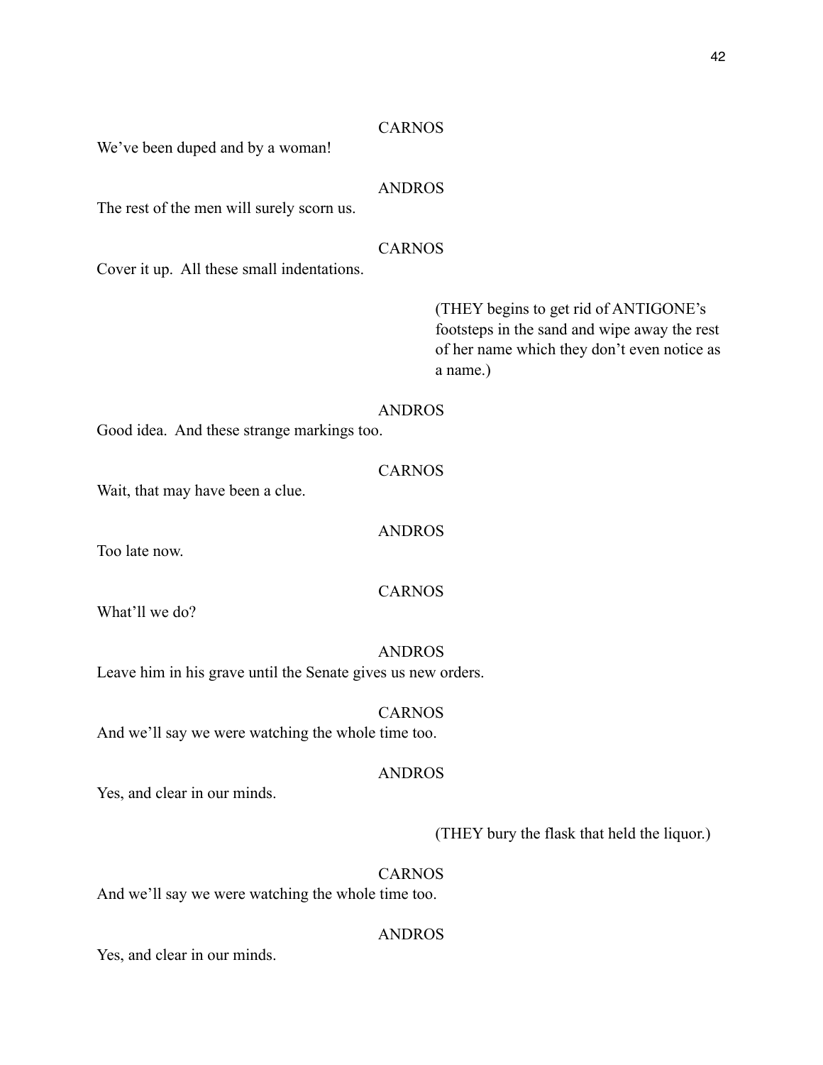CARNOS

We've been duped and by a woman!

ANDROS

The rest of the men will surely scorn us.

CARNOS

Cover it up. All these small indentations.

(THEY begins to get rid of ANTIGONE's footsteps in the sand and wipe away the rest of her name which they don't even notice as a name.)

ANDROS

Good idea. And these strange markings too.

CARNOS

Wait, that may have been a clue.

ANDROS

Too late now.

CARNOS

What'll we do?

ANDROS

Leave him in his grave until the Senate gives us new orders.

CARNOS

And we'll say we were watching the whole time too.

ANDROS

Yes, and clear in our minds.

(THEY bury the flask that held the liquor.)

CARNOS

And we'll say we were watching the whole time too.

ANDROS

Yes, and clear in our minds.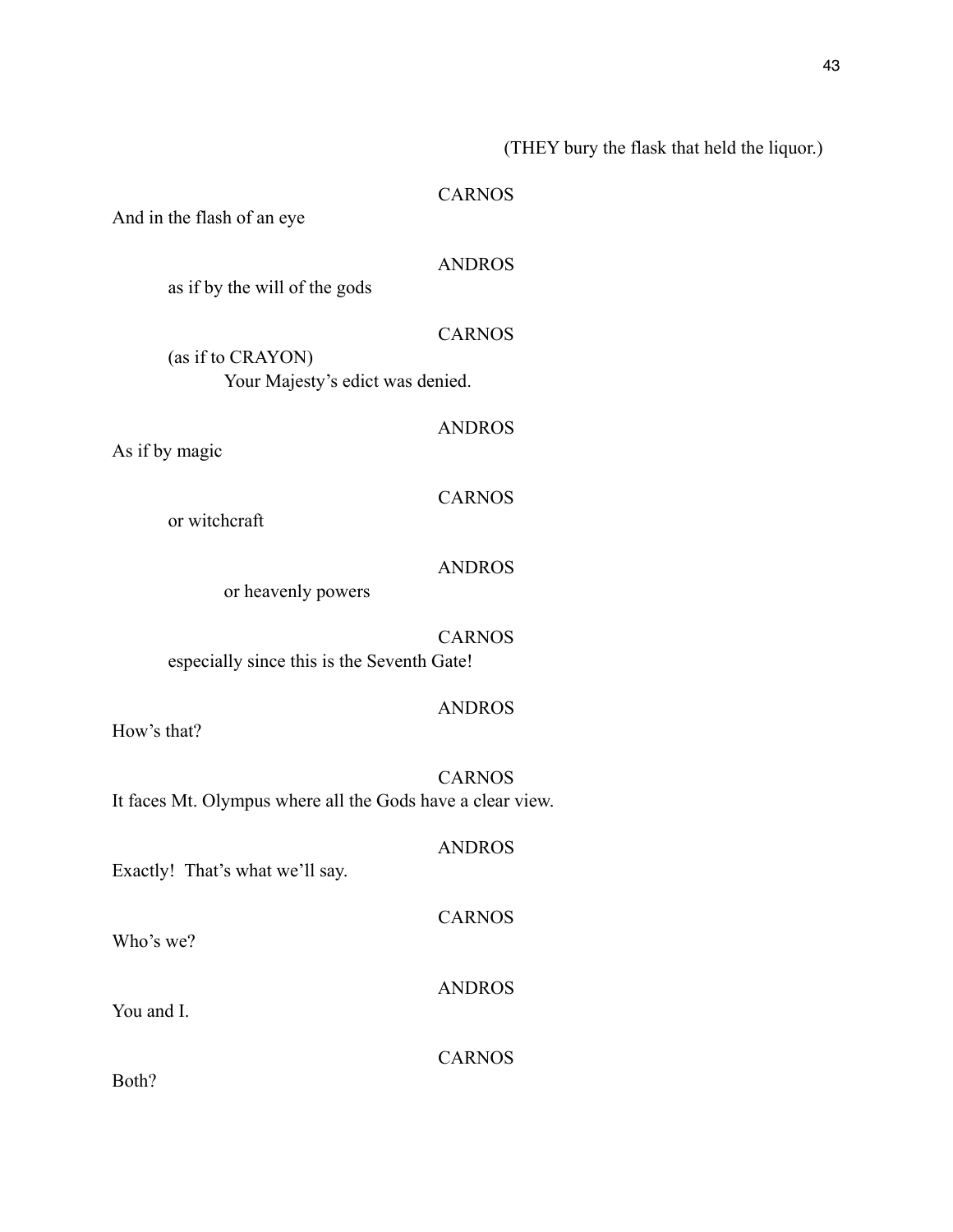(THEY bury the flask that held the liquor.)

CARNOS

And in the flash of an eye

ANDROS

as if by the will of the gods

CARNOS

(as if to CRAYON)

Your Majesty's edict was denied.

ANDROS

As if by magic

CARNOS

or witchcraft

ANDROS

or heavenly powers

CARNOS

especially since this is the Seventh Gate!

ANDROS

How's that?

CARNOS

It faces Mt. Olympus where all the Gods have a clear view.

ANDROS

Exactly! That's what we'll say.

CARNOS

Who's we?

ANDROS

You and I.

CARNOS

Both?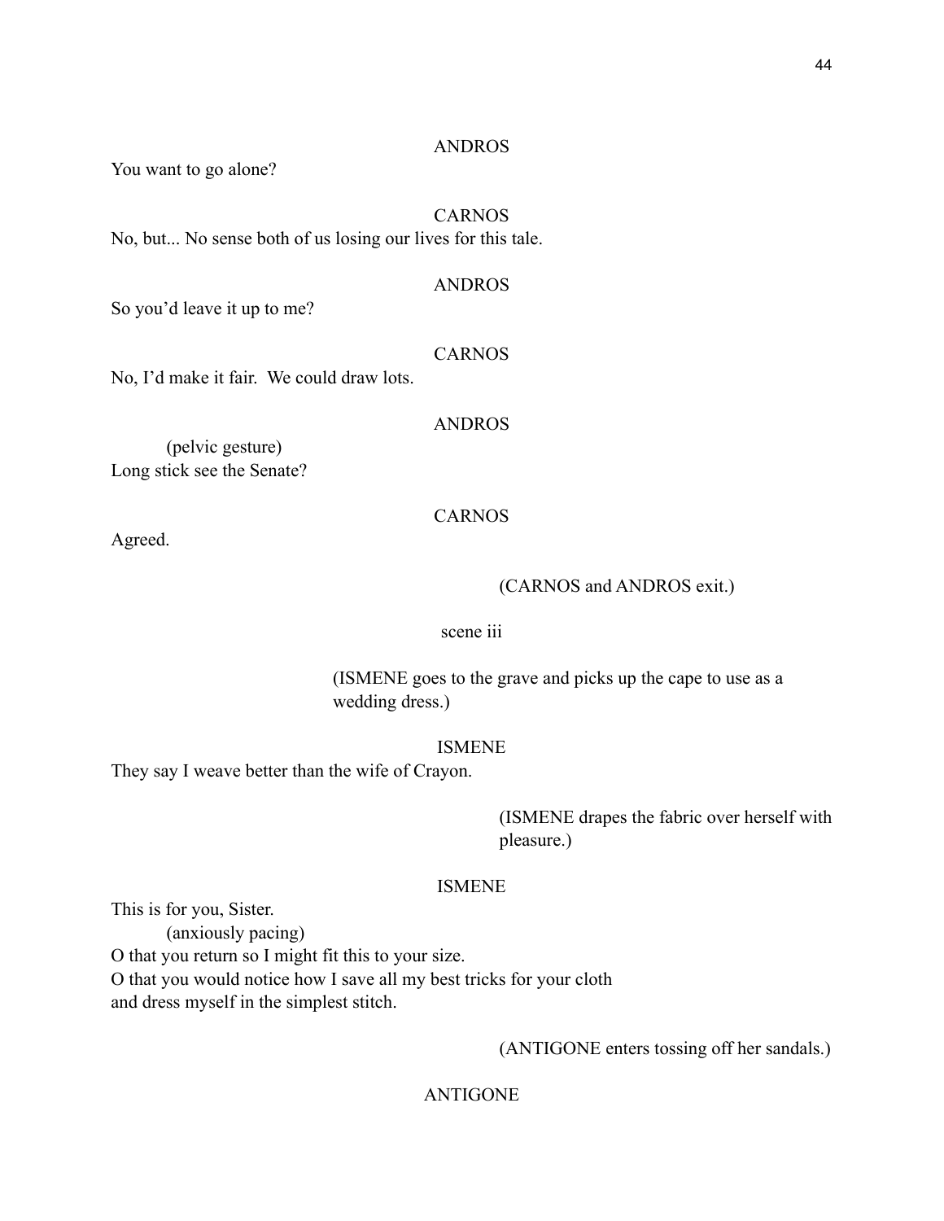ANDROS

You want to go alone?

CARNOS

No, but... No sense both of us losing our lives for this tale.

ANDROS

So you'd leave it up to me?

CARNOS

No, I'd make it fair. We could draw lots.

ANDROS

(pelvic gesture)
Long stick see the Senate?

CARNOS

Agreed.

(CARNOS and ANDROS exit.)

scene iii

(ISMENE goes to the grave and picks up the cape to use as a wedding dress.)

ISMENE

They say I weave better than the wife of Crayon.

(ISMENE drapes the fabric over herself with pleasure.)

ISMENE

This is for you, Sister.
(anxiously pacing)
O that you return so I might fit this to your size.
O that you would notice how I save all my best tricks for your cloth
and dress myself in the simplest stitch.

(ANTIGONE enters tossing off her sandals.)

ANTIGONE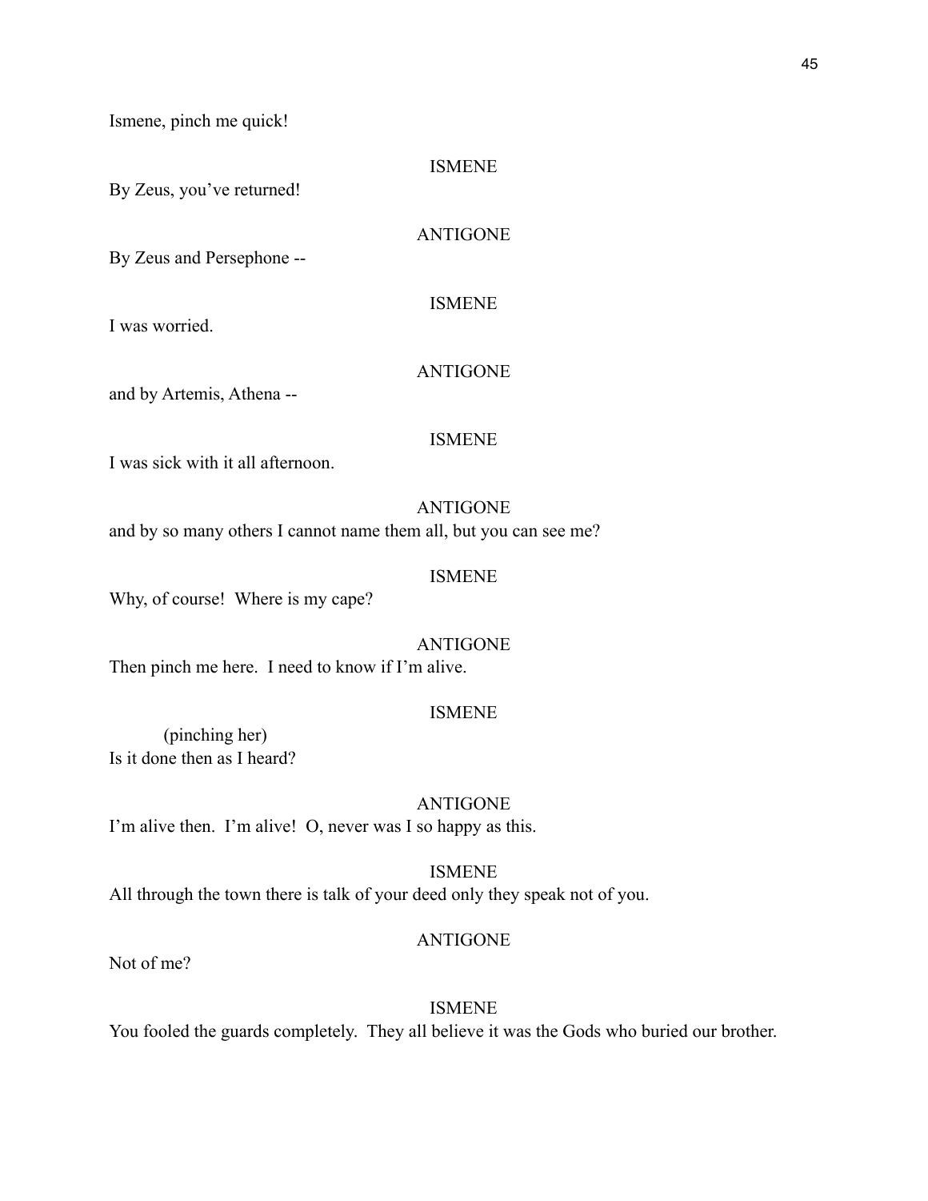Ismene, pinch me quick!

ISMENE

By Zeus, you've returned!

ANTIGONE

By Zeus and Persephone --

ISMENE

I was worried.

ANTIGONE

and by Artemis, Athena --

ISMENE

I was sick with it all afternoon.

ANTIGONE

and by so many others I cannot name them all, but you can see me?

ISMENE

Why, of course! Where is my cape?

ANTIGONE

Then pinch me here. I need to know if I'm alive.

ISMENE

(pinching her)

Is it done then as I heard?

ANTIGONE

I'm alive then. I'm alive! O, never was I so happy as this.

ISMENE

All through the town there is talk of your deed only they speak not of you.

ANTIGONE

Not of me?

ISMENE

You fooled the guards completely. They all believe it was the Gods who buried our brother.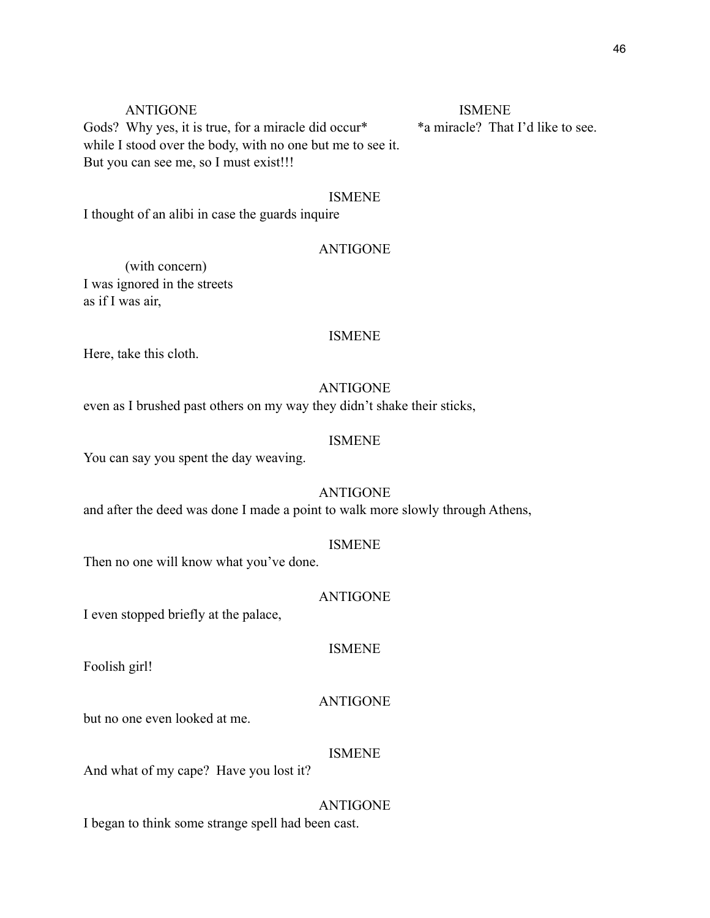ANTIGONE

Gods? Why yes, it is true, for a miracle did occur*
while I stood over the body, with no one but me to see it.
But you can see me, so I must exist!!!

ISMENE

*a miracle? That I'd like to see.

ISMENE

I thought of an alibi in case the guards inquire

ANTIGONE

(with concern)

I was ignored in the streets
as if I was air,

ISMENE

Here, take this cloth.

ANTIGONE

even as I brushed past others on my way they didn't shake their sticks,

ISMENE

You can say you spent the day weaving.

ANTIGONE

and after the deed was done I made a point to walk more slowly through Athens,

ISMENE

Then no one will know what you've done.

ANTIGONE

I even stopped briefly at the palace,

ISMENE

Foolish girl!

ANTIGONE

but no one even looked at me.

ISMENE

And what of my cape? Have you lost it?

ANTIGONE

I began to think some strange spell had been cast.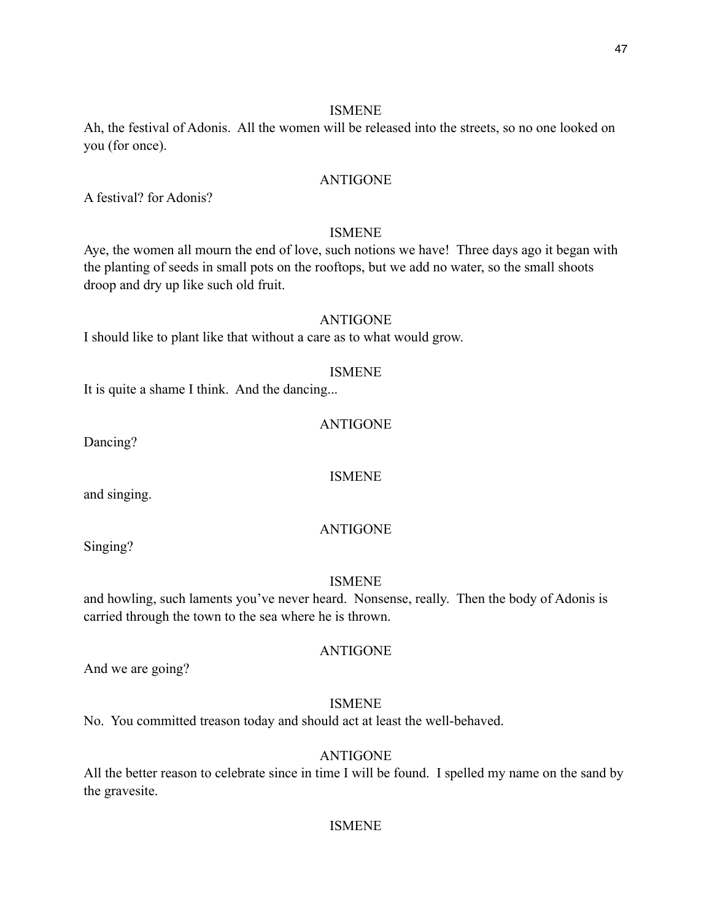ISMENE

Ah, the festival of Adonis. All the women will be released into the streets, so no one looked on you (for once).

ANTIGONE

A festival? for Adonis?

ISMENE

Aye, the women all mourn the end of love, such notions we have! Three days ago it began with the planting of seeds in small pots on the rooftops, but we add no water, so the small shoots droop and dry up like such old fruit.

ANTIGONE

I should like to plant like that without a care as to what would grow.

ISMENE

It is quite a shame I think. And the dancing...

ANTIGONE

Dancing?

ISMENE

and singing.

ANTIGONE

Singing?

ISMENE

and howling, such laments you've never heard. Nonsense, really. Then the body of Adonis is carried through the town to the sea where he is thrown.

ANTIGONE

And we are going?

ISMENE

No. You committed treason today and should act at least the well-behaved.

ANTIGONE

All the better reason to celebrate since in time I will be found. I spelled my name on the sand by the gravesite.

ISMENE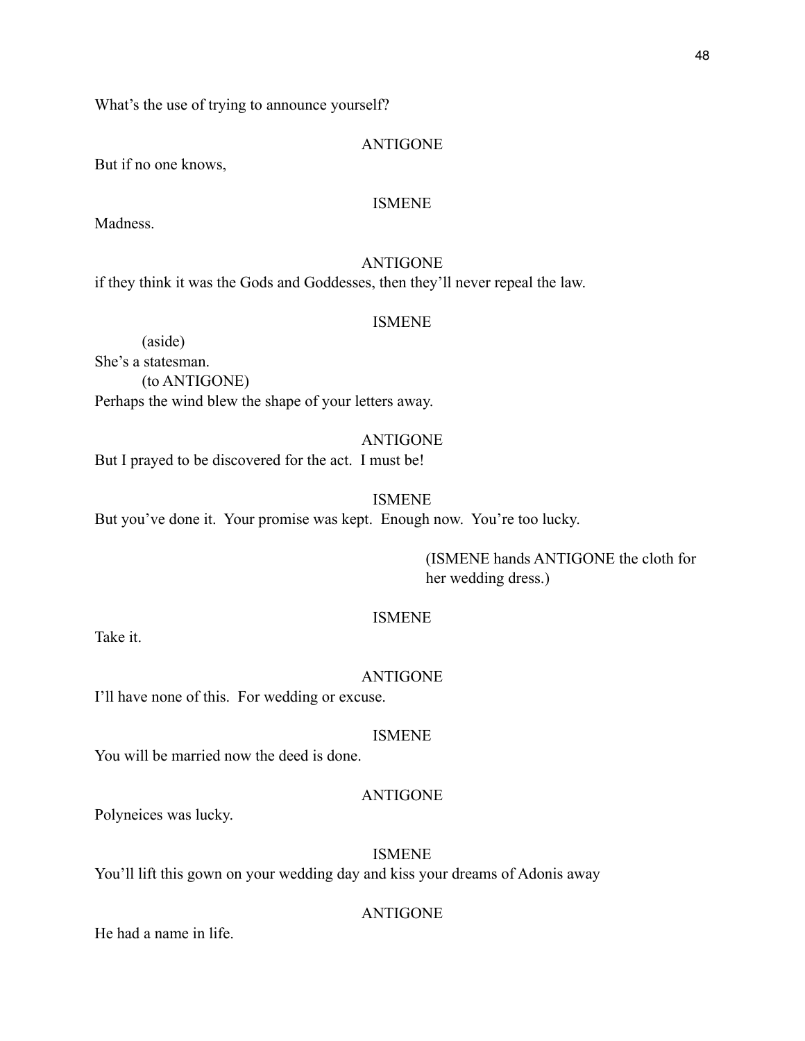What's the use of trying to announce yourself?

ANTIGONE

But if no one knows,

ISMENE

Madness.

ANTIGONE

if they think it was the Gods and Goddesses, then they'll never repeal the law.

ISMENE

(aside)

She's a statesman.

(to ANTIGONE)

Perhaps the wind blew the shape of your letters away.

ANTIGONE

But I prayed to be discovered for the act. I must be!

ISMENE

But you've done it. Your promise was kept. Enough now. You're too lucky.

(ISMENE hands ANTIGONE the cloth for her wedding dress.)

ISMENE

Take it.

ANTIGONE

I'll have none of this. For wedding or excuse.

ISMENE

You will be married now the deed is done.

ANTIGONE

Polyneices was lucky.

ISMENE

You'll lift this gown on your wedding day and kiss your dreams of Adonis away

ANTIGONE

He had a name in life.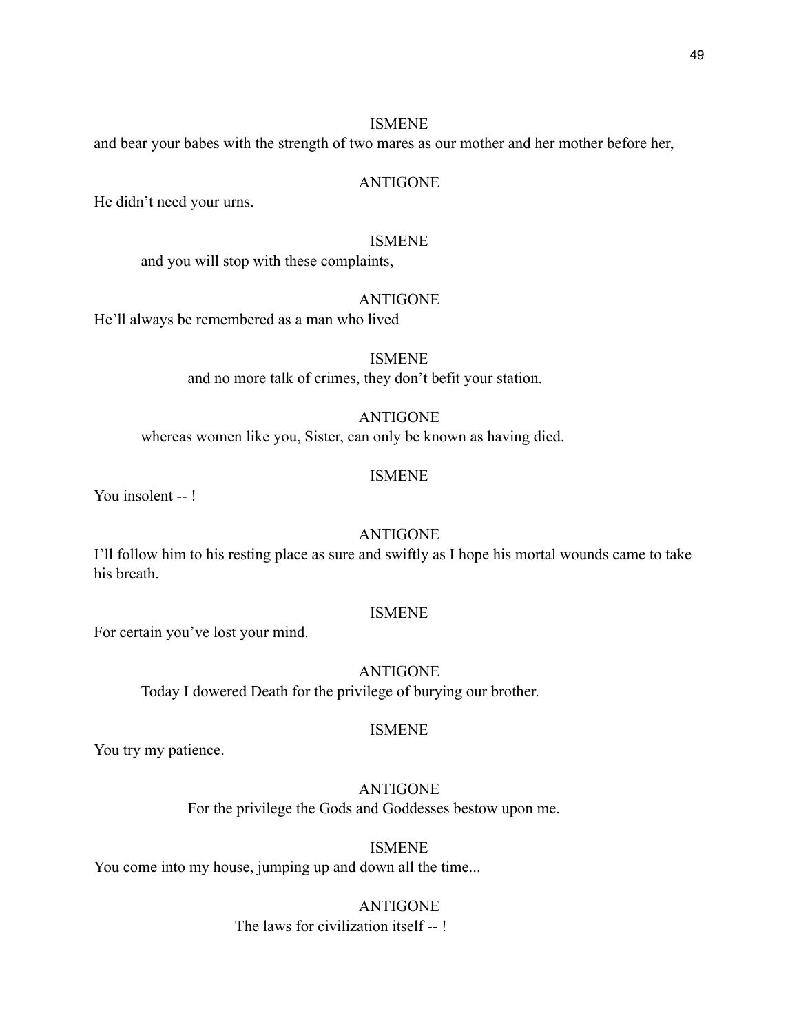ISMENE

and bear your babes with the strength of two mares as our mother and her mother before her,

ANTIGONE

He didn't need your urns.

ISMENE

and you will stop with these complaints,

ANTIGONE

He'll always be remembered as a man who lived

ISMENE

and no more talk of crimes, they don't befit your station.

ANTIGONE

whereas women like you, Sister, can only be known as having died.

ISMENE

You insolent -- !

ANTIGONE

I'll follow him to his resting place as sure and swiftly as I hope his mortal wounds came to take his breath.

ISMENE

For certain you've lost your mind.

ANTIGONE

Today I dowered Death for the privilege of burying our brother.

ISMENE

You try my patience.

ANTIGONE

For the privilege the Gods and Goddesses bestow upon me.

ISMENE

You come into my house, jumping up and down all the time...

ANTIGONE

The laws for civilization itself -- !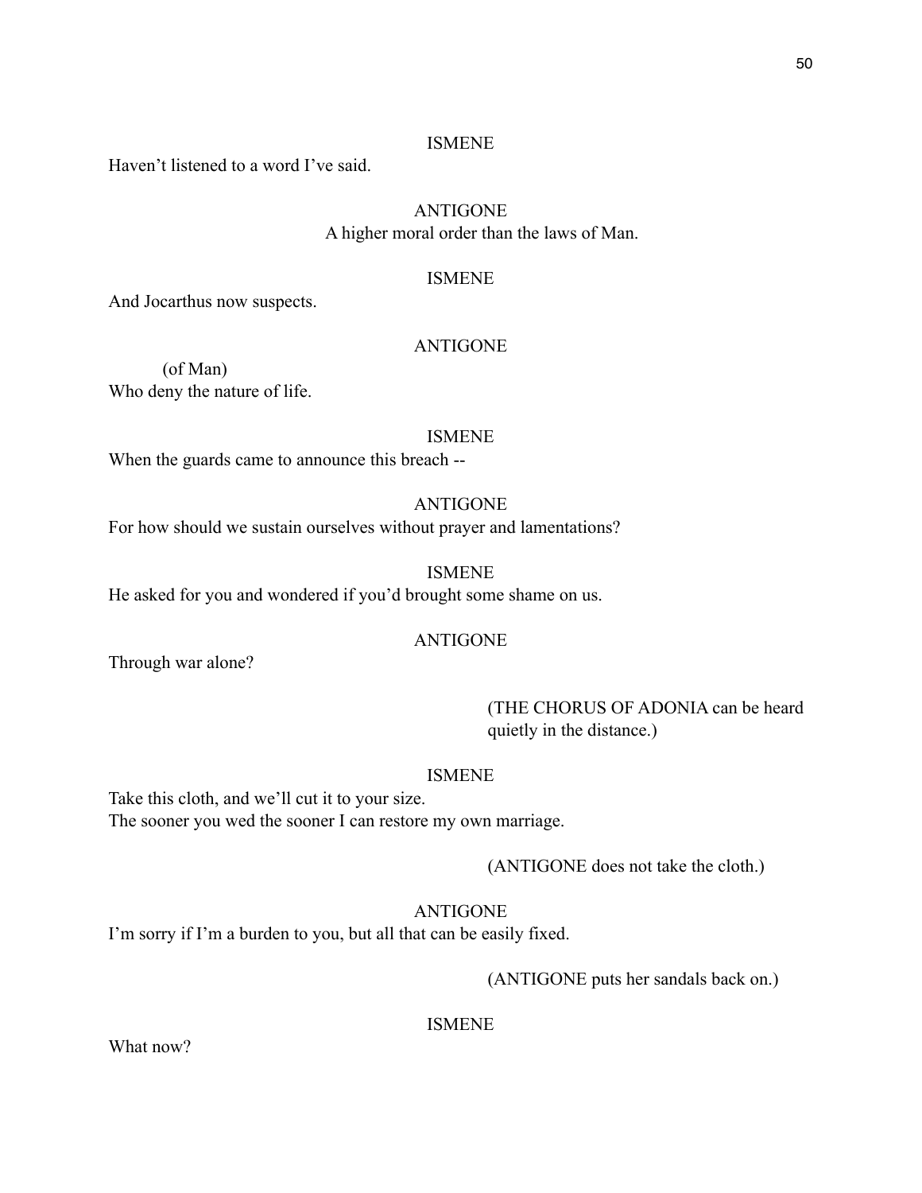ISMENE

Haven't listened to a word I've said.

ANTIGONE

A higher moral order than the laws of Man.

ISMENE

And Jocarthus now suspects.

ANTIGONE

(of Man)

Who deny the nature of life.

ISMENE

When the guards came to announce this breach --

ANTIGONE

For how should we sustain ourselves without prayer and lamentations?

ISMENE

He asked for you and wondered if you'd brought some shame on us.

ANTIGONE

Through war alone?

(THE CHORUS OF ADONIA can be heard quietly in the distance.)

ISMENE

Take this cloth, and we'll cut it to your size.
The sooner you wed the sooner I can restore my own marriage.

(ANTIGONE does not take the cloth.)

ANTIGONE

I'm sorry if I'm a burden to you, but all that can be easily fixed.

(ANTIGONE puts her sandals back on.)

ISMENE

What now?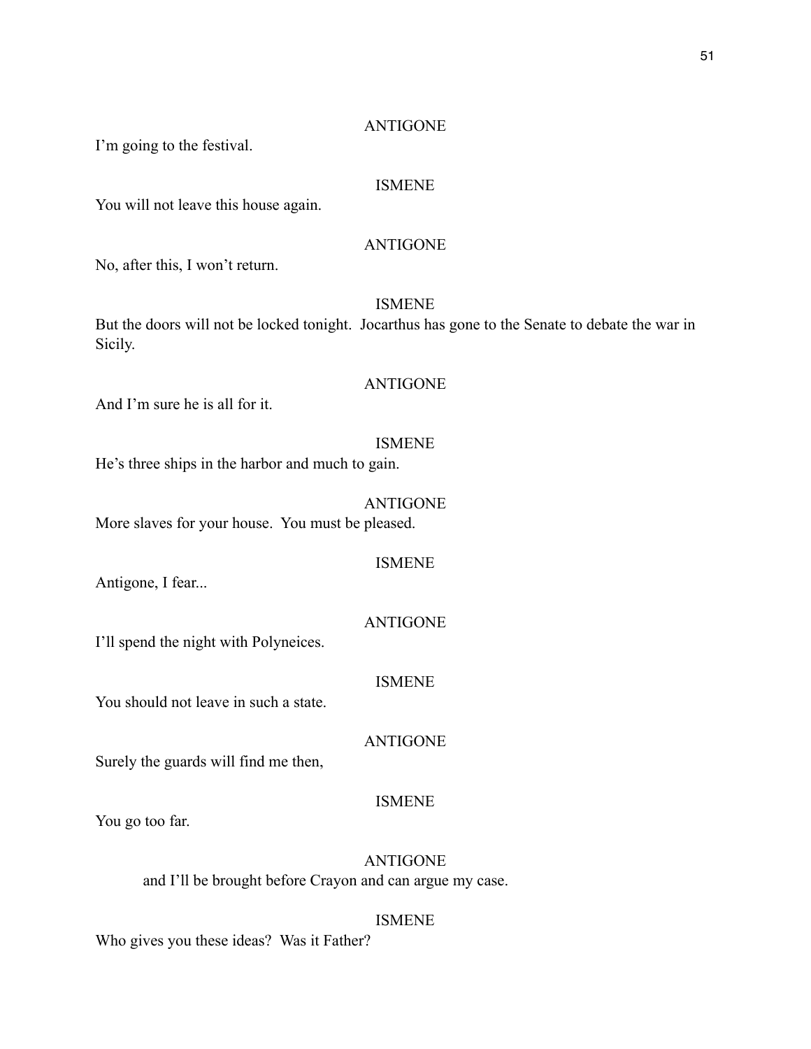ANTIGONE

I'm going to the festival.

ISMENE

You will not leave this house again.

ANTIGONE

No, after this, I won't return.

ISMENE

But the doors will not be locked tonight. Jocarthus has gone to the Senate to debate the war in Sicily.

ANTIGONE

And I'm sure he is all for it.

ISMENE

He's three ships in the harbor and much to gain.

ANTIGONE

More slaves for your house. You must be pleased.

ISMENE

Antigone, I fear...

ANTIGONE

I'll spend the night with Polyneices.

ISMENE

You should not leave in such a state.

ANTIGONE

Surely the guards will find me then,

ISMENE

You go too far.

ANTIGONE

and I'll be brought before Crayon and can argue my case.

ISMENE

Who gives you these ideas? Was it Father?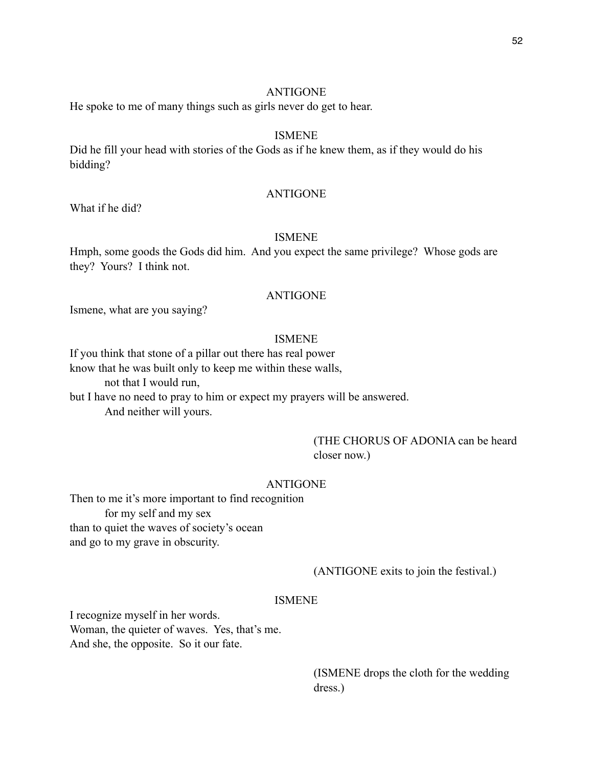ANTIGONE

He spoke to me of many things such as girls never do get to hear.

ISMENE

Did he fill your head with stories of the Gods as if he knew them, as if they would do his bidding?

ANTIGONE

What if he did?

ISMENE

Hmph, some goods the Gods did him. And you expect the same privilege? Whose gods are they? Yours? I think not.

ANTIGONE

Ismene, what are you saying?

ISMENE

If you think that stone of a pillar out there has real power
know that he was built only to keep me within these walls,
    not that I would run,
but I have no need to pray to him or expect my prayers will be answered.
    And neither will yours.

(THE CHORUS OF ADONIA can be heard closer now.)

ANTIGONE

Then to me it's more important to find recognition
    for my self and my sex
than to quiet the waves of society's ocean
and go to my grave in obscurity.

(ANTIGONE exits to join the festival.)

ISMENE

I recognize myself in her words.
Woman, the quieter of waves. Yes, that's me.
And she, the opposite. So it our fate.

(ISMENE drops the cloth for the wedding dress.)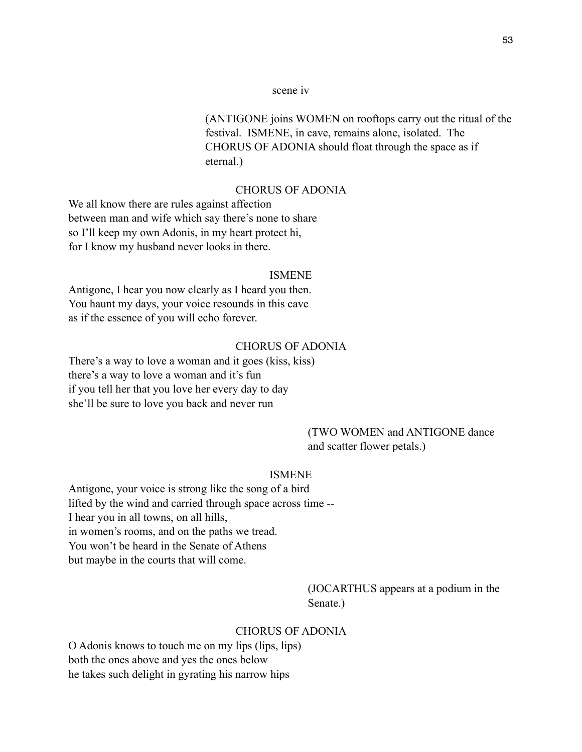scene iv

(ANTIGONE joins WOMEN on rooftops carry out the ritual of the festival. ISMENE, in cave, remains alone, isolated. The CHORUS OF ADONIA should float through the space as if eternal.)

CHORUS OF ADONIA

We all know there are rules against affection
between man and wife which say there's none to share
so I'll keep my own Adonis, in my heart protect hi,
for I know my husband never looks in there.

ISMENE

Antigone, I hear you now clearly as I heard you then.
You haunt my days, your voice resounds in this cave
as if the essence of you will echo forever.

CHORUS OF ADONIA

There's a way to love a woman and it goes (kiss, kiss)
there's a way to love a woman and it's fun
if you tell her that you love her every day to day
she'll be sure to love you back and never run

(TWO WOMEN and ANTIGONE dance and scatter flower petals.)

ISMENE

Antigone, your voice is strong like the song of a bird
lifted by the wind and carried through space across time --
I hear you in all towns, on all hills,
in women's rooms, and on the paths we tread.
You won't be heard in the Senate of Athens
but maybe in the courts that will come.

(JOCARTHUS appears at a podium in the Senate.)

CHORUS OF ADONIA

O Adonis knows to touch me on my lips (lips, lips)
both the ones above and yes the ones below
he takes such delight in gyrating his narrow hips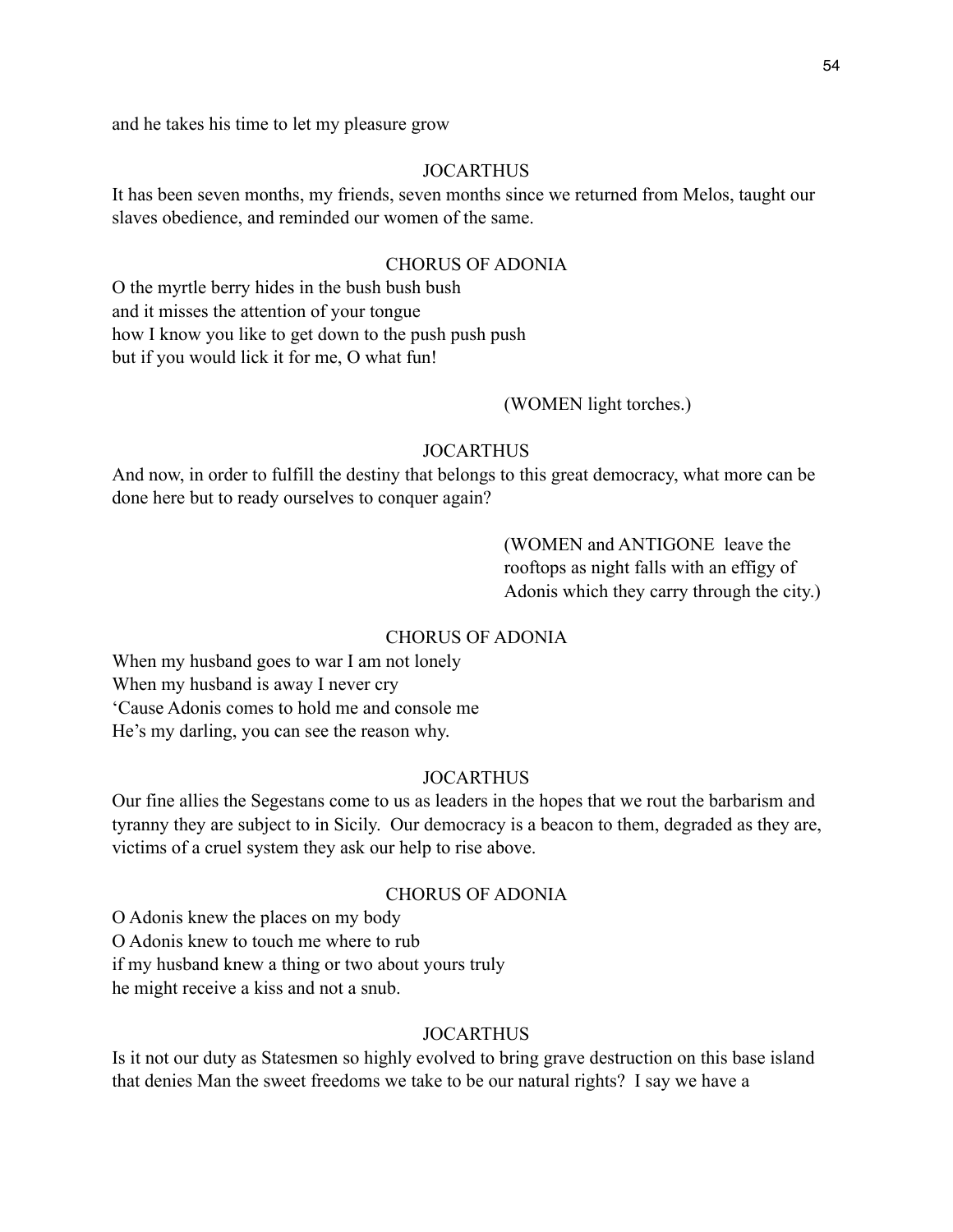and he takes his time to let my pleasure grow

JOCARTHUS

It has been seven months, my friends, seven months since we returned from Melos, taught our slaves obedience, and reminded our women of the same.

CHORUS OF ADONIA

O the myrtle berry hides in the bush bush bush
and it misses the attention of your tongue
how I know you like to get down to the push push push
but if you would lick it for me, O what fun!

(WOMEN light torches.)

JOCARTHUS

And now, in order to fulfill the destiny that belongs to this great democracy, what more can be done here but to ready ourselves to conquer again?

(WOMEN and ANTIGONE leave the rooftops as night falls with an effigy of Adonis which they carry through the city.)

CHORUS OF ADONIA

When my husband goes to war I am not lonely
When my husband is away I never cry
'Cause Adonis comes to hold me and console me
He's my darling, you can see the reason why.

JOCARTHUS

Our fine allies the Segestans come to us as leaders in the hopes that we rout the barbarism and tyranny they are subject to in Sicily. Our democracy is a beacon to them, degraded as they are, victims of a cruel system they ask our help to rise above.

CHORUS OF ADONIA

O Adonis knew the places on my body
O Adonis knew to touch me where to rub
if my husband knew a thing or two about yours truly
he might receive a kiss and not a snub.

JOCARTHUS

Is it not our duty as Statesmen so highly evolved to bring grave destruction on this base island that denies Man the sweet freedoms we take to be our natural rights? I say we have a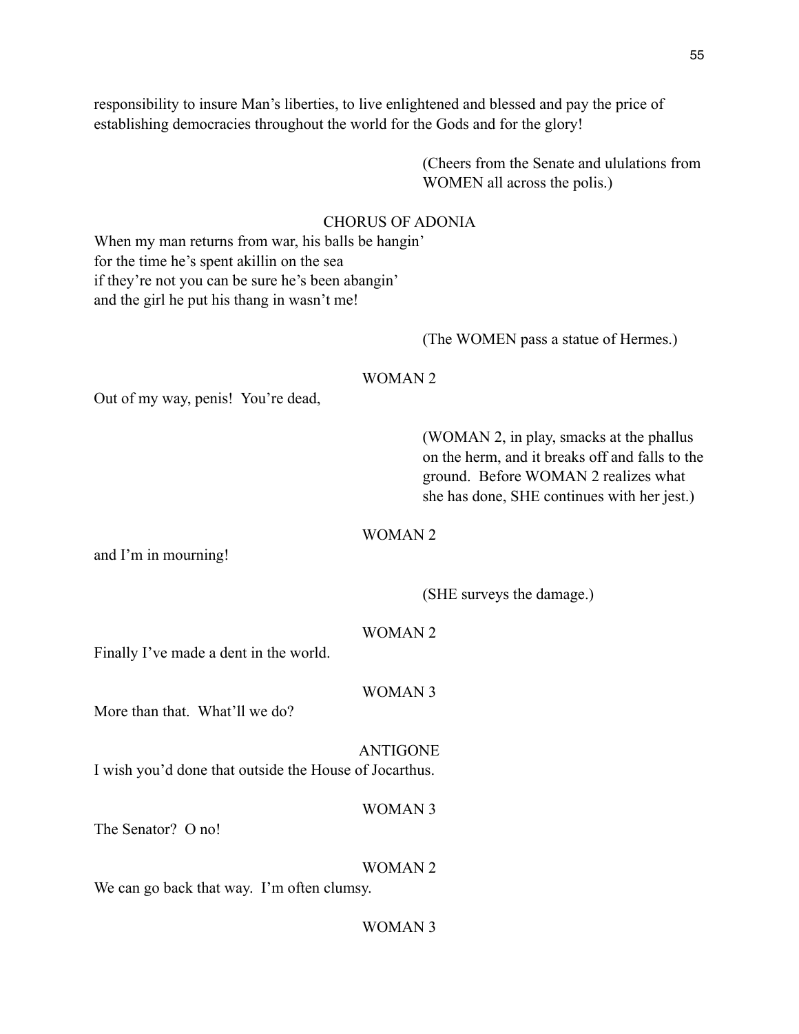responsibility to insure Man's liberties, to live enlightened and blessed and pay the price of establishing democracies throughout the world for the Gods and for the glory!

(Cheers from the Senate and ululations from WOMEN all across the polis.)

CHORUS OF ADONIA

When my man returns from war, his balls be hangin'
for the time he's spent akillin on the sea
if they're not you can be sure he's been abangin'
and the girl he put his thang in wasn't me!

(The WOMEN pass a statue of Hermes.)

WOMAN 2

Out of my way, penis! You're dead,

(WOMAN 2, in play, smacks at the phallus on the herm, and it breaks off and falls to the ground. Before WOMAN 2 realizes what she has done, SHE continues with her jest.)

WOMAN 2

and I'm in mourning!

(SHE surveys the damage.)

WOMAN 2

Finally I've made a dent in the world.

WOMAN 3

More than that. What'll we do?

ANTIGONE

I wish you'd done that outside the House of Jocarthus.

WOMAN 3

The Senator? O no!

WOMAN 2

We can go back that way. I'm often clumsy.

WOMAN 3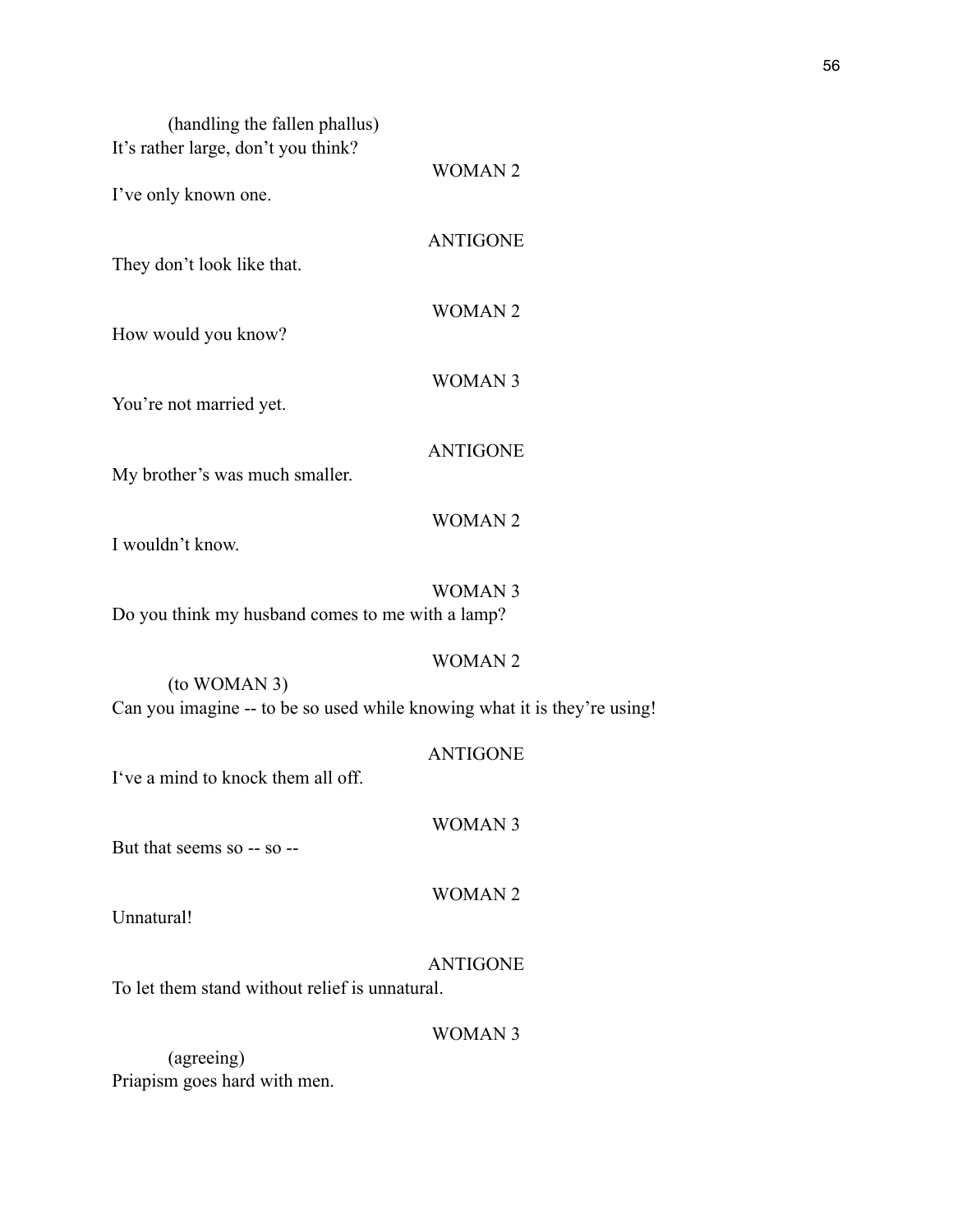(handling the fallen phallus)
It's rather large, don't you think?

WOMAN 2

I've only known one.

ANTIGONE

They don't look like that.

WOMAN 2

How would you know?

WOMAN 3

You're not married yet.

ANTIGONE

My brother's was much smaller.

WOMAN 2

I wouldn't know.

WOMAN 3

Do you think my husband comes to me with a lamp?

WOMAN 2

(to WOMAN 3)
Can you imagine -- to be so used while knowing what it is they're using!

ANTIGONE

I've a mind to knock them all off.

WOMAN 3

But that seems so -- so --

WOMAN 2

Unnatural!

ANTIGONE

To let them stand without relief is unnatural.

WOMAN 3

(agreeing)
Priapism goes hard with men.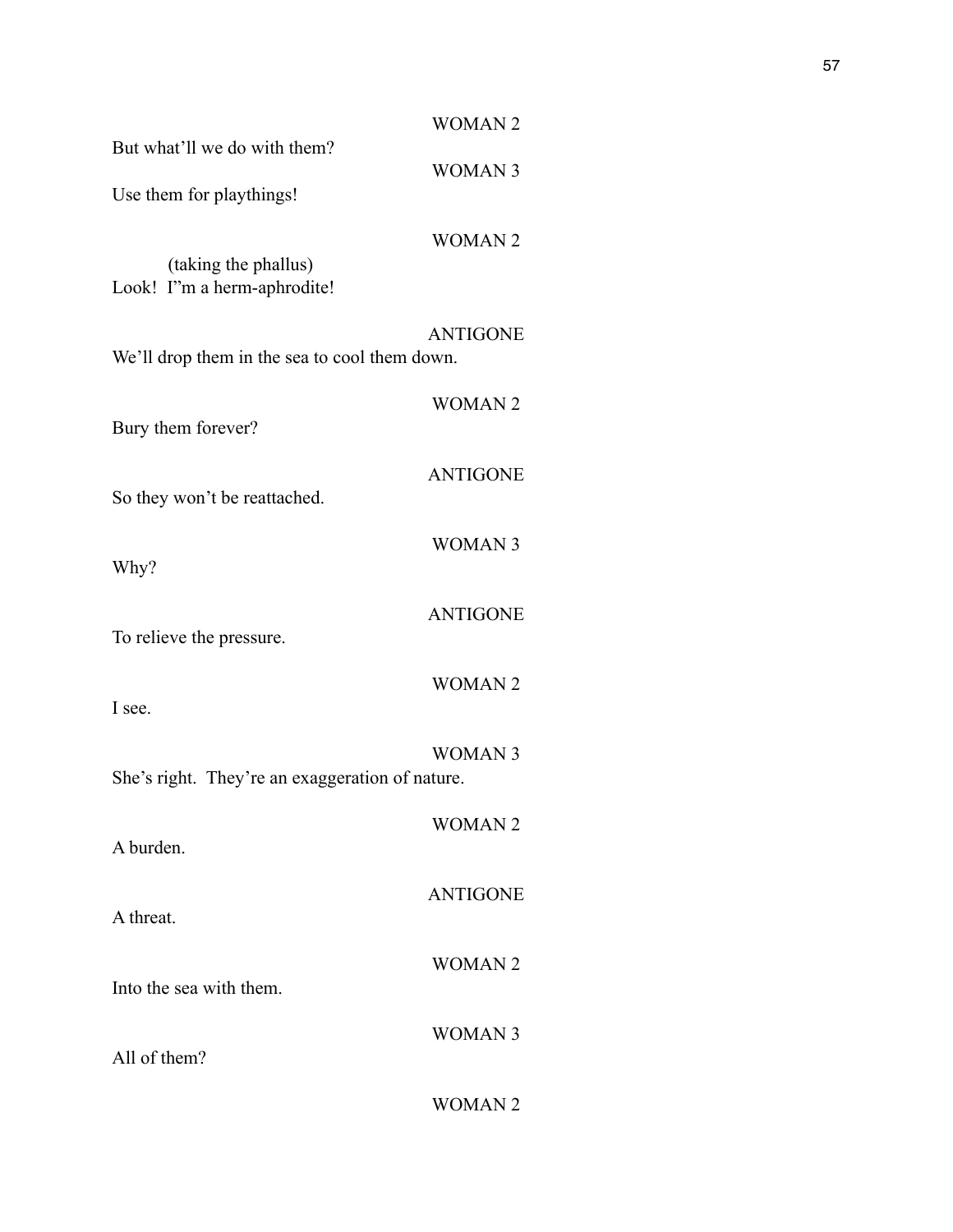WOMAN 2

But what'll we do with them?

WOMAN 3

Use them for playthings!

WOMAN 2

(taking the phallus)

Look!  I"m a herm-aphrodite!

ANTIGONE

We'll drop them in the sea to cool them down.

WOMAN 2

Bury them forever?

ANTIGONE

So they won't be reattached.

WOMAN 3

Why?

ANTIGONE

To relieve the pressure.

WOMAN 2

I see.

WOMAN 3

She's right.  They're an exaggeration of nature.

WOMAN 2

A burden.

ANTIGONE

A threat.

WOMAN 2

Into the sea with them.

WOMAN 3

All of them?

WOMAN 2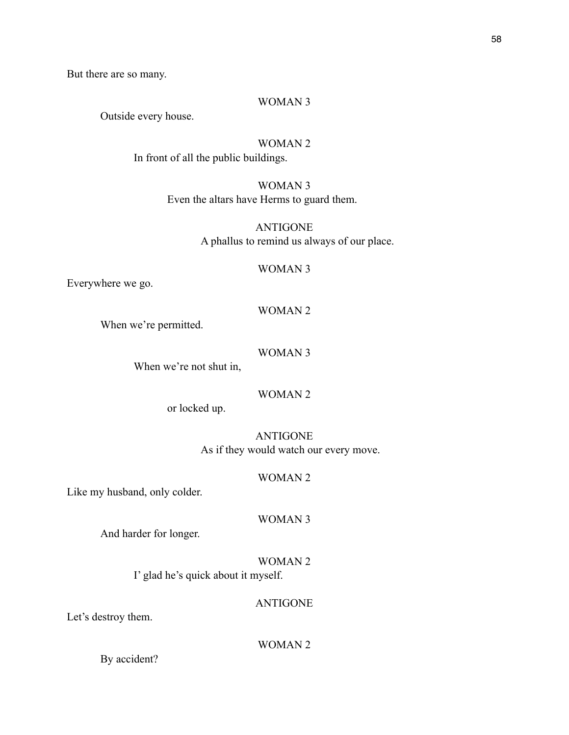But there are so many.

WOMAN 3

Outside every house.

WOMAN 2

In front of all the public buildings.

WOMAN 3

Even the altars have Herms to guard them.

ANTIGONE

A phallus to remind us always of our place.

WOMAN 3

Everywhere we go.

WOMAN 2

When we're permitted.

WOMAN 3

When we're not shut in,

WOMAN 2

or locked up.

ANTIGONE

As if they would watch our every move.

WOMAN 2

Like my husband, only colder.

WOMAN 3

And harder for longer.

WOMAN 2

I' glad he's quick about it myself.

ANTIGONE

Let's destroy them.

WOMAN 2

By accident?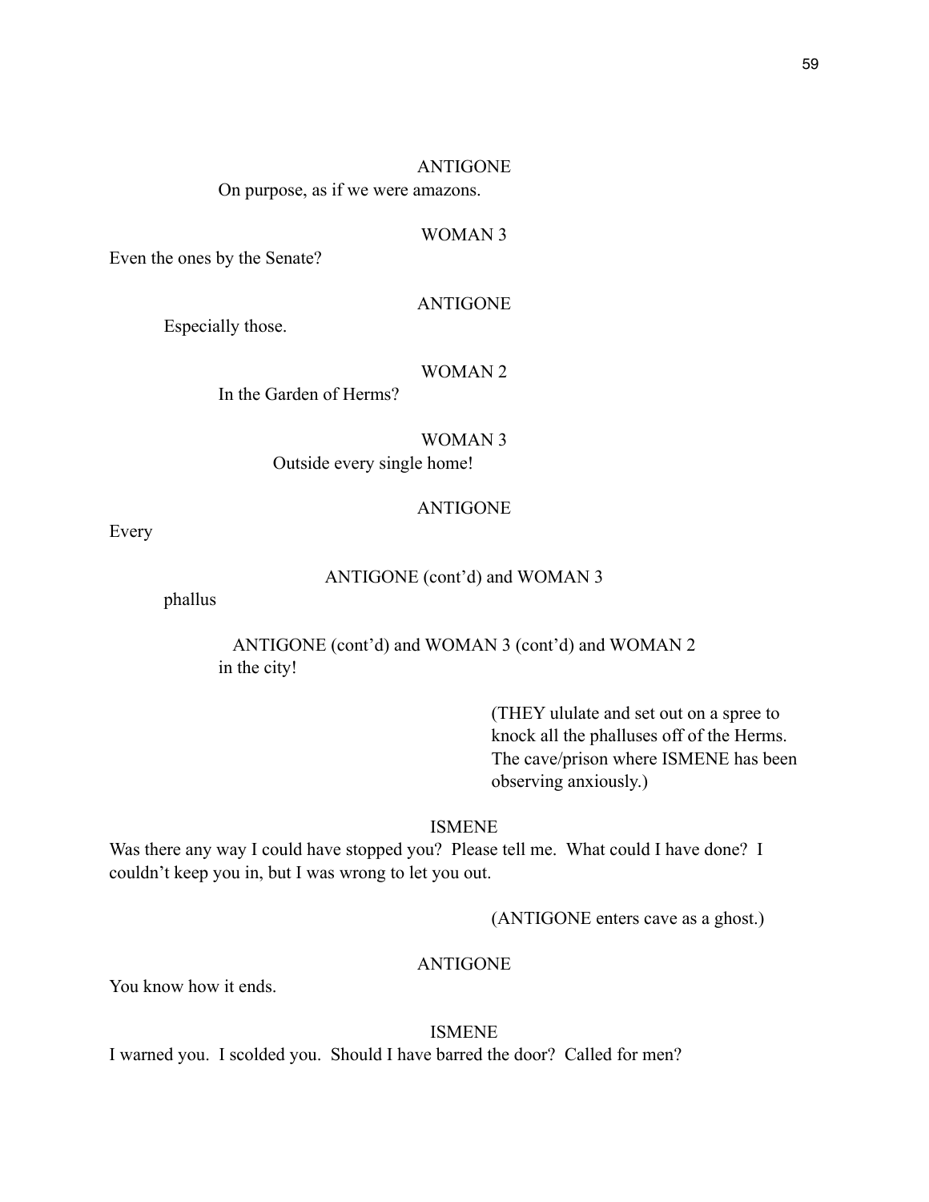ANTIGONE

On purpose, as if we were amazons.

WOMAN 3

Even the ones by the Senate?

ANTIGONE

Especially those.

WOMAN 2

In the Garden of Herms?

WOMAN 3

Outside every single home!

ANTIGONE

Every

ANTIGONE (cont'd) and WOMAN 3

phallus

ANTIGONE (cont'd) and WOMAN 3 (cont'd) and WOMAN 2

in the city!

(THEY ululate and set out on a spree to knock all the phalluses off of the Herms. The cave/prison where ISMENE has been observing anxiously.)

ISMENE

Was there any way I could have stopped you? Please tell me. What could I have done? I couldn't keep you in, but I was wrong to let you out.

(ANTIGONE enters cave as a ghost.)

ANTIGONE

You know how it ends.

ISMENE

I warned you. I scolded you. Should I have barred the door? Called for men?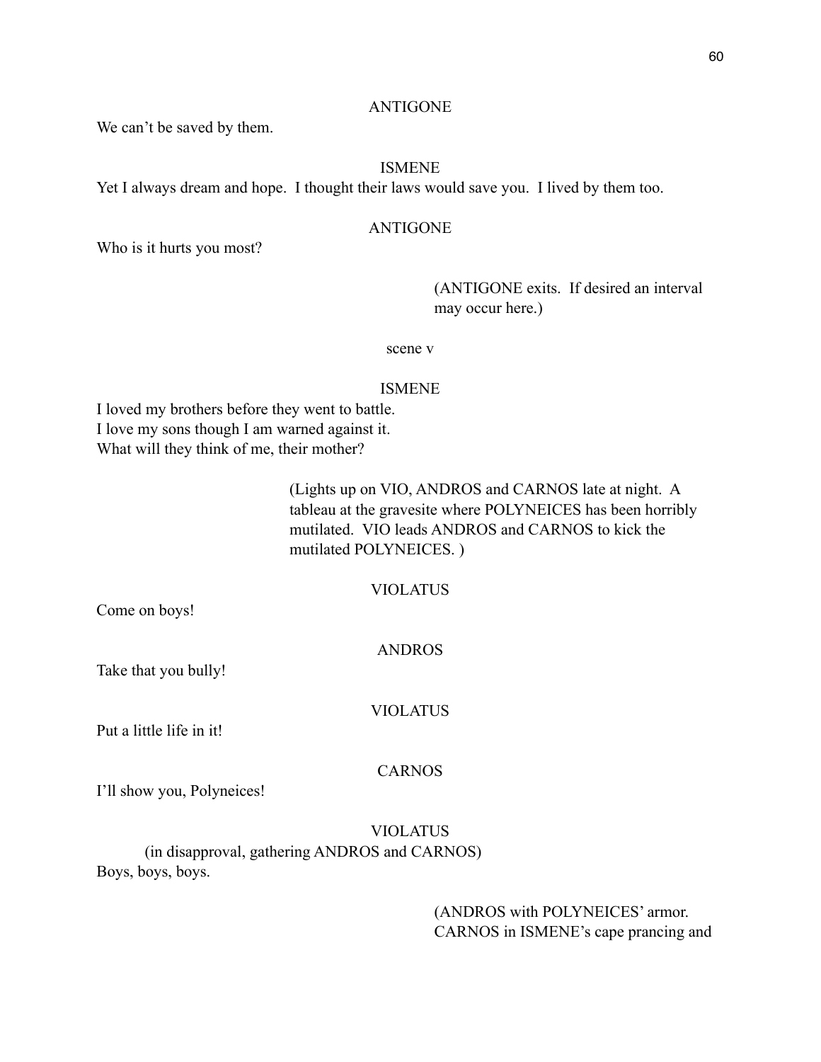ANTIGONE

We can't be saved by them.

ISMENE

Yet I always dream and hope. I thought their laws would save you. I lived by them too.

ANTIGONE

Who is it hurts you most?

(ANTIGONE exits. If desired an interval may occur here.)

scene v

ISMENE

I loved my brothers before they went to battle.
I love my sons though I am warned against it.
What will they think of me, their mother?

(Lights up on VIO, ANDROS and CARNOS late at night. A tableau at the gravesite where POLYNEICES has been horribly mutilated. VIO leads ANDROS and CARNOS to kick the mutilated POLYNEICES. )

VIOLATUS

Come on boys!

ANDROS

Take that you bully!

VIOLATUS

Put a little life in it!

CARNOS

I'll show you, Polyneices!

VIOLATUS

(in disapproval, gathering ANDROS and CARNOS)

Boys, boys, boys.

(ANDROS with POLYNEICES' armor. CARNOS in ISMENE's cape prancing and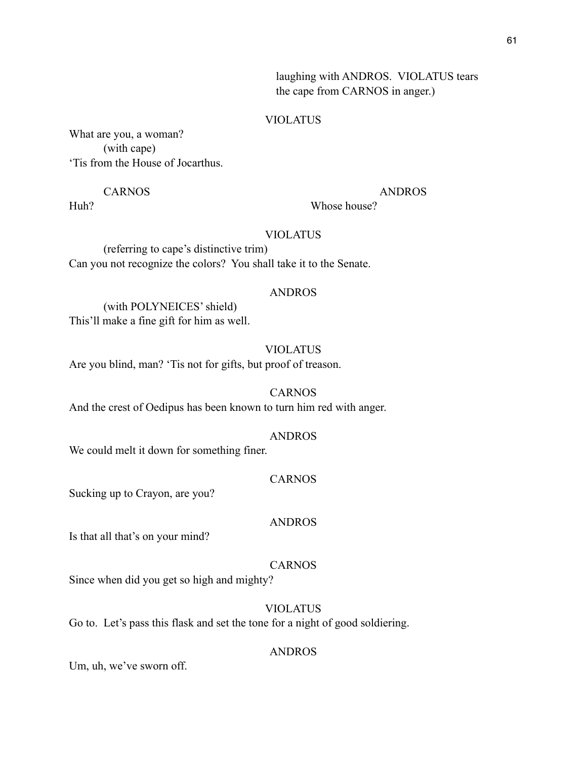laughing with ANDROS. VIOLATUS tears the cape from CARNOS in anger.)

VIOLATUS

What are you, a woman?

(with cape)

'Tis from the House of Jocarthus.

CARNOS

Huh?

ANDROS

Whose house?

VIOLATUS

(referring to cape's distinctive trim)

Can you not recognize the colors? You shall take it to the Senate.

ANDROS

(with POLYNEICES' shield)

This'll make a fine gift for him as well.

VIOLATUS

Are you blind, man? 'Tis not for gifts, but proof of treason.

CARNOS

And the crest of Oedipus has been known to turn him red with anger.

ANDROS

We could melt it down for something finer.

CARNOS

Sucking up to Crayon, are you?

ANDROS

Is that all that's on your mind?

CARNOS

Since when did you get so high and mighty?

VIOLATUS

Go to. Let's pass this flask and set the tone for a night of good soldiering.

ANDROS

Um, uh, we've sworn off.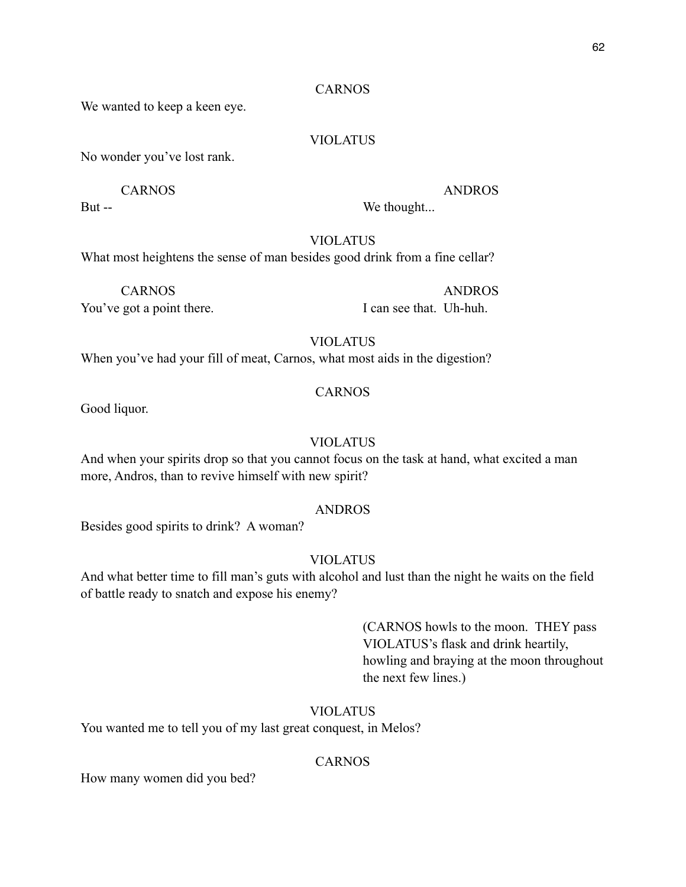CARNOS

We wanted to keep a keen eye.

VIOLATUS

No wonder you've lost rank.

CARNOS

But --

ANDROS

We thought...

VIOLATUS

What most heightens the sense of man besides good drink from a fine cellar?

CARNOS

You've got a point there.

ANDROS

I can see that. Uh-huh.

VIOLATUS

When you've had your fill of meat, Carnos, what most aids in the digestion?

CARNOS

Good liquor.

VIOLATUS

And when your spirits drop so that you cannot focus on the task at hand, what excited a man more, Andros, than to revive himself with new spirit?

ANDROS

Besides good spirits to drink? A woman?

VIOLATUS

And what better time to fill man's guts with alcohol and lust than the night he waits on the field of battle ready to snatch and expose his enemy?

(CARNOS howls to the moon. THEY pass VIOLATUS's flask and drink heartily, howling and braying at the moon throughout the next few lines.)

VIOLATUS

You wanted me to tell you of my last great conquest, in Melos?

CARNOS

How many women did you bed?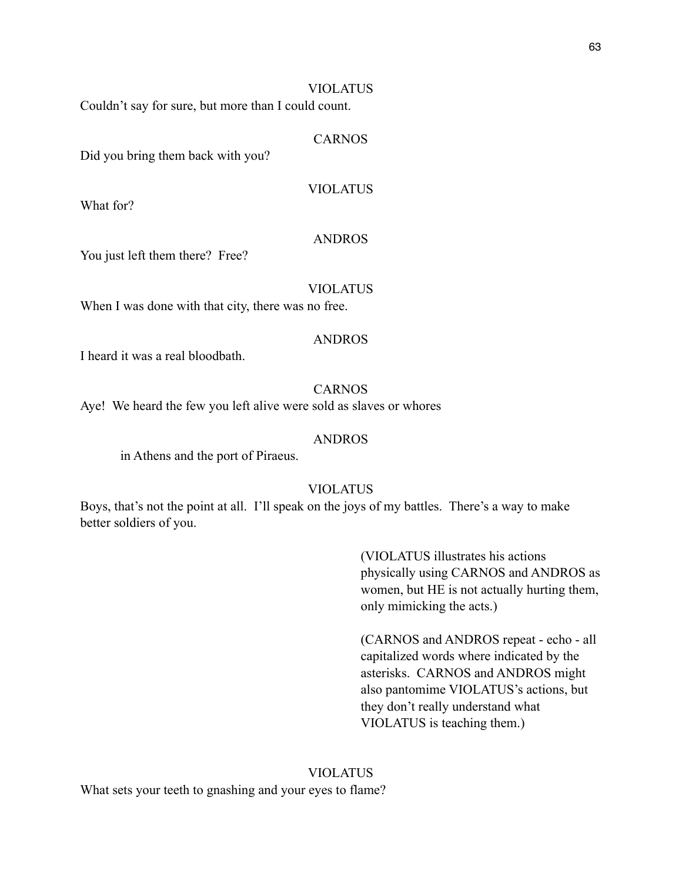VIOLATUS

Couldn't say for sure, but more than I could count.

CARNOS

Did you bring them back with you?

VIOLATUS

What for?

ANDROS

You just left them there?  Free?

VIOLATUS

When I was done with that city, there was no free.

ANDROS

I heard it was a real bloodbath.

CARNOS

Aye!  We heard the few you left alive were sold as slaves or whores

ANDROS

in Athens and the port of Piraeus.

VIOLATUS

Boys, that's not the point at all.  I'll speak on the joys of my battles.  There's a way to make better soldiers of you.

(VIOLATUS illustrates his actions physically using CARNOS and ANDROS as women, but HE is not actually hurting them, only mimicking the acts.)

(CARNOS and ANDROS repeat - echo - all capitalized words where indicated by the asterisks.  CARNOS and ANDROS might also pantomime VIOLATUS's actions, but they don't really understand what VIOLATUS is teaching them.)

VIOLATUS

What sets your teeth to gnashing and your eyes to flame?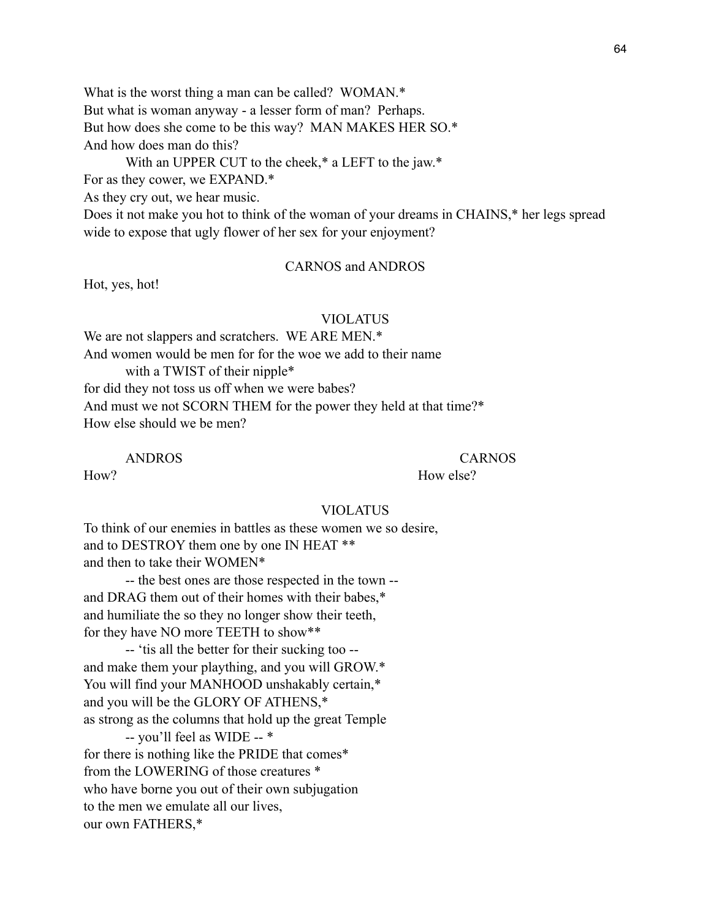What is the worst thing a man can be called?  WOMAN.*
But what is woman anyway - a lesser form of man?  Perhaps.
But how does she come to be this way?  MAN MAKES HER SO.*
And how does man do this?

With an UPPER CUT to the cheek,* a LEFT to the jaw.*

For as they cower, we EXPAND.*
As they cry out, we hear music.
Does it not make you hot to think of the woman of your dreams in CHAINS,* her legs spread wide to expose that ugly flower of her sex for your enjoyment?

CARNOS and ANDROS

Hot, yes, hot!

VIOLATUS

We are not slappers and scratchers.  WE ARE MEN.*
And women would be men for for the woe we add to their name

with a TWIST of their nipple*

for did they not toss us off when we were babes?
And must we not SCORN THEM for the power they held at that time?*
How else should we be men?

ANDROS

How?

CARNOS

How else?

VIOLATUS

To think of our enemies in battles as these women we so desire,
and to DESTROY them one by one IN HEAT **
and then to take their WOMEN*

-- the best ones are those respected in the town --

and DRAG them out of their homes with their babes,*
and humiliate the so they no longer show their teeth,
for they have NO more TEETH to show**

-- 'tis all the better for their sucking too --

and make them your plaything, and you will GROW.*
You will find your MANHOOD unshakably certain,*
and you will be the GLORY OF ATHENS,*
as strong as the columns that hold up the great Temple

-- you'll feel as WIDE -- *

for there is nothing like the PRIDE that comes*
from the LOWERING of those creatures *
who have borne you out of their own subjugation
to the men we emulate all our lives,
our own FATHERS,*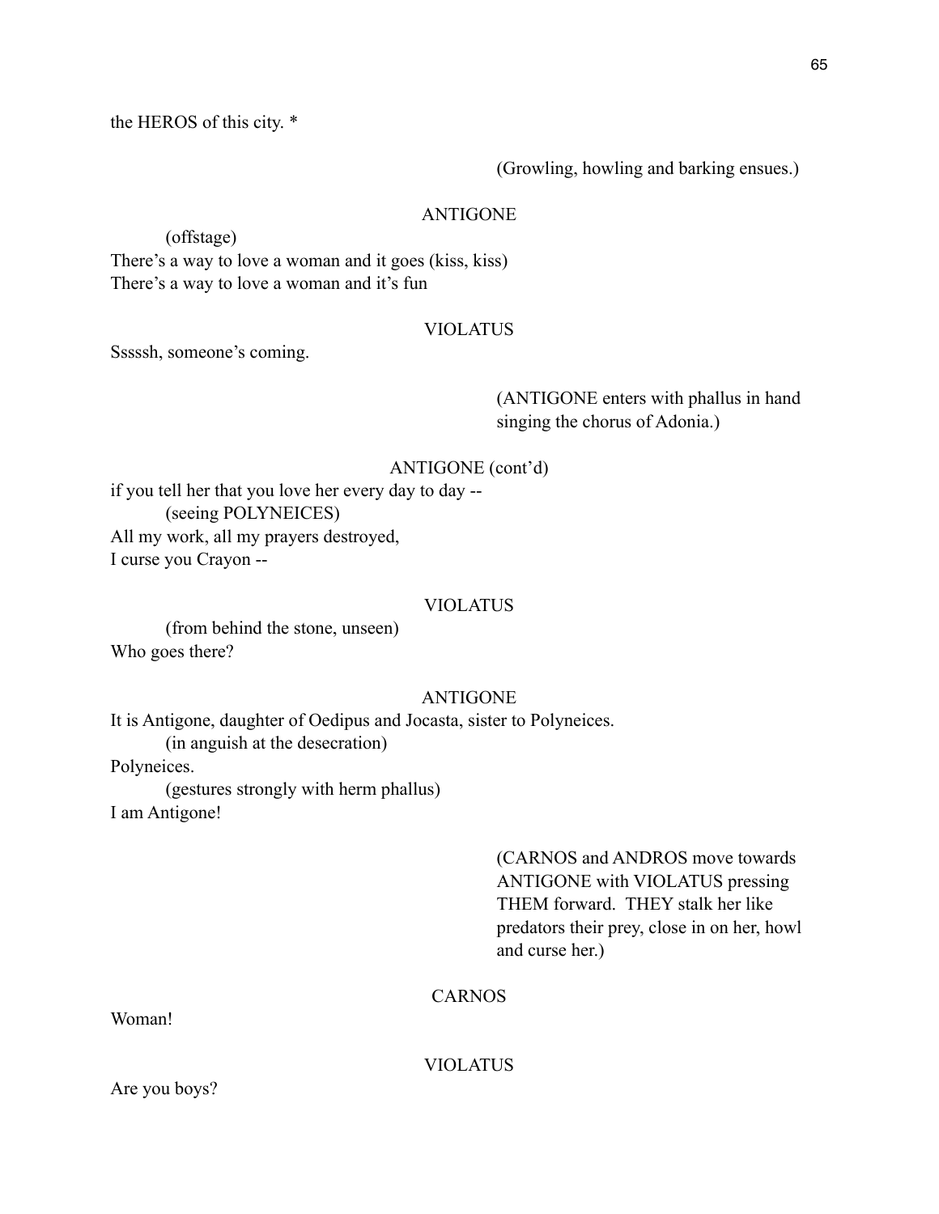the HEROS of this city. *

(Growling, howling and barking ensues.)

ANTIGONE

(offstage)

There's a way to love a woman and it goes (kiss, kiss)
There's a way to love a woman and it's fun

VIOLATUS

Sssssh, someone's coming.

(ANTIGONE enters with phallus in hand singing the chorus of Adonia.)

ANTIGONE (cont'd)

if you tell her that you love her every day to day --

(seeing POLYNEICES)

All my work, all my prayers destroyed,
I curse you Crayon --

VIOLATUS

(from behind the stone, unseen)

Who goes there?

ANTIGONE

It is Antigone, daughter of Oedipus and Jocasta, sister to Polyneices.

(in anguish at the desecration)

Polyneices.

(gestures strongly with herm phallus)

I am Antigone!

(CARNOS and ANDROS move towards ANTIGONE with VIOLATUS pressing THEM forward. THEY stalk her like predators their prey, close in on her, howl and curse her.)

CARNOS

Woman!

VIOLATUS

Are you boys?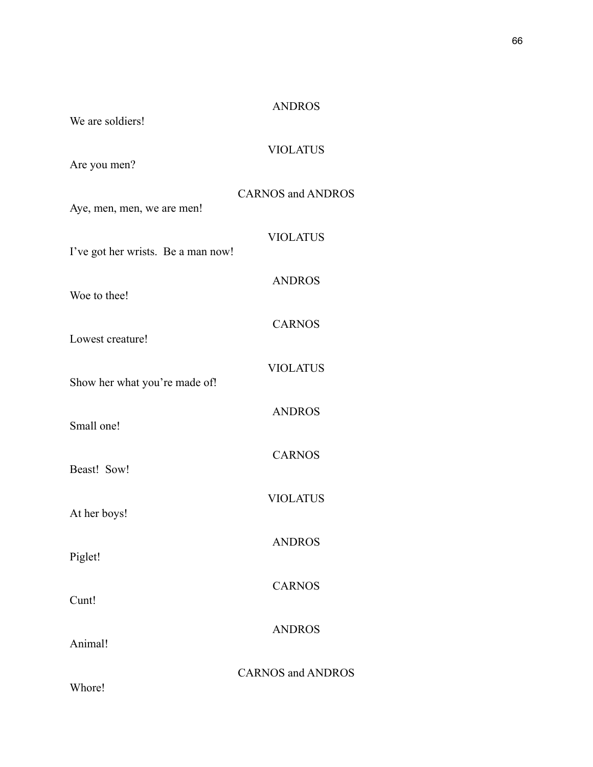ANDROS

We are soldiers!

VIOLATUS

Are you men?

CARNOS and ANDROS

Aye, men, men, we are men!

VIOLATUS

I've got her wrists. Be a man now!

ANDROS

Woe to thee!

CARNOS

Lowest creature!

VIOLATUS

Show her what you're made of!

ANDROS

Small one!

CARNOS

Beast! Sow!

VIOLATUS

At her boys!

ANDROS

Piglet!

CARNOS

Cunt!

ANDROS

Animal!

CARNOS and ANDROS

Whore!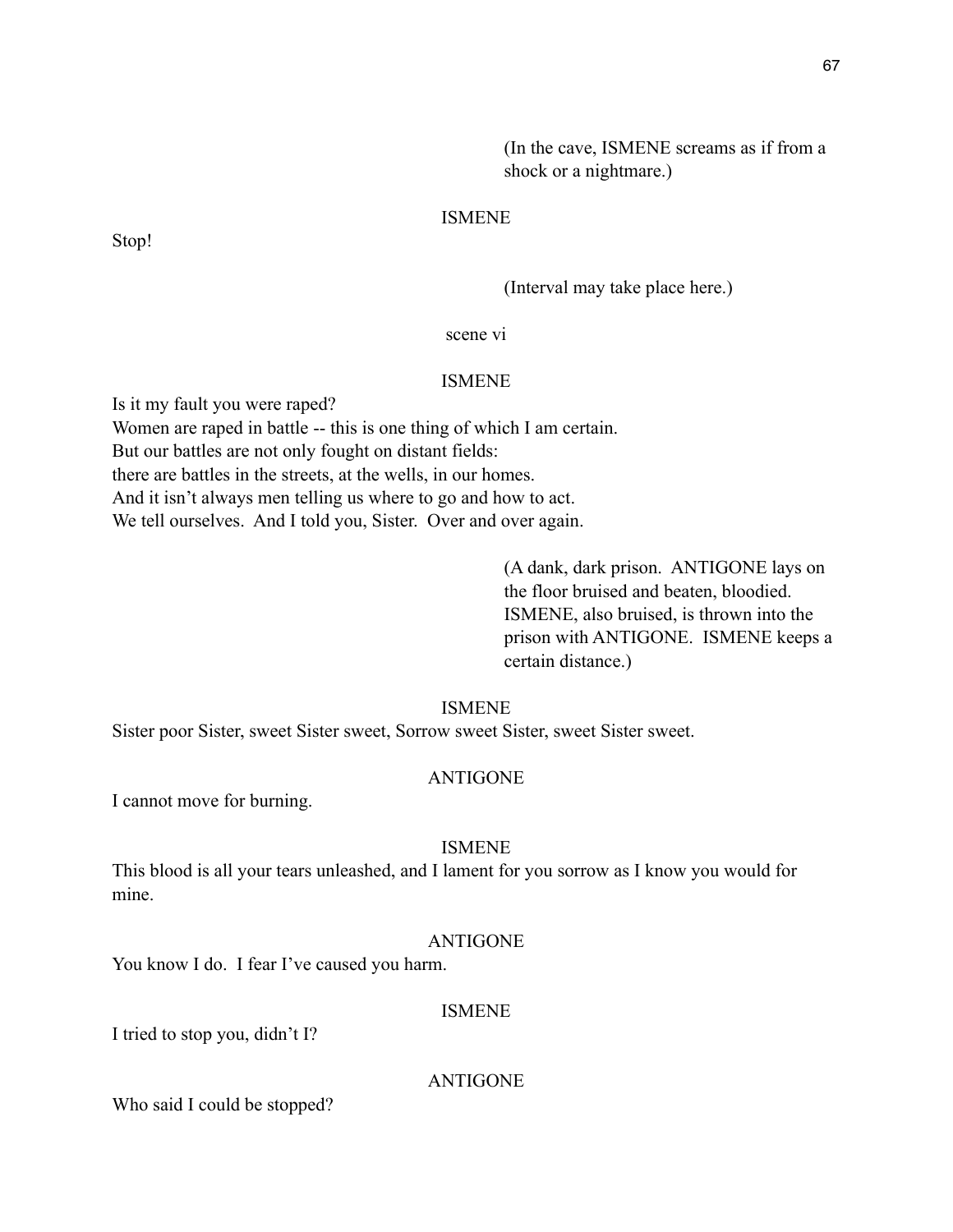(In the cave, ISMENE screams as if from a shock or a nightmare.)

ISMENE

Stop!

(Interval may take place here.)

scene vi

ISMENE

Is it my fault you were raped?
Women are raped in battle -- this is one thing of which I am certain.
But our battles are not only fought on distant fields:
there are battles in the streets, at the wells, in our homes.
And it isn't always men telling us where to go and how to act.
We tell ourselves. And I told you, Sister. Over and over again.

(A dank, dark prison. ANTIGONE lays on the floor bruised and beaten, bloodied. ISMENE, also bruised, is thrown into the prison with ANTIGONE. ISMENE keeps a certain distance.)

ISMENE

Sister poor Sister, sweet Sister sweet, Sorrow sweet Sister, sweet Sister sweet.

ANTIGONE

I cannot move for burning.

ISMENE

This blood is all your tears unleashed, and I lament for you sorrow as I know you would for mine.

ANTIGONE

You know I do. I fear I've caused you harm.

ISMENE

I tried to stop you, didn't I?

ANTIGONE

Who said I could be stopped?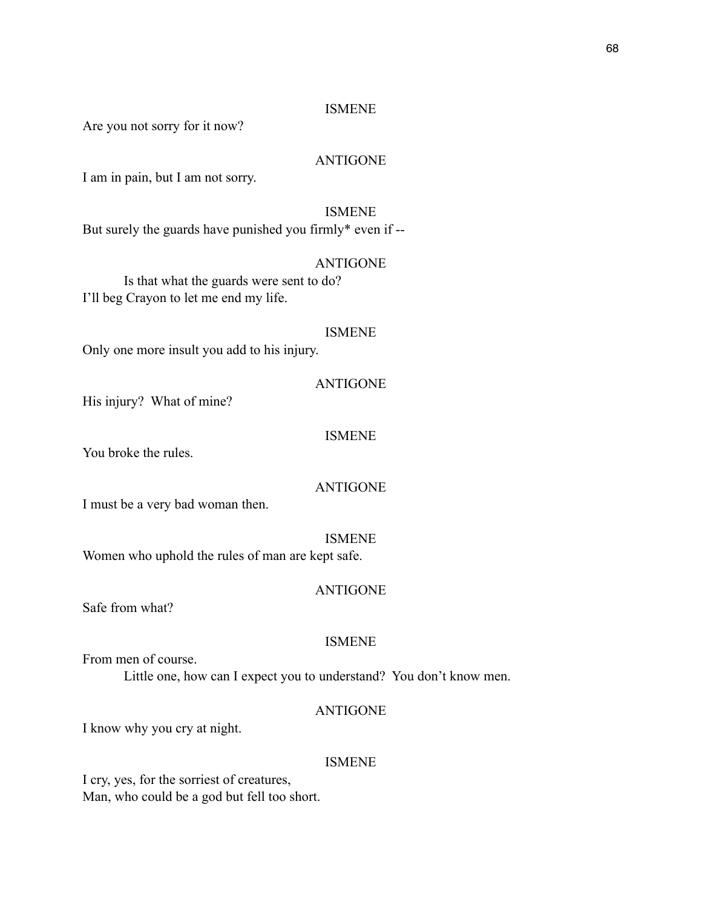ISMENE

Are you not sorry for it now?

ANTIGONE

I am in pain, but I am not sorry.

ISMENE

But surely the guards have punished you firmly* even if --

ANTIGONE

Is that what the guards were sent to do?
I'll beg Crayon to let me end my life.

ISMENE

Only one more insult you add to his injury.

ANTIGONE

His injury? What of mine?

ISMENE

You broke the rules.

ANTIGONE

I must be a very bad woman then.

ISMENE

Women who uphold the rules of man are kept safe.

ANTIGONE

Safe from what?

ISMENE

From men of course.
Little one, how can I expect you to understand? You don't know men.

ANTIGONE

I know why you cry at night.

ISMENE

I cry, yes, for the sorriest of creatures,
Man, who could be a god but fell too short.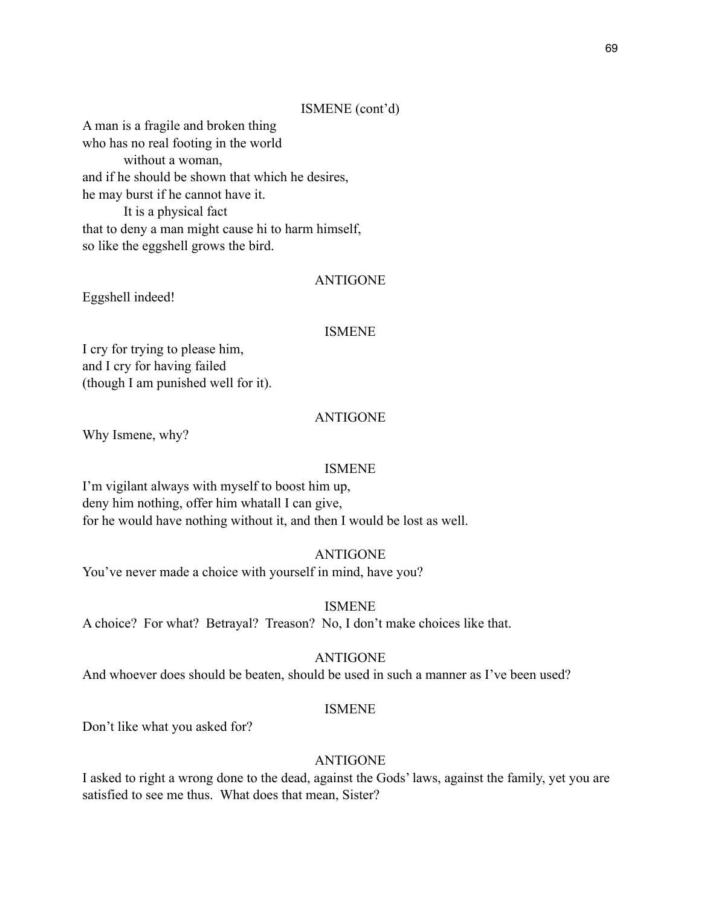ISMENE (cont'd)

A man is a fragile and broken thing
who has no real footing in the world
          without a woman,
and if he should be shown that which he desires,
he may burst if he cannot have it.
          It is a physical fact
that to deny a man might cause hi to harm himself,
so like the eggshell grows the bird.

ANTIGONE

Eggshell indeed!

ISMENE

I cry for trying to please him,
and I cry for having failed
(though I am punished well for it).

ANTIGONE

Why Ismene, why?

ISMENE

I'm vigilant always with myself to boost him up,
deny him nothing, offer him whatall I can give,
for he would have nothing without it, and then I would be lost as well.

ANTIGONE

You've never made a choice with yourself in mind, have you?

ISMENE

A choice? For what? Betrayal? Treason? No, I don't make choices like that.

ANTIGONE

And whoever does should be beaten, should be used in such a manner as I've been used?

ISMENE

Don't like what you asked for?

ANTIGONE

I asked to right a wrong done to the dead, against the Gods' laws, against the family, yet you are satisfied to see me thus. What does that mean, Sister?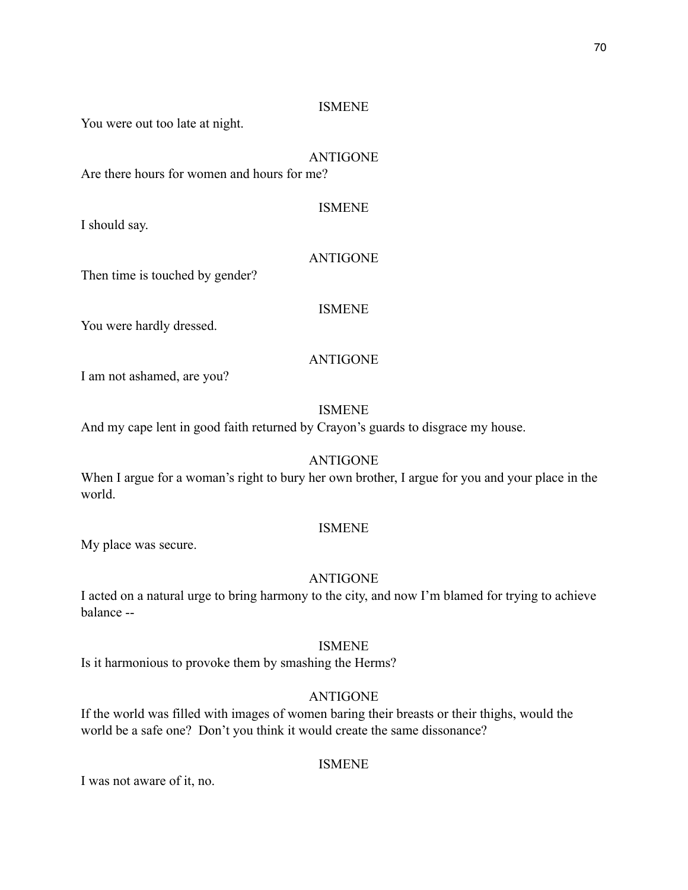ISMENE

You were out too late at night.

ANTIGONE

Are there hours for women and hours for me?

ISMENE

I should say.

ANTIGONE

Then time is touched by gender?

ISMENE

You were hardly dressed.

ANTIGONE

I am not ashamed, are you?

ISMENE

And my cape lent in good faith returned by Crayon's guards to disgrace my house.

ANTIGONE

When I argue for a woman's right to bury her own brother, I argue for you and your place in the world.

ISMENE

My place was secure.

ANTIGONE

I acted on a natural urge to bring harmony to the city, and now I'm blamed for trying to achieve balance --

ISMENE

Is it harmonious to provoke them by smashing the Herms?

ANTIGONE

If the world was filled with images of women baring their breasts or their thighs, would the world be a safe one? Don't you think it would create the same dissonance?

ISMENE

I was not aware of it, no.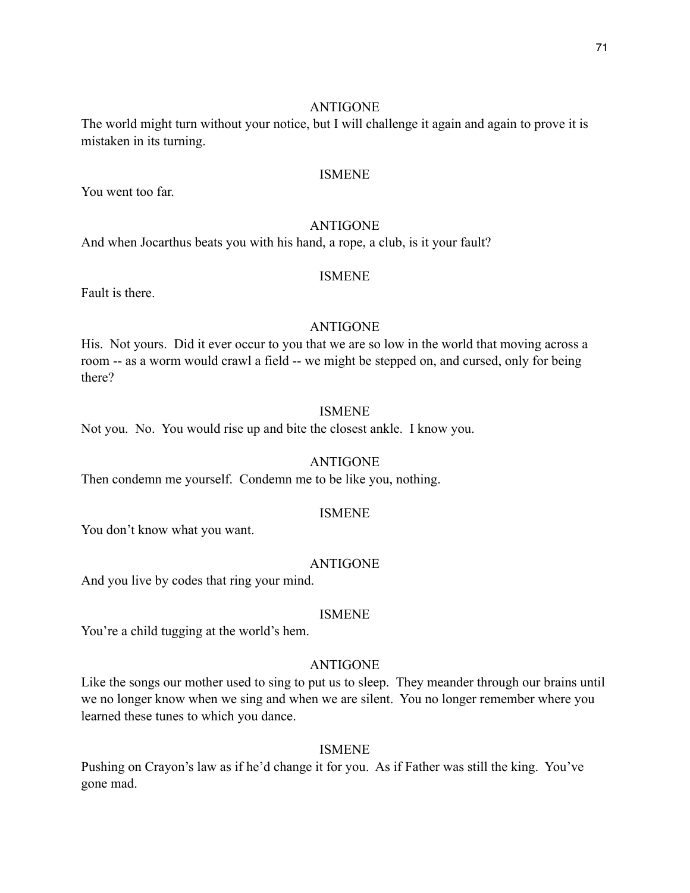ANTIGONE

The world might turn without your notice, but I will challenge it again and again to prove it is mistaken in its turning.

ISMENE

You went too far.

ANTIGONE

And when Jocarthus beats you with his hand, a rope, a club, is it your fault?

ISMENE

Fault is there.

ANTIGONE

His. Not yours. Did it ever occur to you that we are so low in the world that moving across a room -- as a worm would crawl a field -- we might be stepped on, and cursed, only for being there?

ISMENE

Not you. No. You would rise up and bite the closest ankle. I know you.

ANTIGONE

Then condemn me yourself. Condemn me to be like you, nothing.

ISMENE

You don't know what you want.

ANTIGONE

And you live by codes that ring your mind.

ISMENE

You're a child tugging at the world's hem.

ANTIGONE

Like the songs our mother used to sing to put us to sleep. They meander through our brains until we no longer know when we sing and when we are silent. You no longer remember where you learned these tunes to which you dance.

ISMENE

Pushing on Crayon's law as if he'd change it for you. As if Father was still the king. You've gone mad.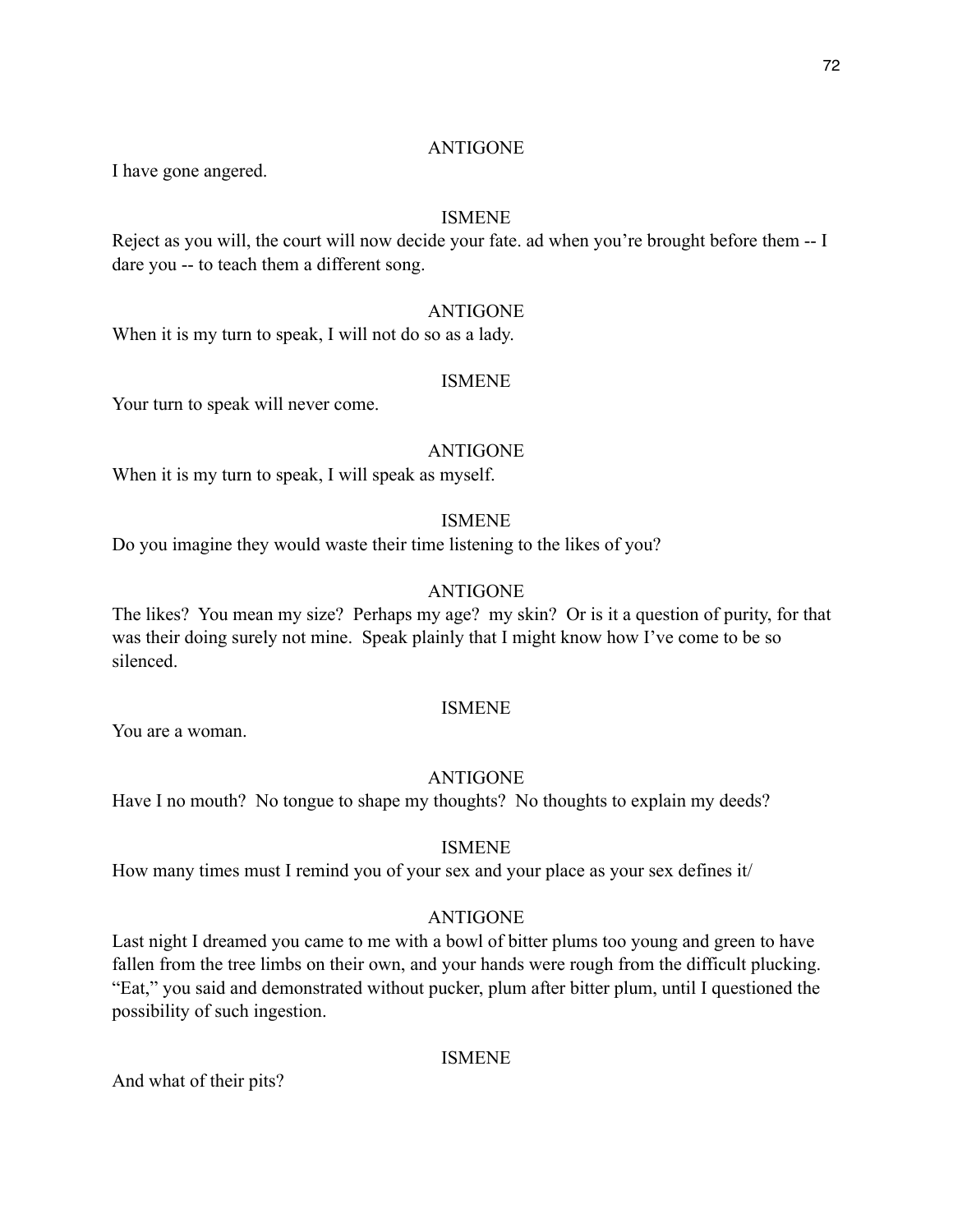ANTIGONE

I have gone angered.

ISMENE

Reject as you will, the court will now decide your fate. ad when you're brought before them -- I dare you -- to teach them a different song.

ANTIGONE

When it is my turn to speak, I will not do so as a lady.

ISMENE

Your turn to speak will never come.

ANTIGONE

When it is my turn to speak, I will speak as myself.

ISMENE

Do you imagine they would waste their time listening to the likes of you?

ANTIGONE

The likes? You mean my size? Perhaps my age? my skin? Or is it a question of purity, for that was their doing surely not mine. Speak plainly that I might know how I've come to be so silenced.

ISMENE

You are a woman.

ANTIGONE

Have I no mouth? No tongue to shape my thoughts? No thoughts to explain my deeds?

ISMENE

How many times must I remind you of your sex and your place as your sex defines it/

ANTIGONE

Last night I dreamed you came to me with a bowl of bitter plums too young and green to have fallen from the tree limbs on their own, and your hands were rough from the difficult plucking. "Eat," you said and demonstrated without pucker, plum after bitter plum, until I questioned the possibility of such ingestion.

ISMENE

And what of their pits?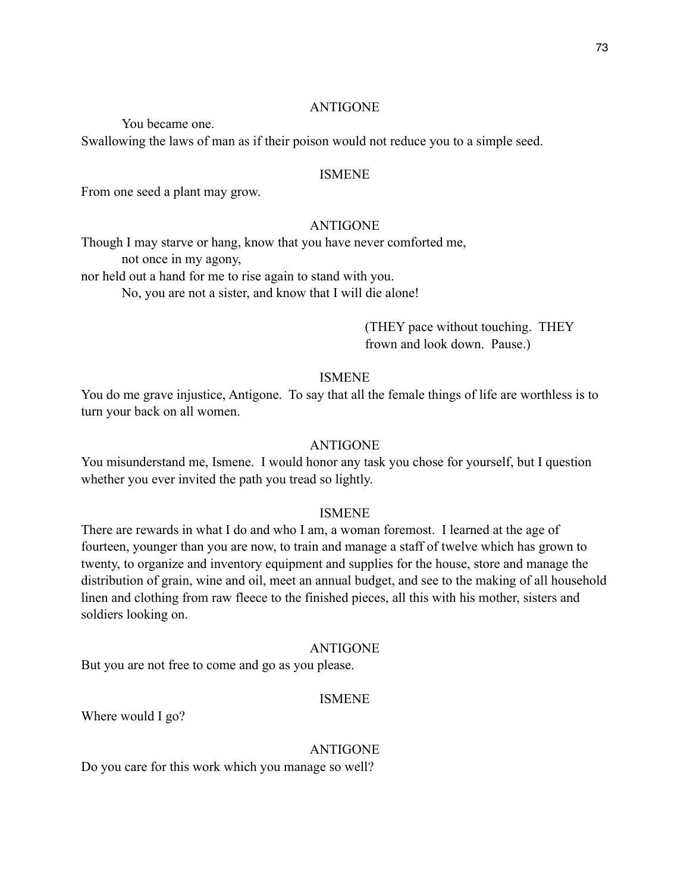ANTIGONE

You became one.
Swallowing the laws of man as if their poison would not reduce you to a simple seed.

ISMENE

From one seed a plant may grow.

ANTIGONE

Though I may starve or hang, know that you have never comforted me,
not once in my agony,
nor held out a hand for me to rise again to stand with you.
No, you are not a sister, and know that I will die alone!

(THEY pace without touching. THEY frown and look down. Pause.)

ISMENE

You do me grave injustice, Antigone. To say that all the female things of life are worthless is to turn your back on all women.

ANTIGONE

You misunderstand me, Ismene. I would honor any task you chose for yourself, but I question whether you ever invited the path you tread so lightly.

ISMENE

There are rewards in what I do and who I am, a woman foremost. I learned at the age of fourteen, younger than you are now, to train and manage a staff of twelve which has grown to twenty, to organize and inventory equipment and supplies for the house, store and manage the distribution of grain, wine and oil, meet an annual budget, and see to the making of all household linen and clothing from raw fleece to the finished pieces, all this with his mother, sisters and soldiers looking on.

ANTIGONE

But you are not free to come and go as you please.

ISMENE

Where would I go?

ANTIGONE

Do you care for this work which you manage so well?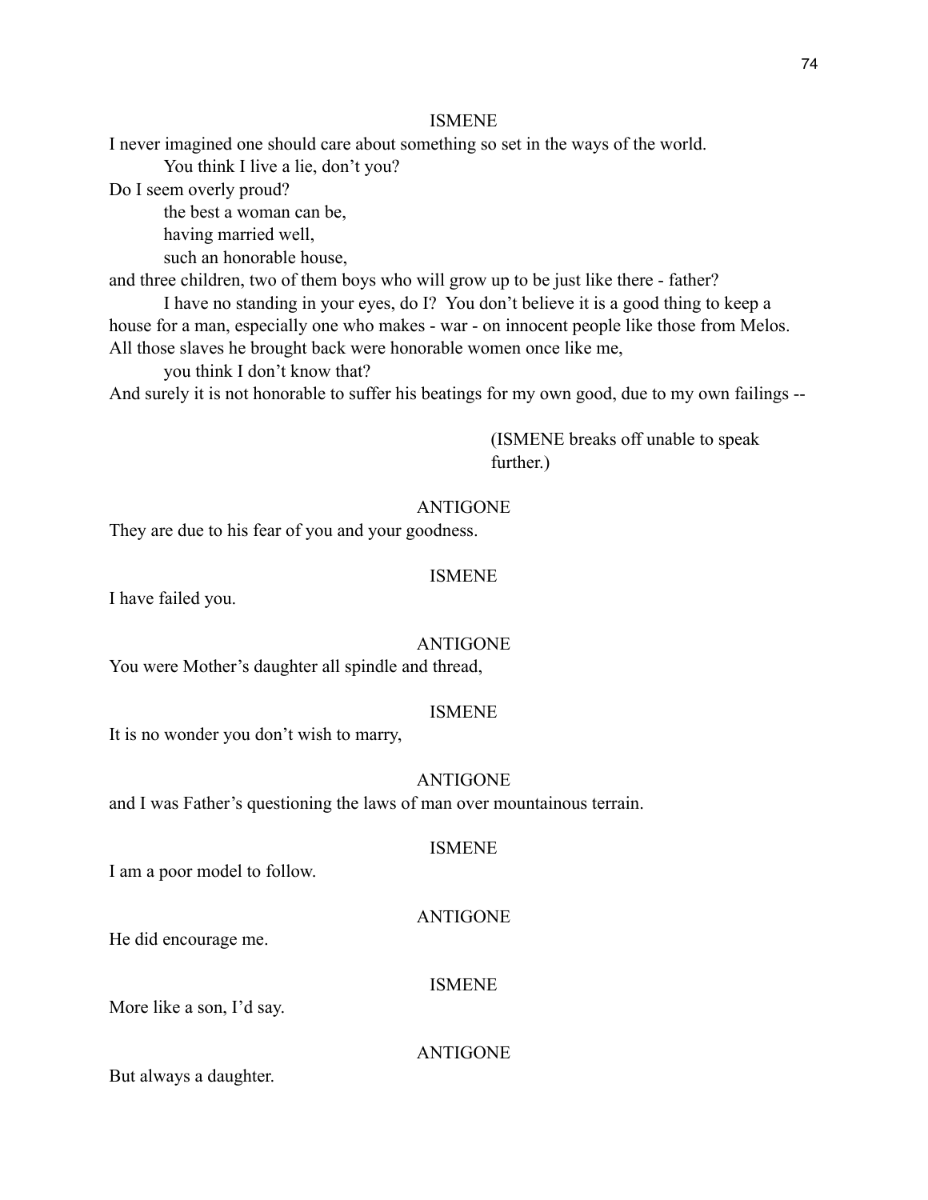ISMENE

I never imagined one should care about something so set in the ways of the world.

  You think I live a lie, don't you?

Do I seem overly proud?

  the best a woman can be,

  having married well,

  such an honorable house,

and three children, two of them boys who will grow up to be just like there - father?

  I have no standing in your eyes, do I? You don't believe it is a good thing to keep a house for a man, especially one who makes - war - on innocent people like those from Melos. All those slaves he brought back were honorable women once like me,

  you think I don't know that?

And surely it is not honorable to suffer his beatings for my own good, due to my own failings --

(ISMENE breaks off unable to speak further.)

ANTIGONE

They are due to his fear of you and your goodness.

ISMENE

I have failed you.

ANTIGONE

You were Mother's daughter all spindle and thread,

ISMENE

It is no wonder you don't wish to marry,

ANTIGONE

and I was Father's questioning the laws of man over mountainous terrain.

ISMENE

I am a poor model to follow.

ANTIGONE

He did encourage me.

ISMENE

More like a son, I'd say.

ANTIGONE

But always a daughter.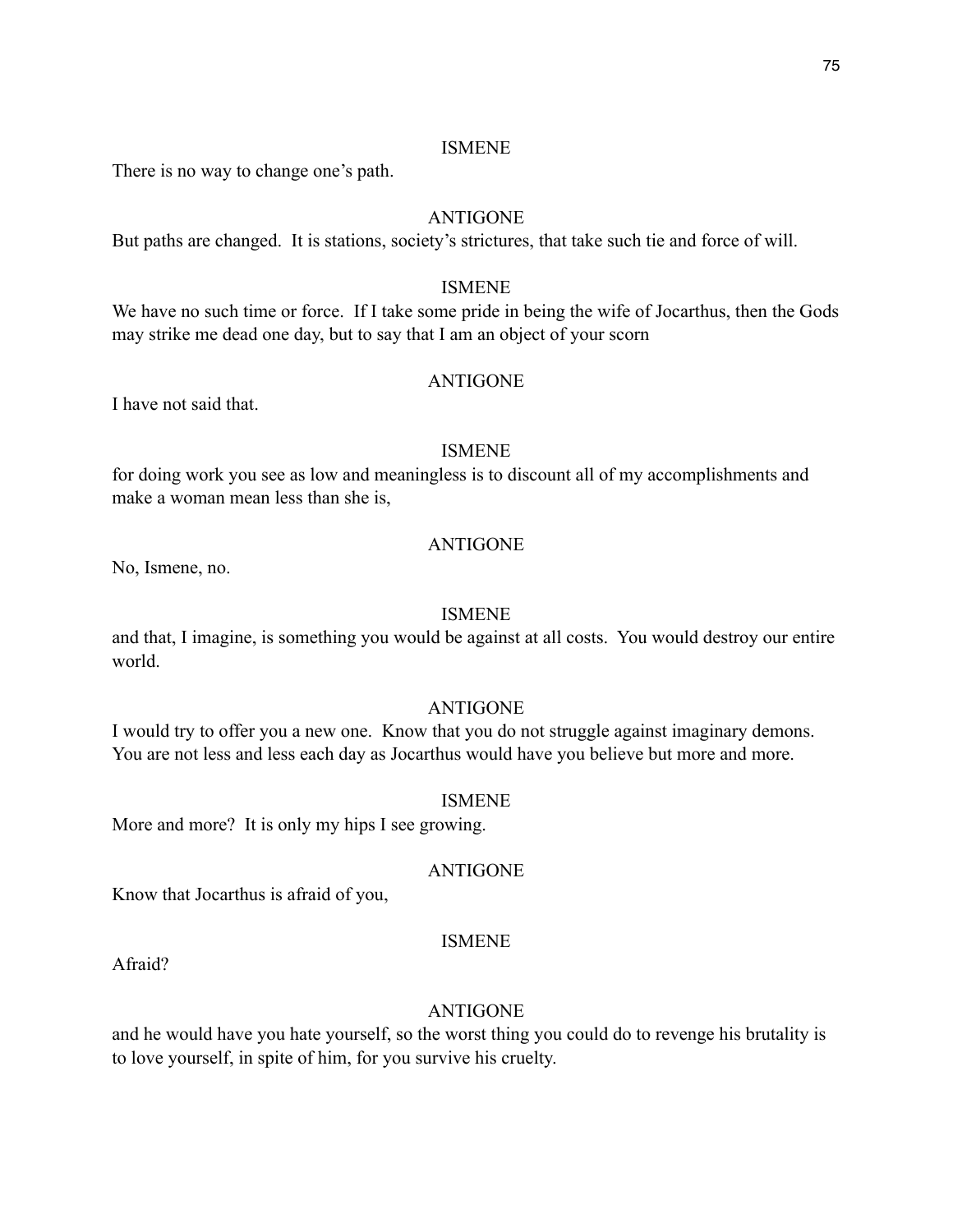ISMENE

There is no way to change one's path.

ANTIGONE

But paths are changed.  It is stations, society's strictures, that take such tie and force of will.

ISMENE

We have no such time or force.  If I take some pride in being the wife of Jocarthus, then the Gods may strike me dead one day, but to say that I am an object of your scorn

ANTIGONE

I have not said that.

ISMENE

for doing work you see as low and meaningless is to discount all of my accomplishments and make a woman mean less than she is,

ANTIGONE

No, Ismene, no.

ISMENE

and that, I imagine, is something you would be against at all costs.  You would destroy our entire world.

ANTIGONE

I would try to offer you a new one.  Know that you do not struggle against imaginary demons. You are not less and less each day as Jocarthus would have you believe but more and more.

ISMENE

More and more?  It is only my hips I see growing.

ANTIGONE

Know that Jocarthus is afraid of you,

ISMENE

Afraid?

ANTIGONE

and he would have you hate yourself, so the worst thing you could do to revenge his brutality is to love yourself, in spite of him, for you survive his cruelty.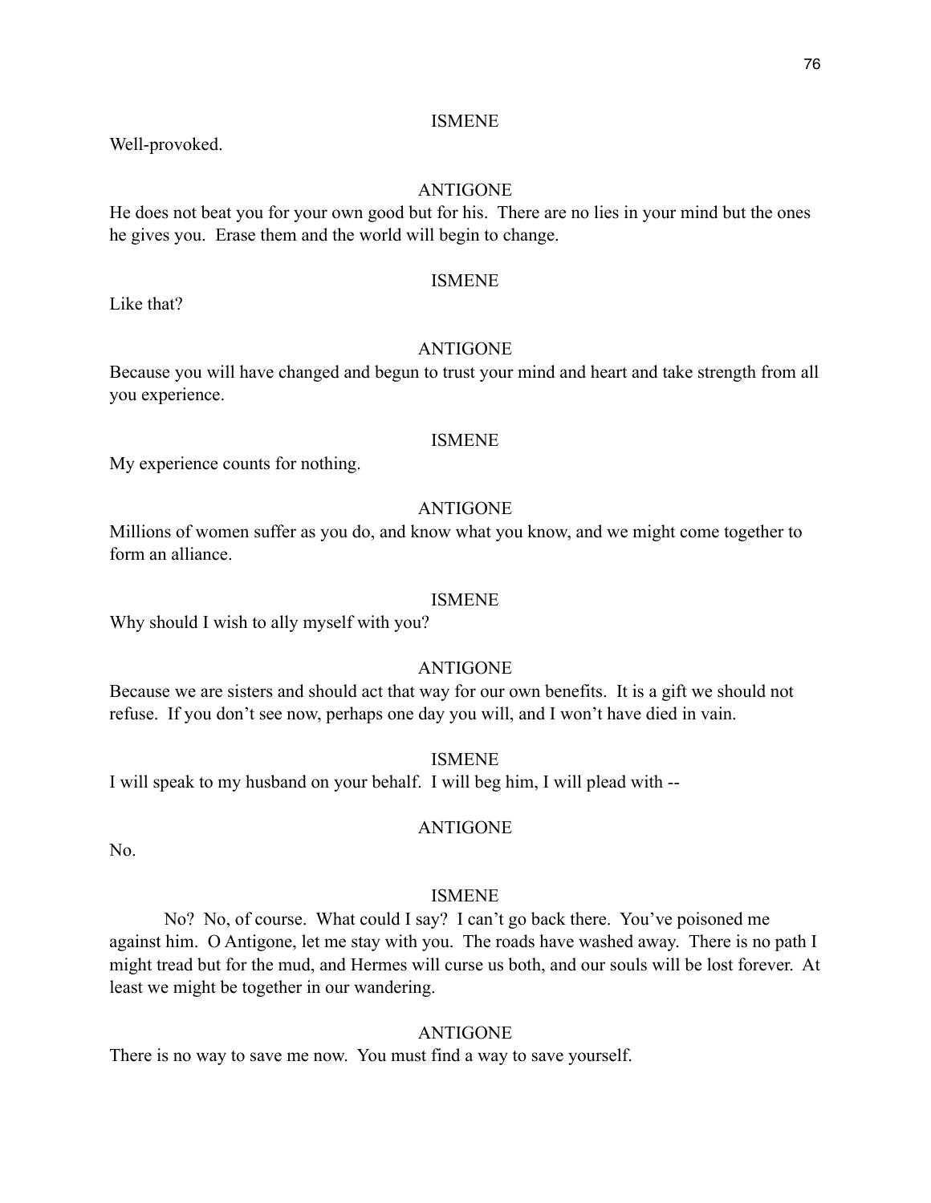ISMENE

Well-provoked.

ANTIGONE

He does not beat you for your own good but for his. There are no lies in your mind but the ones he gives you. Erase them and the world will begin to change.

ISMENE

Like that?

ANTIGONE

Because you will have changed and begun to trust your mind and heart and take strength from all you experience.

ISMENE

My experience counts for nothing.

ANTIGONE

Millions of women suffer as you do, and know what you know, and we might come together to form an alliance.

ISMENE

Why should I wish to ally myself with you?

ANTIGONE

Because we are sisters and should act that way for our own benefits. It is a gift we should not refuse. If you don't see now, perhaps one day you will, and I won't have died in vain.

ISMENE

I will speak to my husband on your behalf. I will beg him, I will plead with --

ANTIGONE

No.

ISMENE

No? No, of course. What could I say? I can't go back there. You've poisoned me against him. O Antigone, let me stay with you. The roads have washed away. There is no path I might tread but for the mud, and Hermes will curse us both, and our souls will be lost forever. At least we might be together in our wandering.

ANTIGONE

There is no way to save me now. You must find a way to save yourself.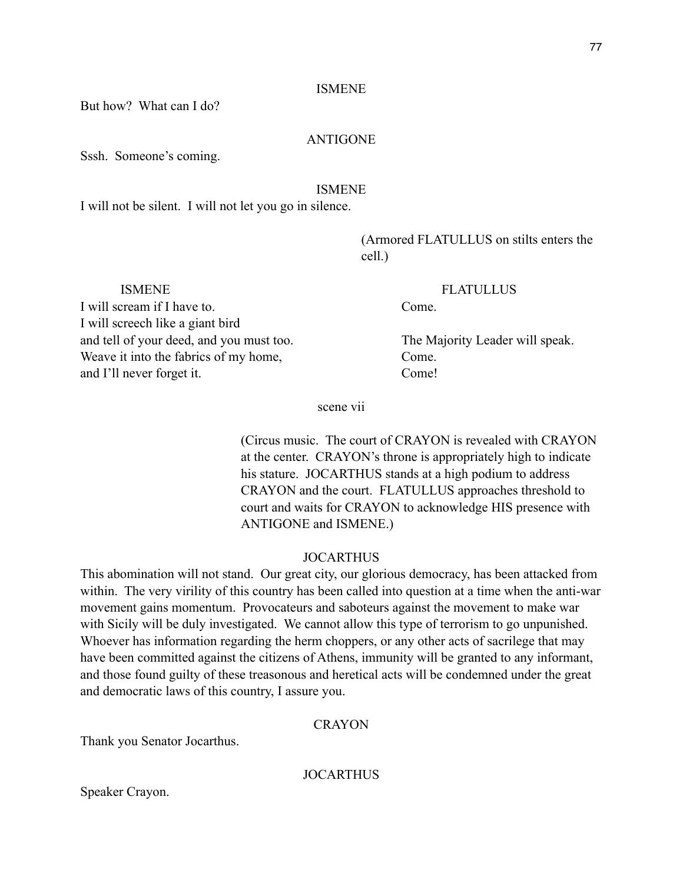ISMENE

But how? What can I do?

ANTIGONE

Sssh. Someone's coming.

ISMENE

I will not be silent. I will not let you go in silence.

(Armored FLATULLUS on stilts enters the cell.)

| ISMENE | FLATULLUS |
|---|---|
| I will scream if I have to. | Come. |
| I will screech like a giant bird | |
| and tell of your deed, and you must too. | The Majority Leader will speak. |
| Weave it into the fabrics of my home, | Come. |
| and I'll never forget it. | Come! |

scene vii

(Circus music. The court of CRAYON is revealed with CRAYON at the center. CRAYON's throne is appropriately high to indicate his stature. JOCARTHUS stands at a high podium to address CRAYON and the court. FLATULLUS approaches threshold to court and waits for CRAYON to acknowledge HIS presence with ANTIGONE and ISMENE.)

JOCARTHUS

This abomination will not stand. Our great city, our glorious democracy, has been attacked from within. The very virility of this country has been called into question at a time when the anti-war movement gains momentum. Provocateurs and saboteurs against the movement to make war with Sicily will be duly investigated. We cannot allow this type of terrorism to go unpunished. Whoever has information regarding the herm choppers, or any other acts of sacrilege that may have been committed against the citizens of Athens, immunity will be granted to any informant, and those found guilty of these treasonous and heretical acts will be condemned under the great and democratic laws of this country, I assure you.

CRAYON

Thank you Senator Jocarthus.

JOCARTHUS

Speaker Crayon.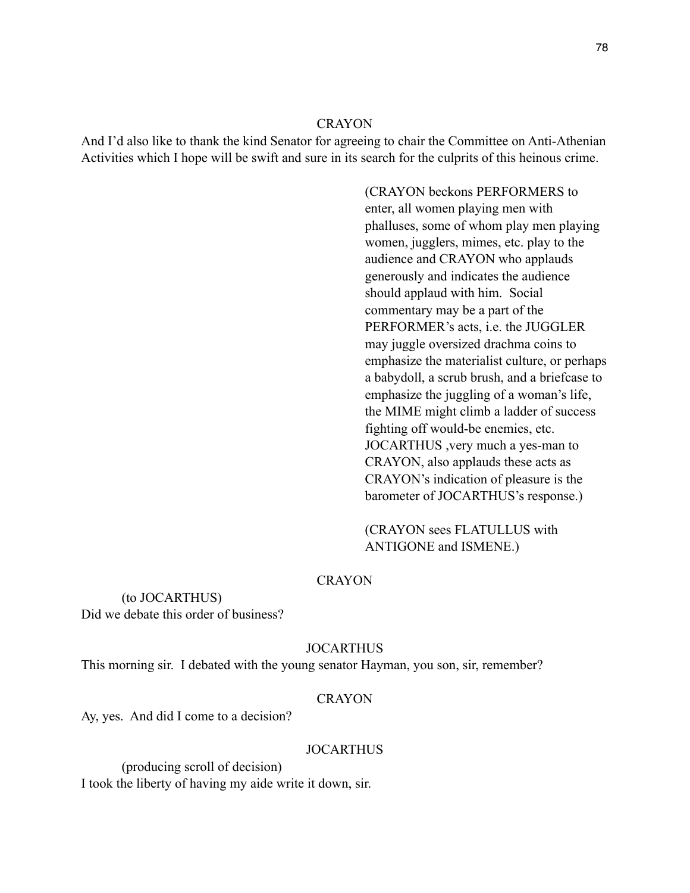CRAYON

And I'd also like to thank the kind Senator for agreeing to chair the Committee on Anti-Athenian Activities which I hope will be swift and sure in its search for the culprits of this heinous crime.

(CRAYON beckons PERFORMERS to enter, all women playing men with phalluses, some of whom play men playing women, jugglers, mimes, etc. play to the audience and CRAYON who applauds generously and indicates the audience should applaud with him. Social commentary may be a part of the PERFORMER's acts, i.e. the JUGGLER may juggle oversized drachma coins to emphasize the materialist culture, or perhaps a babydoll, a scrub brush, and a briefcase to emphasize the juggling of a woman's life, the MIME might climb a ladder of success fighting off would-be enemies, etc. JOCARTHUS ,very much a yes-man to CRAYON, also applauds these acts as CRAYON's indication of pleasure is the barometer of JOCARTHUS's response.)

(CRAYON sees FLATULLUS with ANTIGONE and ISMENE.)

CRAYON

(to JOCARTHUS)
Did we debate this order of business?

JOCARTHUS

This morning sir. I debated with the young senator Hayman, you son, sir, remember?

CRAYON

Ay, yes. And did I come to a decision?

JOCARTHUS

(producing scroll of decision)
I took the liberty of having my aide write it down, sir.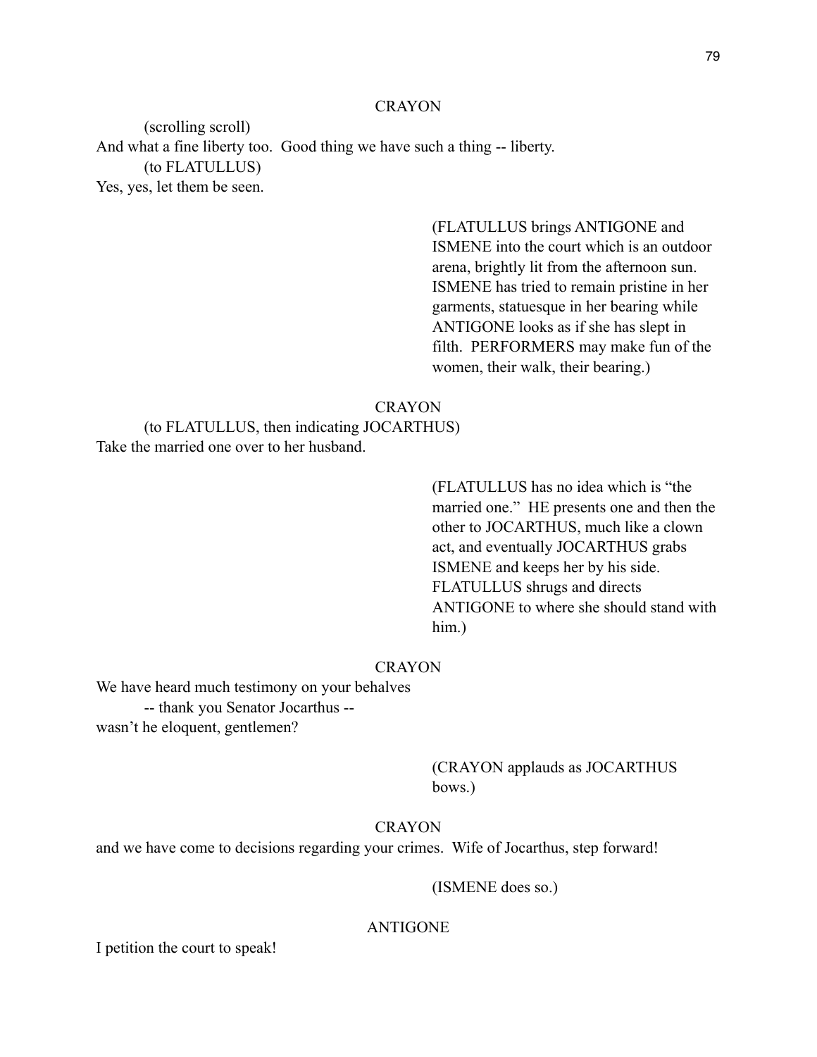CRAYON

(scrolling scroll)

And what a fine liberty too.  Good thing we have such a thing -- liberty.

(to FLATULLUS)

Yes, yes, let them be seen.

(FLATULLUS brings ANTIGONE and ISMENE into the court which is an outdoor arena, brightly lit from the afternoon sun. ISMENE has tried to remain pristine in her garments, statuesque in her bearing while ANTIGONE looks as if she has slept in filth.  PERFORMERS may make fun of the women, their walk, their bearing.)

CRAYON

(to FLATULLUS, then indicating JOCARTHUS)

Take the married one over to her husband.

(FLATULLUS has no idea which is "the married one."  HE presents one and then the other to JOCARTHUS, much like a clown act, and eventually JOCARTHUS grabs ISMENE and keeps her by his side. FLATULLUS shrugs and directs ANTIGONE to where she should stand with him.)

CRAYON

We have heard much testimony on your behalves

-- thank you Senator Jocarthus --

wasn't he eloquent, gentlemen?

(CRAYON applauds as JOCARTHUS bows.)

CRAYON

and we have come to decisions regarding your crimes.  Wife of Jocarthus, step forward!

(ISMENE does so.)

ANTIGONE

I petition the court to speak!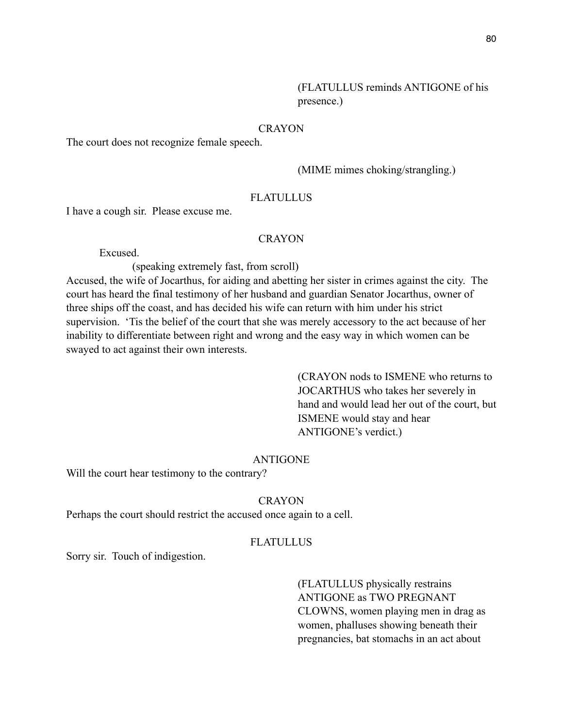(FLATULLUS reminds ANTIGONE of his presence.)

CRAYON

The court does not recognize female speech.

(MIME mimes choking/strangling.)

FLATULLUS

I have a cough sir. Please excuse me.

CRAYON

Excused.

(speaking extremely fast, from scroll)

Accused, the wife of Jocarthus, for aiding and abetting her sister in crimes against the city. The court has heard the final testimony of her husband and guardian Senator Jocarthus, owner of three ships off the coast, and has decided his wife can return with him under his strict supervision. 'Tis the belief of the court that she was merely accessory to the act because of her inability to differentiate between right and wrong and the easy way in which women can be swayed to act against their own interests.

(CRAYON nods to ISMENE who returns to JOCARTHUS who takes her severely in hand and would lead her out of the court, but ISMENE would stay and hear ANTIGONE's verdict.)

ANTIGONE

Will the court hear testimony to the contrary?

CRAYON

Perhaps the court should restrict the accused once again to a cell.

FLATULLUS

Sorry sir. Touch of indigestion.

(FLATULLUS physically restrains ANTIGONE as TWO PREGNANT CLOWNS, women playing men in drag as women, phalluses showing beneath their pregnancies, bat stomachs in an act about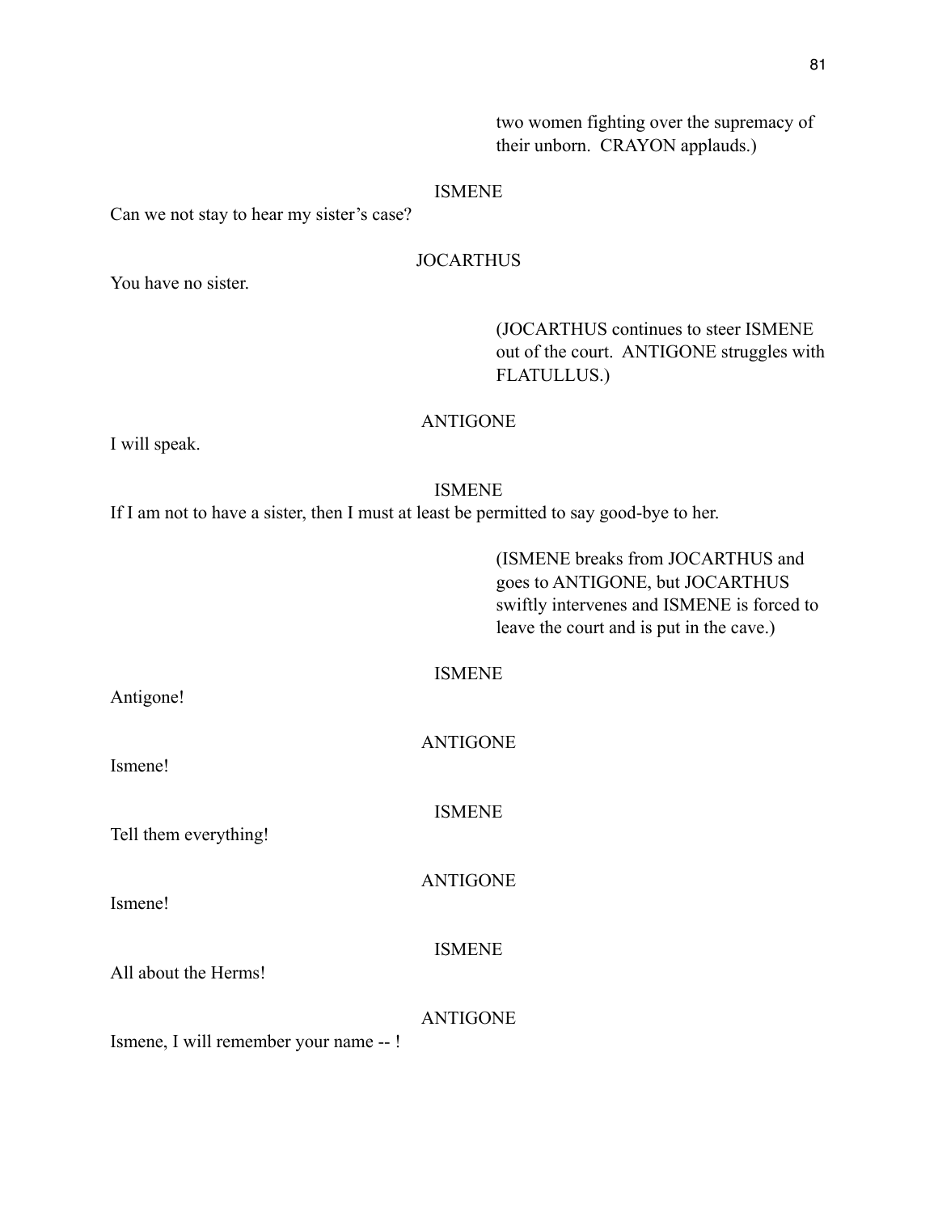two women fighting over the supremacy of their unborn. CRAYON applauds.)

ISMENE

Can we not stay to hear my sister's case?

JOCARTHUS

You have no sister.

(JOCARTHUS continues to steer ISMENE out of the court. ANTIGONE struggles with FLATULLUS.)

ANTIGONE

I will speak.

ISMENE

If I am not to have a sister, then I must at least be permitted to say good-bye to her.

(ISMENE breaks from JOCARTHUS and goes to ANTIGONE, but JOCARTHUS swiftly intervenes and ISMENE is forced to leave the court and is put in the cave.)

ISMENE

Antigone!

ANTIGONE

Ismene!

ISMENE

Tell them everything!

ANTIGONE

Ismene!

ISMENE

All about the Herms!

ANTIGONE

Ismene, I will remember your name -- !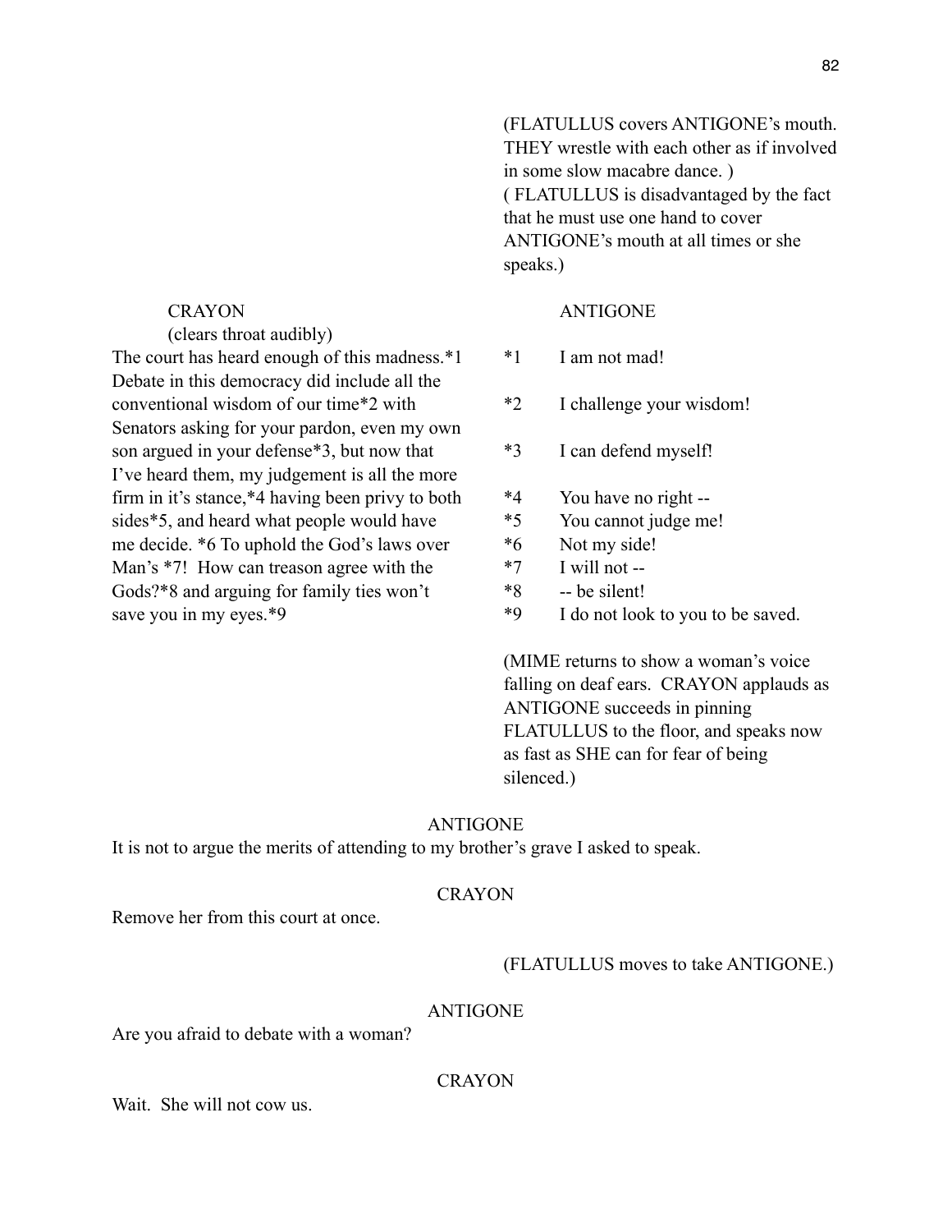(FLATULLUS covers ANTIGONE's mouth. THEY wrestle with each other as if involved in some slow macabre dance. )
( FLATULLUS is disadvantaged by the fact that he must use one hand to cover ANTIGONE's mouth at all times or she speaks.)

CRAYON
(clears throat audibly)
The court has heard enough of this madness.*1 Debate in this democracy did include all the conventional wisdom of our time*2 with Senators asking for your pardon, even my own son argued in your defense*3, but now that I've heard them, my judgement is all the more firm in it's stance,*4 having been privy to both sides*5, and heard what people would have me decide. *6 To uphold the God's laws over Man's *7! How can treason agree with the Gods?*8 and arguing for family ties won't save you in my eyes.*9

ANTIGONE
*1 I am not mad!

*2 I challenge your wisdom!

*3 I can defend myself!

*4 You have no right --
*5 You cannot judge me!
*6 Not my side!
*7 I will not --
*8 -- be silent!
*9 I do not look to you to be saved.

(MIME returns to show a woman's voice falling on deaf ears. CRAYON applauds as ANTIGONE succeeds in pinning FLATULLUS to the floor, and speaks now as fast as SHE can for fear of being silenced.)

ANTIGONE
It is not to argue the merits of attending to my brother's grave I asked to speak.

CRAYON
Remove her from this court at once.

(FLATULLUS moves to take ANTIGONE.)

ANTIGONE
Are you afraid to debate with a woman?

CRAYON
Wait. She will not cow us.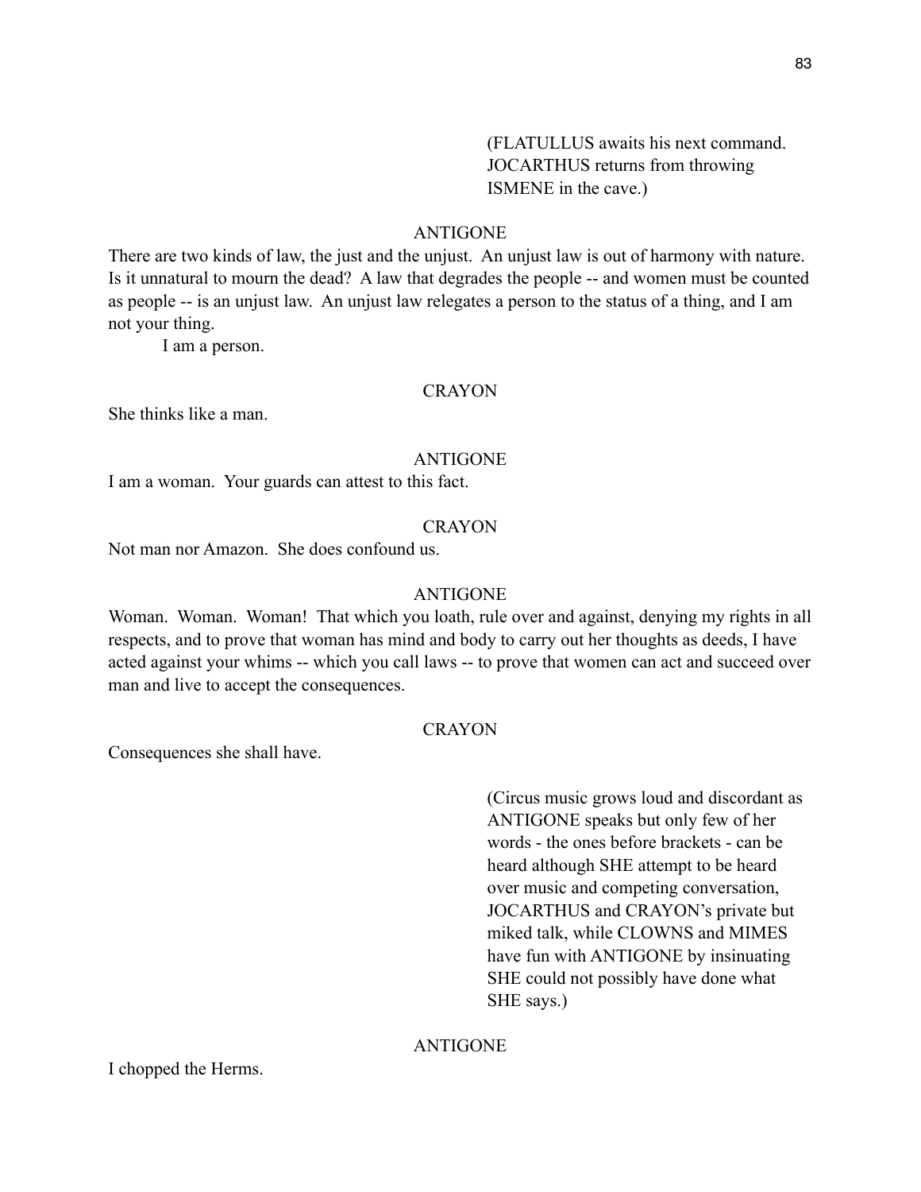(FLATULLUS awaits his next command. JOCARTHUS returns from throwing ISMENE in the cave.)

ANTIGONE

There are two kinds of law, the just and the unjust. An unjust law is out of harmony with nature. Is it unnatural to mourn the dead? A law that degrades the people -- and women must be counted as people -- is an unjust law. An unjust law relegates a person to the status of a thing, and I am not your thing.

I am a person.

CRAYON

She thinks like a man.

ANTIGONE

I am a woman. Your guards can attest to this fact.

CRAYON

Not man nor Amazon. She does confound us.

ANTIGONE

Woman. Woman. Woman! That which you loath, rule over and against, denying my rights in all respects, and to prove that woman has mind and body to carry out her thoughts as deeds, I have acted against your whims -- which you call laws -- to prove that women can act and succeed over man and live to accept the consequences.

CRAYON

Consequences she shall have.

(Circus music grows loud and discordant as ANTIGONE speaks but only few of her words - the ones before brackets - can be heard although SHE attempt to be heard over music and competing conversation, JOCARTHUS and CRAYON's private but miked talk, while CLOWNS and MIMES have fun with ANTIGONE by insinuating SHE could not possibly have done what SHE says.)

ANTIGONE

I chopped the Herms.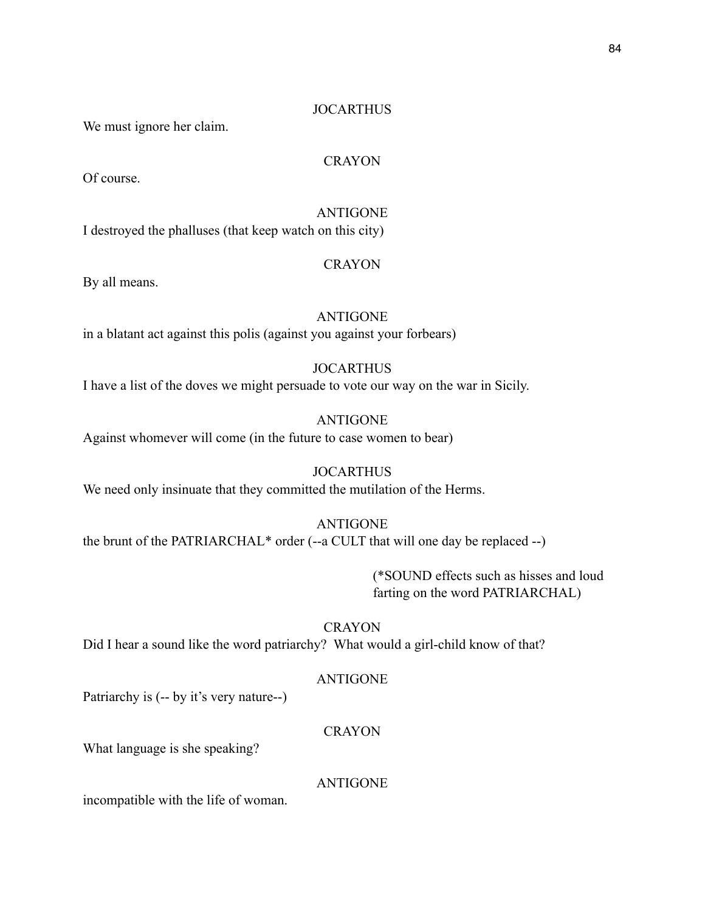JOCARTHUS

We must ignore her claim.

CRAYON

Of course.

ANTIGONE

I destroyed the phalluses (that keep watch on this city)

CRAYON

By all means.

ANTIGONE

in a blatant act against this polis (against you against your forbears)

JOCARTHUS

I have a list of the doves we might persuade to vote our way on the war in Sicily.

ANTIGONE

Against whomever will come (in the future to case women to bear)

JOCARTHUS

We need only insinuate that they committed the mutilation of the Herms.

ANTIGONE

the brunt of the PATRIARCHAL* order (--a CULT that will one day be replaced --)

(*SOUND effects such as hisses and loud farting on the word PATRIARCHAL)

CRAYON

Did I hear a sound like the word patriarchy? What would a girl-child know of that?

ANTIGONE

Patriarchy is (-- by it's very nature--)

CRAYON

What language is she speaking?

ANTIGONE

incompatible with the life of woman.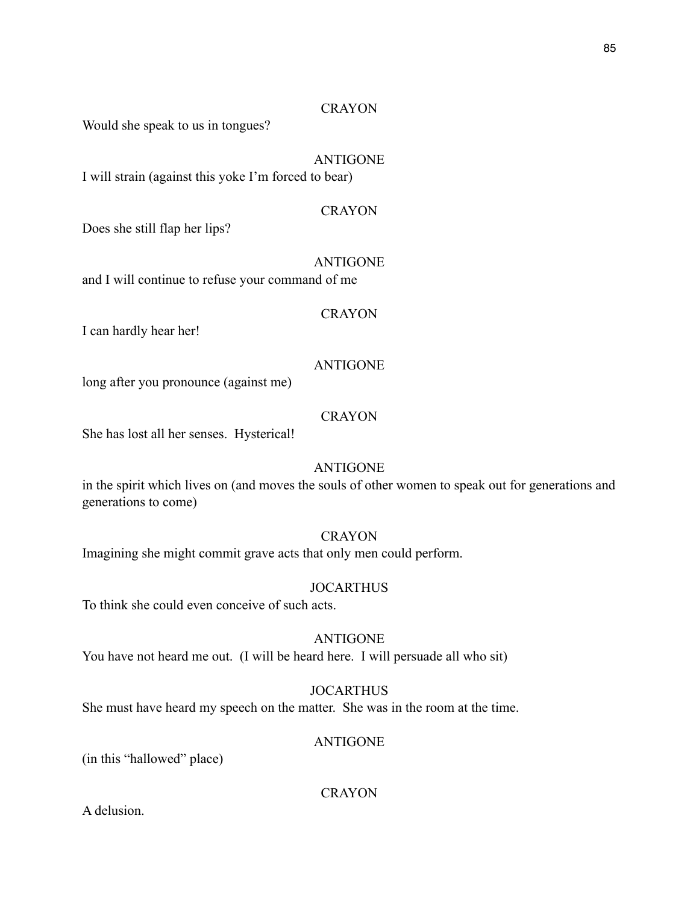CRAYON

Would she speak to us in tongues?

ANTIGONE

I will strain (against this yoke I'm forced to bear)

CRAYON

Does she still flap her lips?

ANTIGONE

and I will continue to refuse your command of me

CRAYON

I can hardly hear her!

ANTIGONE

long after you pronounce (against me)

CRAYON

She has lost all her senses. Hysterical!

ANTIGONE

in the spirit which lives on (and moves the souls of other women to speak out for generations and generations to come)

CRAYON

Imagining she might commit grave acts that only men could perform.

JOCARTHUS

To think she could even conceive of such acts.

ANTIGONE

You have not heard me out. (I will be heard here. I will persuade all who sit)

JOCARTHUS

She must have heard my speech on the matter. She was in the room at the time.

ANTIGONE

(in this "hallowed" place)

CRAYON

A delusion.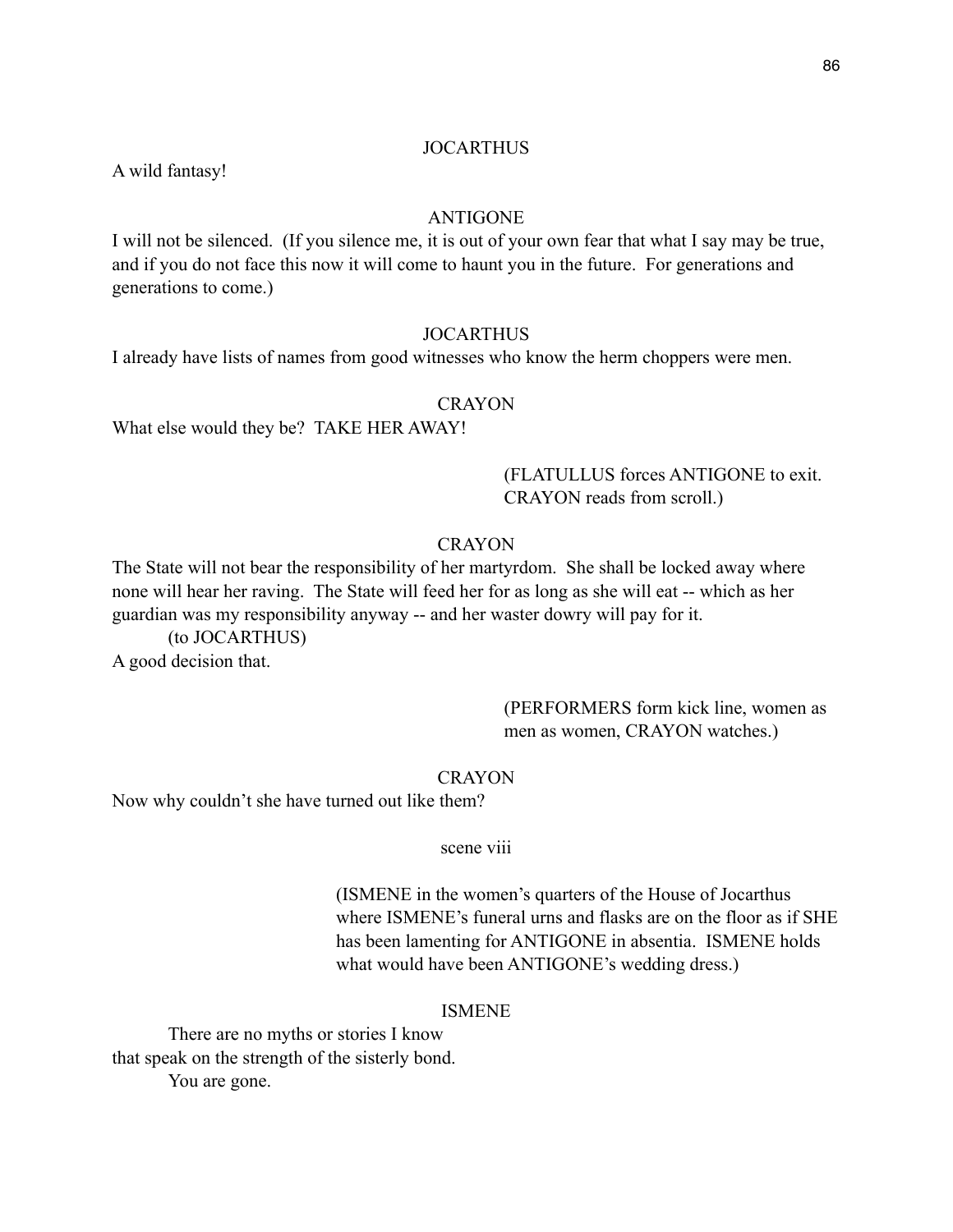JOCARTHUS

A wild fantasy!

ANTIGONE

I will not be silenced. (If you silence me, it is out of your own fear that what I say may be true, and if you do not face this now it will come to haunt you in the future. For generations and generations to come.)

JOCARTHUS

I already have lists of names from good witnesses who know the herm choppers were men.

CRAYON

What else would they be? TAKE HER AWAY!

(FLATULLUS forces ANTIGONE to exit. CRAYON reads from scroll.)

CRAYON

The State will not bear the responsibility of her martyrdom. She shall be locked away where none will hear her raving. The State will feed her for as long as she will eat -- which as her guardian was my responsibility anyway -- and her waster dowry will pay for it.

(to JOCARTHUS)

A good decision that.

(PERFORMERS form kick line, women as men as women, CRAYON watches.)

CRAYON

Now why couldn't she have turned out like them?

scene viii

(ISMENE in the women's quarters of the House of Jocarthus where ISMENE's funeral urns and flasks are on the floor as if SHE has been lamenting for ANTIGONE in absentia. ISMENE holds what would have been ANTIGONE's wedding dress.)

ISMENE

There are no myths or stories I know
that speak on the strength of the sisterly bond.
You are gone.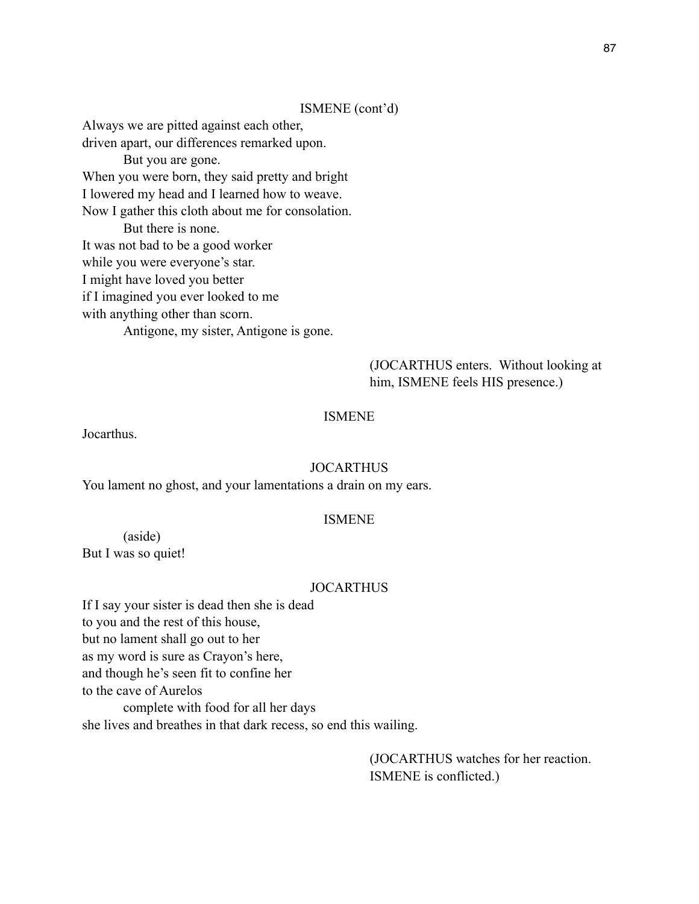ISMENE (cont'd)

Always we are pitted against each other,
driven apart, our differences remarked upon.
    But you are gone.
When you were born, they said pretty and bright
I lowered my head and I learned how to weave.
Now I gather this cloth about me for consolation.
    But there is none.
It was not bad to be a good worker
while you were everyone's star.
I might have loved you better
if I imagined you ever looked to me
with anything other than scorn.
    Antigone, my sister, Antigone is gone.

(JOCARTHUS enters. Without looking at him, ISMENE feels HIS presence.)

ISMENE

Jocarthus.

JOCARTHUS

You lament no ghost, and your lamentations a drain on my ears.

ISMENE

(aside)
But I was so quiet!

JOCARTHUS

If I say your sister is dead then she is dead
to you and the rest of this house,
but no lament shall go out to her
as my word is sure as Crayon's here,
and though he's seen fit to confine her
to the cave of Aurelos
    complete with food for all her days
she lives and breathes in that dark recess, so end this wailing.

(JOCARTHUS watches for her reaction. ISMENE is conflicted.)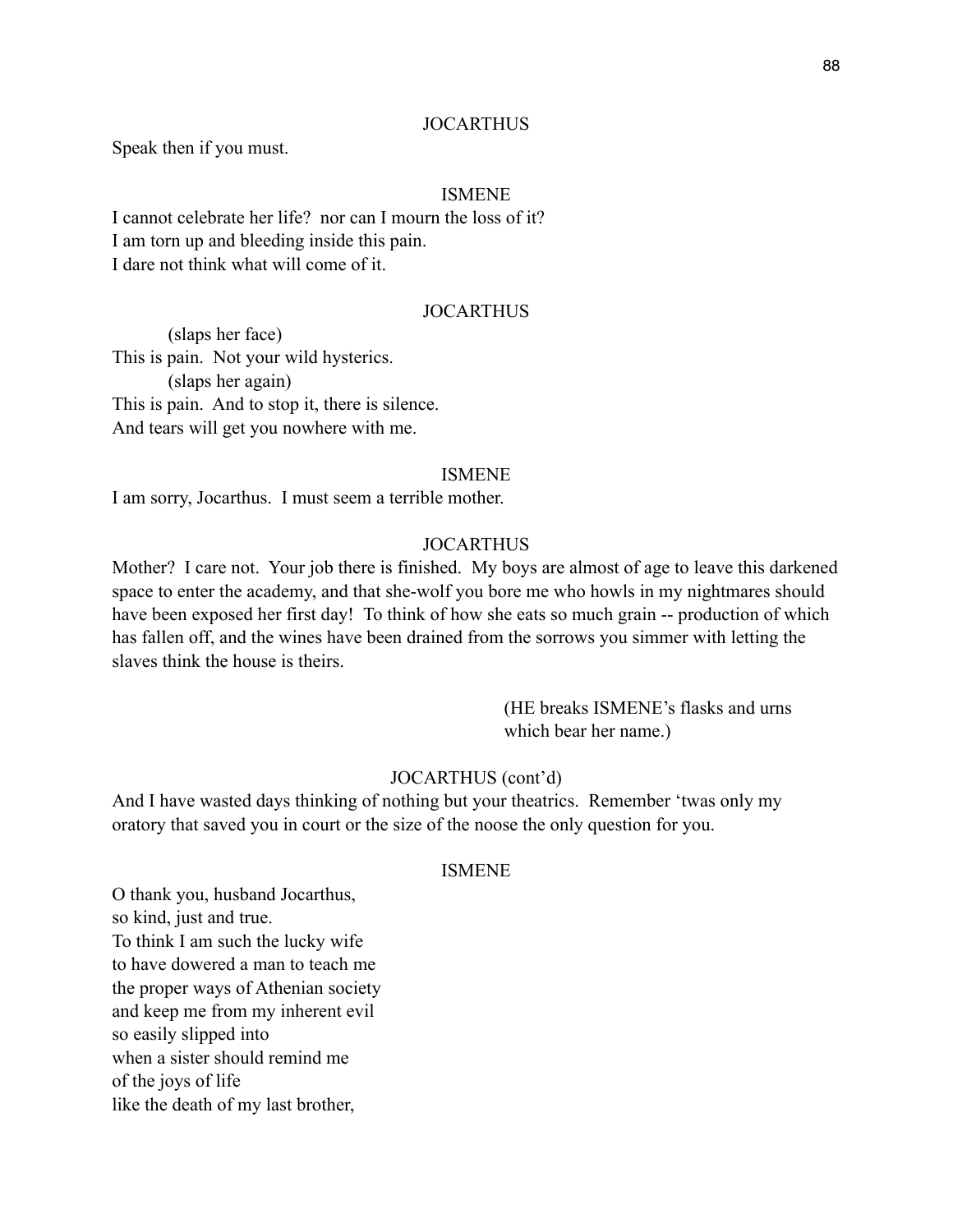JOCARTHUS

Speak then if you must.

ISMENE

I cannot celebrate her life? nor can I mourn the loss of it?
I am torn up and bleeding inside this pain.
I dare not think what will come of it.

JOCARTHUS

(slaps her face)
This is pain. Not your wild hysterics.
(slaps her again)
This is pain. And to stop it, there is silence.
And tears will get you nowhere with me.

ISMENE

I am sorry, Jocarthus. I must seem a terrible mother.

JOCARTHUS

Mother? I care not. Your job there is finished. My boys are almost of age to leave this darkened space to enter the academy, and that she-wolf you bore me who howls in my nightmares should have been exposed her first day! To think of how she eats so much grain -- production of which has fallen off, and the wines have been drained from the sorrows you simmer with letting the slaves think the house is theirs.

(HE breaks ISMENE's flasks and urns which bear her name.)

JOCARTHUS (cont'd)

And I have wasted days thinking of nothing but your theatrics. Remember 'twas only my oratory that saved you in court or the size of the noose the only question for you.

ISMENE

O thank you, husband Jocarthus,
so kind, just and true.
To think I am such the lucky wife
to have dowered a man to teach me
the proper ways of Athenian society
and keep me from my inherent evil
so easily slipped into
when a sister should remind me
of the joys of life
like the death of my last brother,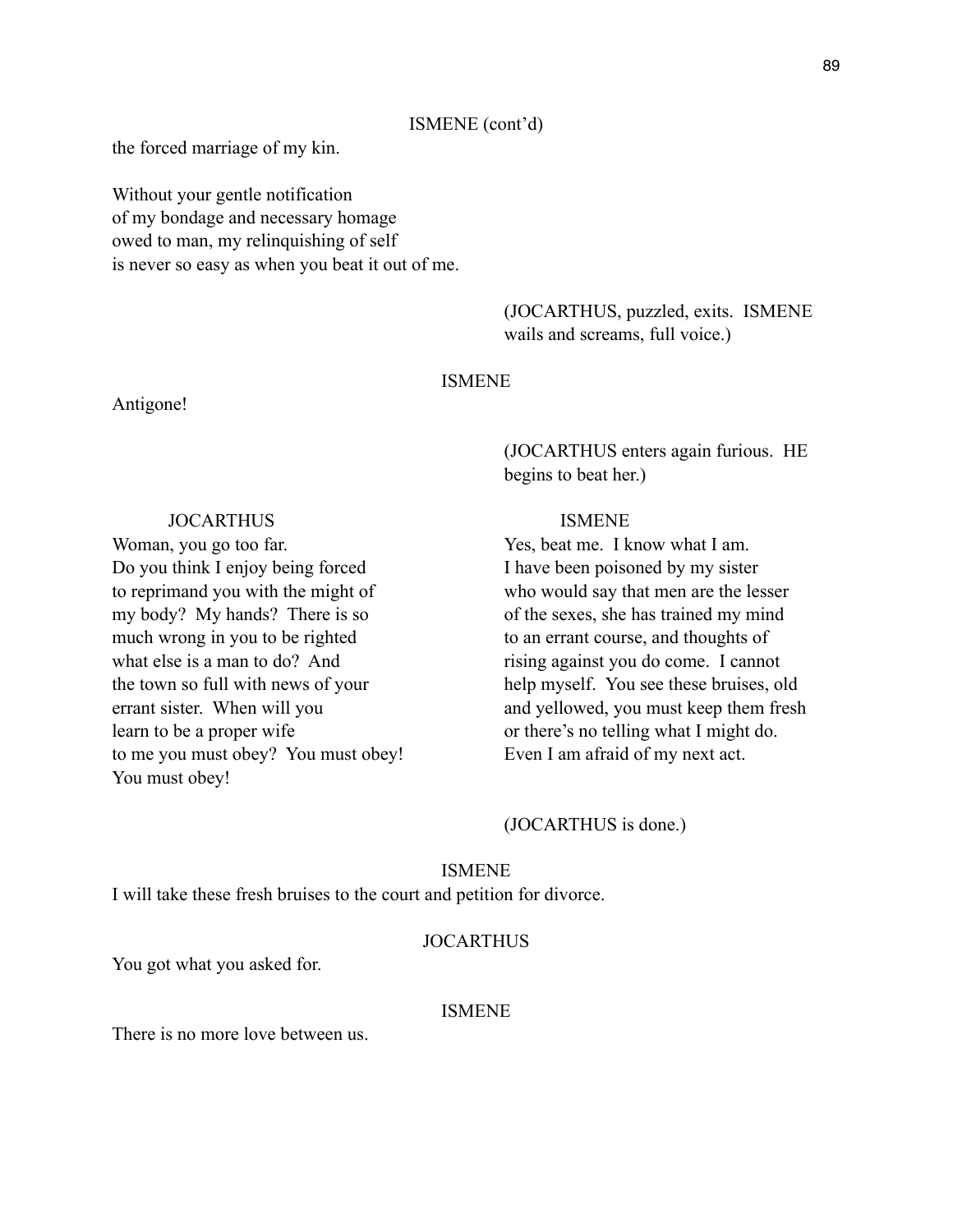ISMENE (cont'd)

the forced marriage of my kin.

Without your gentle notification
of my bondage and necessary homage
owed to man, my relinquishing of self
is never so easy as when you beat it out of me.

(JOCARTHUS, puzzled, exits. ISMENE wails and screams, full voice.)

ISMENE

Antigone!

(JOCARTHUS enters again furious. HE begins to beat her.)

JOCARTHUS

Woman, you go too far.
Do you think I enjoy being forced
to reprimand you with the might of
my body? My hands? There is so
much wrong in you to be righted
what else is a man to do? And
the town so full with news of your
errant sister. When will you
learn to be a proper wife
to me you must obey? You must obey!
You must obey!

ISMENE

Yes, beat me. I know what I am.
I have been poisoned by my sister
who would say that men are the lesser
of the sexes, she has trained my mind
to an errant course, and thoughts of
rising against you do come. I cannot
help myself. You see these bruises, old
and yellowed, you must keep them fresh
or there's no telling what I might do.
Even I am afraid of my next act.

(JOCARTHUS is done.)

ISMENE

I will take these fresh bruises to the court and petition for divorce.

JOCARTHUS

You got what you asked for.

ISMENE

There is no more love between us.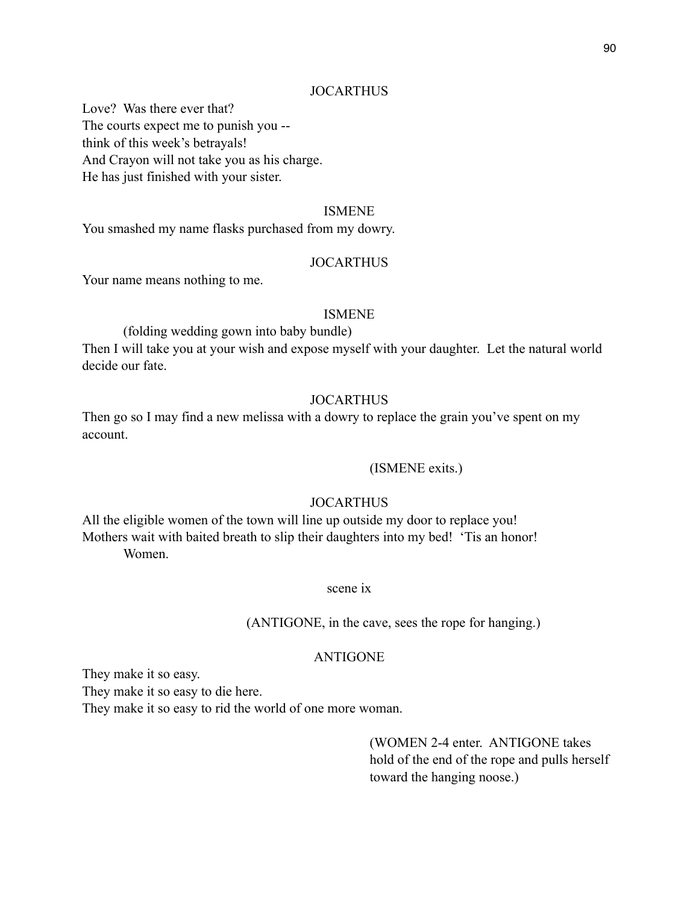JOCARTHUS

Love? Was there ever that?
The courts expect me to punish you --
think of this week's betrayals!
And Crayon will not take you as his charge.
He has just finished with your sister.

ISMENE

You smashed my name flasks purchased from my dowry.

JOCARTHUS

Your name means nothing to me.

ISMENE

(folding wedding gown into baby bundle)

Then I will take you at your wish and expose myself with your daughter. Let the natural world decide our fate.

JOCARTHUS

Then go so I may find a new melissa with a dowry to replace the grain you've spent on my account.

(ISMENE exits.)

JOCARTHUS

All the eligible women of the town will line up outside my door to replace you!
Mothers wait with baited breath to slip their daughters into my bed! 'Tis an honor!
Women.

scene ix

(ANTIGONE, in the cave, sees the rope for hanging.)

ANTIGONE

They make it so easy.
They make it so easy to die here.
They make it so easy to rid the world of one more woman.

(WOMEN 2-4 enter. ANTIGONE takes hold of the end of the rope and pulls herself toward the hanging noose.)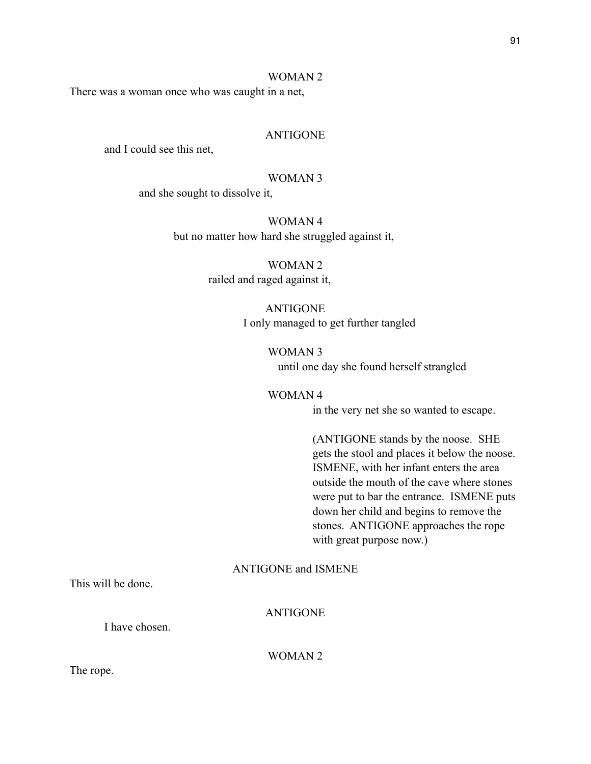WOMAN 2

There was a woman once who was caught in a net,

ANTIGONE

and I could see this net,

WOMAN 3

and she sought to dissolve it,

WOMAN 4

but no matter how hard she struggled against it,

WOMAN 2

railed and raged against it,

ANTIGONE

I only managed to get further tangled

WOMAN 3

until one day she found herself strangled

WOMAN 4

in the very net she so wanted to escape.

(ANTIGONE stands by the noose. SHE gets the stool and places it below the noose. ISMENE, with her infant enters the area outside the mouth of the cave where stones were put to bar the entrance. ISMENE puts down her child and begins to remove the stones. ANTIGONE approaches the rope with great purpose now.)

ANTIGONE and ISMENE

This will be done.

ANTIGONE

I have chosen.

WOMAN 2

The rope.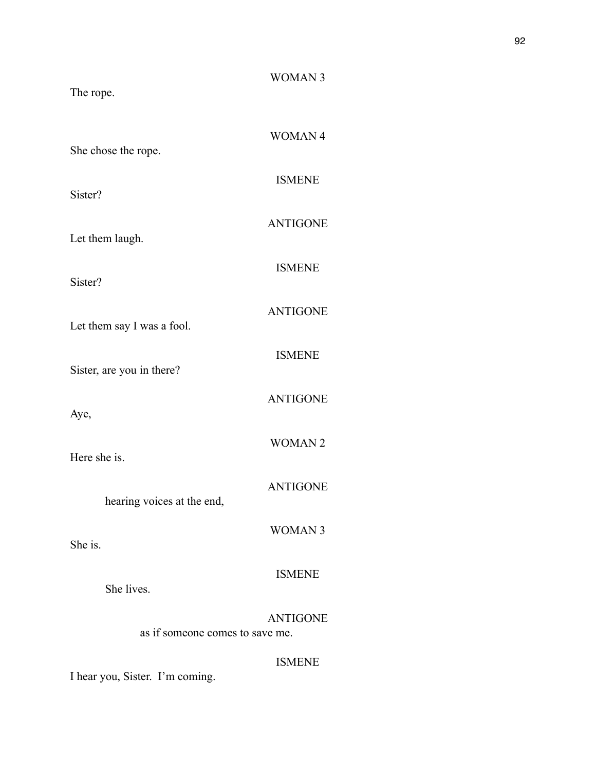WOMAN 3

The rope.

WOMAN 4

She chose the rope.

ISMENE

Sister?

ANTIGONE

Let them laugh.

ISMENE

Sister?

ANTIGONE

Let them say I was a fool.

ISMENE

Sister, are you in there?

ANTIGONE

Aye,

WOMAN 2

Here she is.

ANTIGONE

hearing voices at the end,

WOMAN 3

She is.

ISMENE

She lives.

ANTIGONE

as if someone comes to save me.

ISMENE

I hear you, Sister. I'm coming.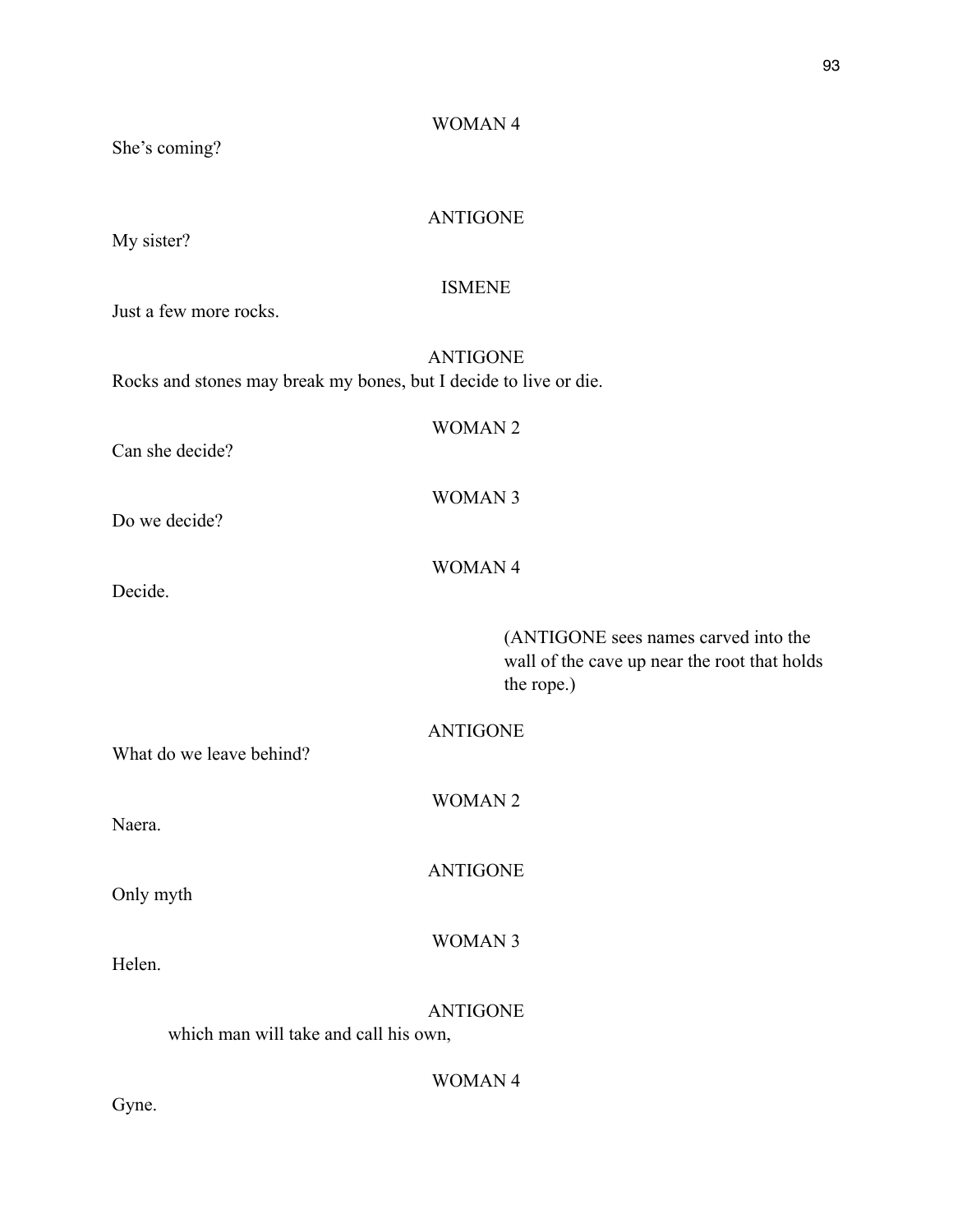WOMAN 4

She's coming?

ANTIGONE

My sister?

ISMENE

Just a few more rocks.

ANTIGONE

Rocks and stones may break my bones, but I decide to live or die.

WOMAN 2

Can she decide?

WOMAN 3

Do we decide?

WOMAN 4

Decide.

(ANTIGONE sees names carved into the wall of the cave up near the root that holds the rope.)

ANTIGONE

What do we leave behind?

WOMAN 2

Naera.

ANTIGONE

Only myth

WOMAN 3

Helen.

ANTIGONE

which man will take and call his own,

WOMAN 4

Gyne.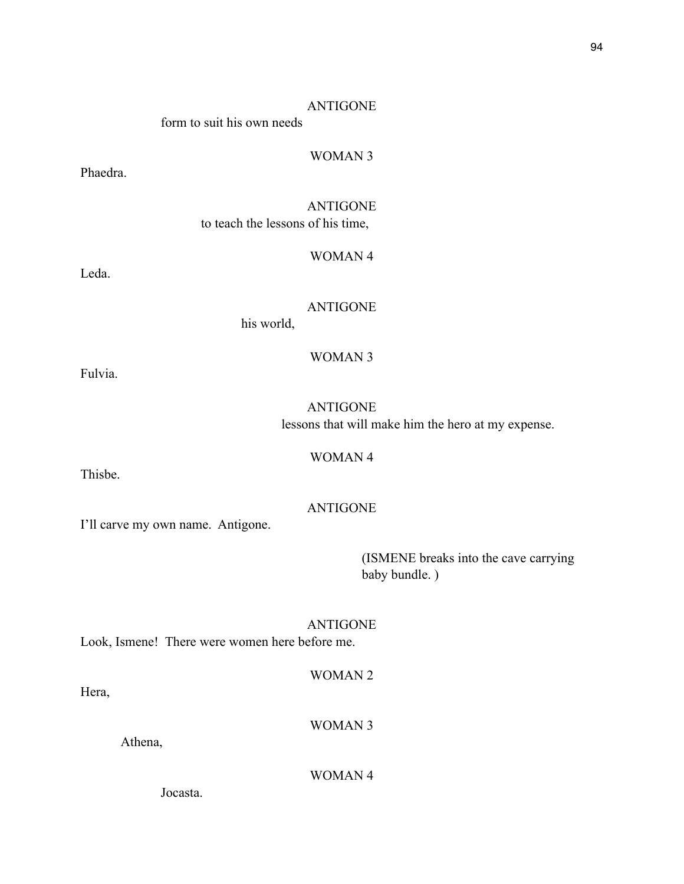ANTIGONE

form to suit his own needs

WOMAN 3

Phaedra.

ANTIGONE

to teach the lessons of his time,

WOMAN 4

Leda.

ANTIGONE

his world,

WOMAN 3

Fulvia.

ANTIGONE

lessons that will make him the hero at my expense.

WOMAN 4

Thisbe.

ANTIGONE

I'll carve my own name. Antigone.

(ISMENE breaks into the cave carrying baby bundle. )

ANTIGONE

Look, Ismene! There were women here before me.

WOMAN 2

Hera,

WOMAN 3

Athena,

WOMAN 4

Jocasta.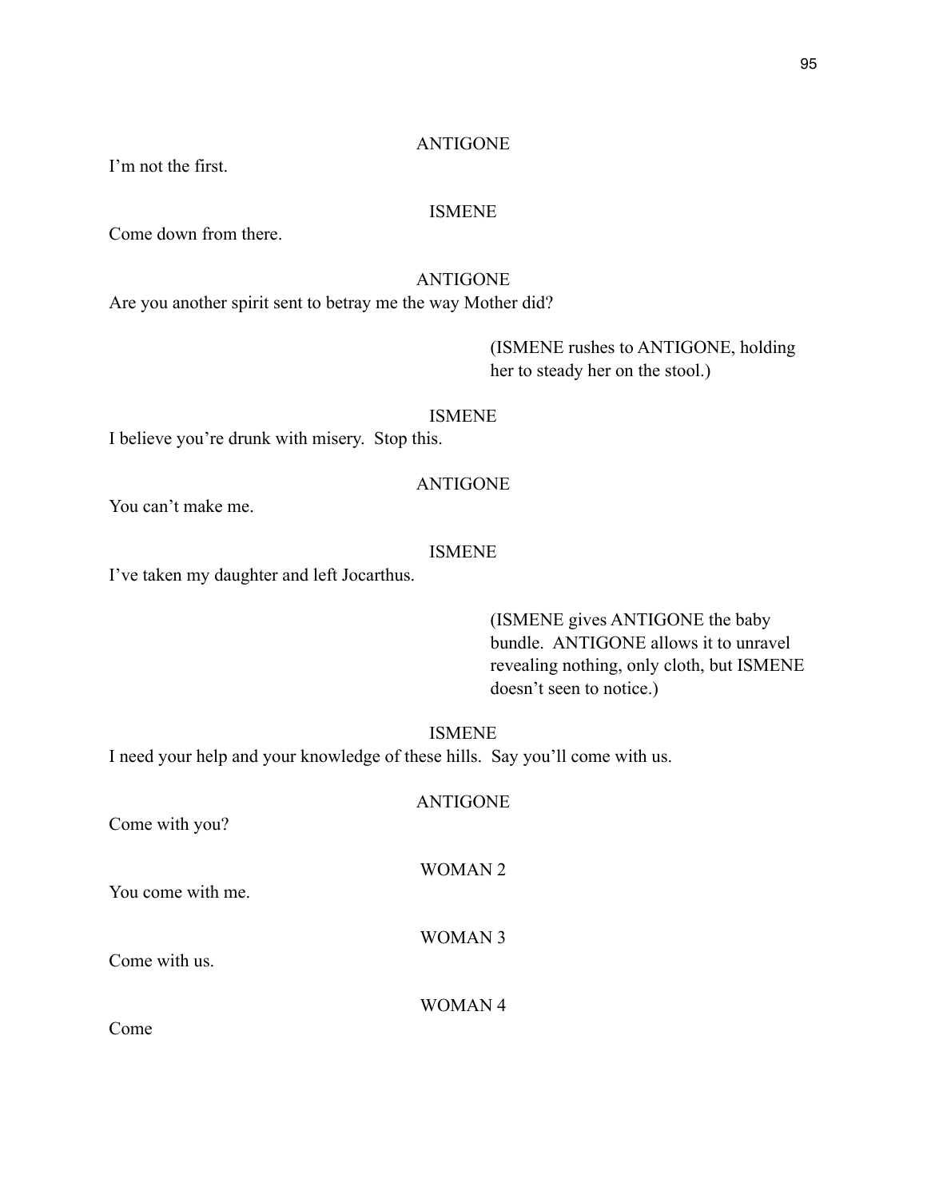ANTIGONE

I'm not the first.

ISMENE

Come down from there.

ANTIGONE

Are you another spirit sent to betray me the way Mother did?

(ISMENE rushes to ANTIGONE, holding her to steady her on the stool.)

ISMENE

I believe you're drunk with misery. Stop this.

ANTIGONE

You can't make me.

ISMENE

I've taken my daughter and left Jocarthus.

(ISMENE gives ANTIGONE the baby bundle. ANTIGONE allows it to unravel revealing nothing, only cloth, but ISMENE doesn't seen to notice.)

ISMENE

I need your help and your knowledge of these hills. Say you'll come with us.

ANTIGONE

Come with you?

WOMAN 2

You come with me.

WOMAN 3

Come with us.

WOMAN 4

Come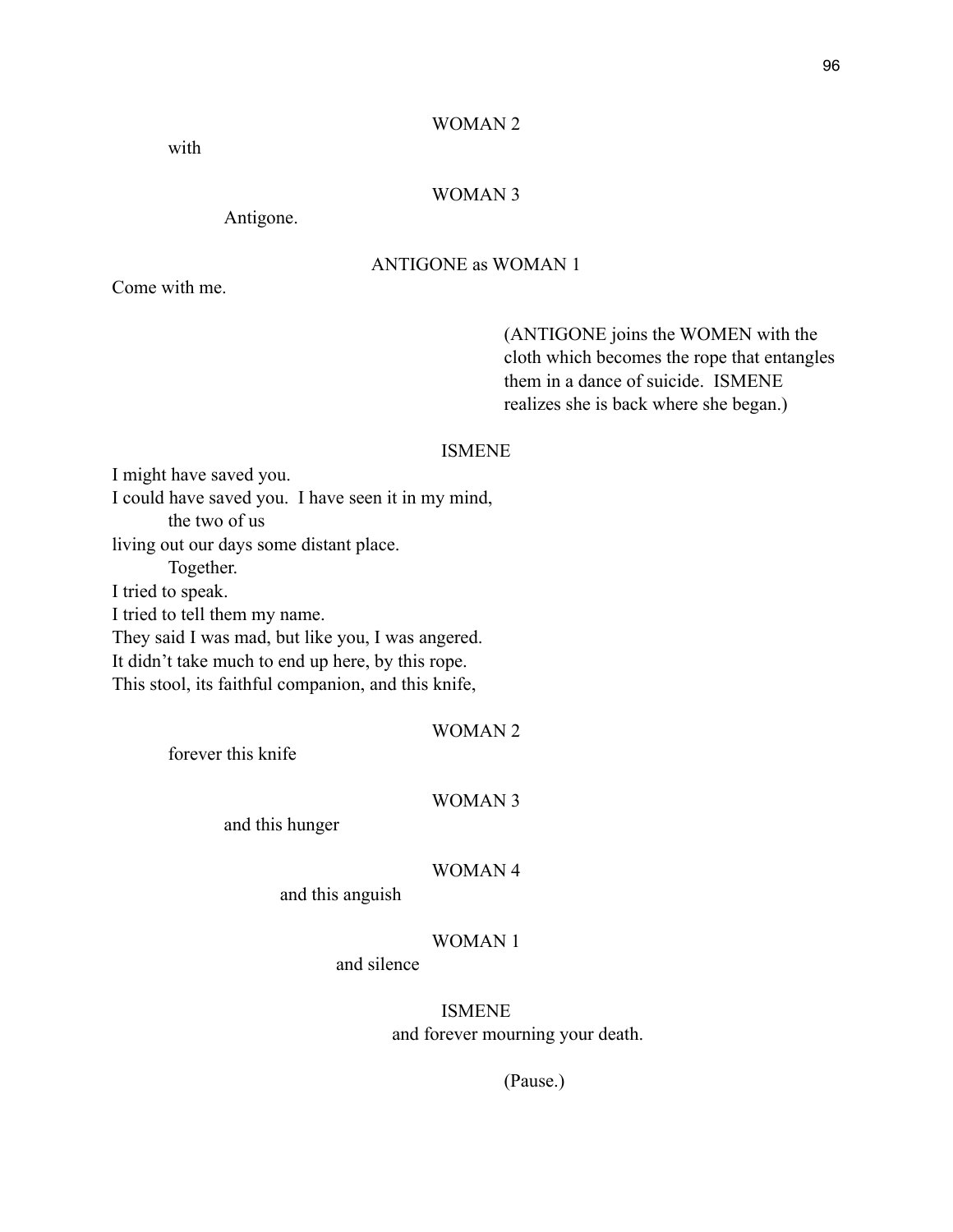WOMAN 2

with

WOMAN 3

Antigone.

ANTIGONE as WOMAN 1

Come with me.

(ANTIGONE joins the WOMEN with the cloth which becomes the rope that entangles them in a dance of suicide. ISMENE realizes she is back where she began.)

ISMENE

I might have saved you.  
I could have saved you. I have seen it in my mind,  
the two of us  
living out our days some distant place.  
Together.  
I tried to speak.  
I tried to tell them my name.  
They said I was mad, but like you, I was angered.  
It didn't take much to end up here, by this rope.  
This stool, its faithful companion, and this knife,

WOMAN 2

forever this knife

WOMAN 3

and this hunger

WOMAN 4

and this anguish

WOMAN 1

and silence

ISMENE

and forever mourning your death.

(Pause.)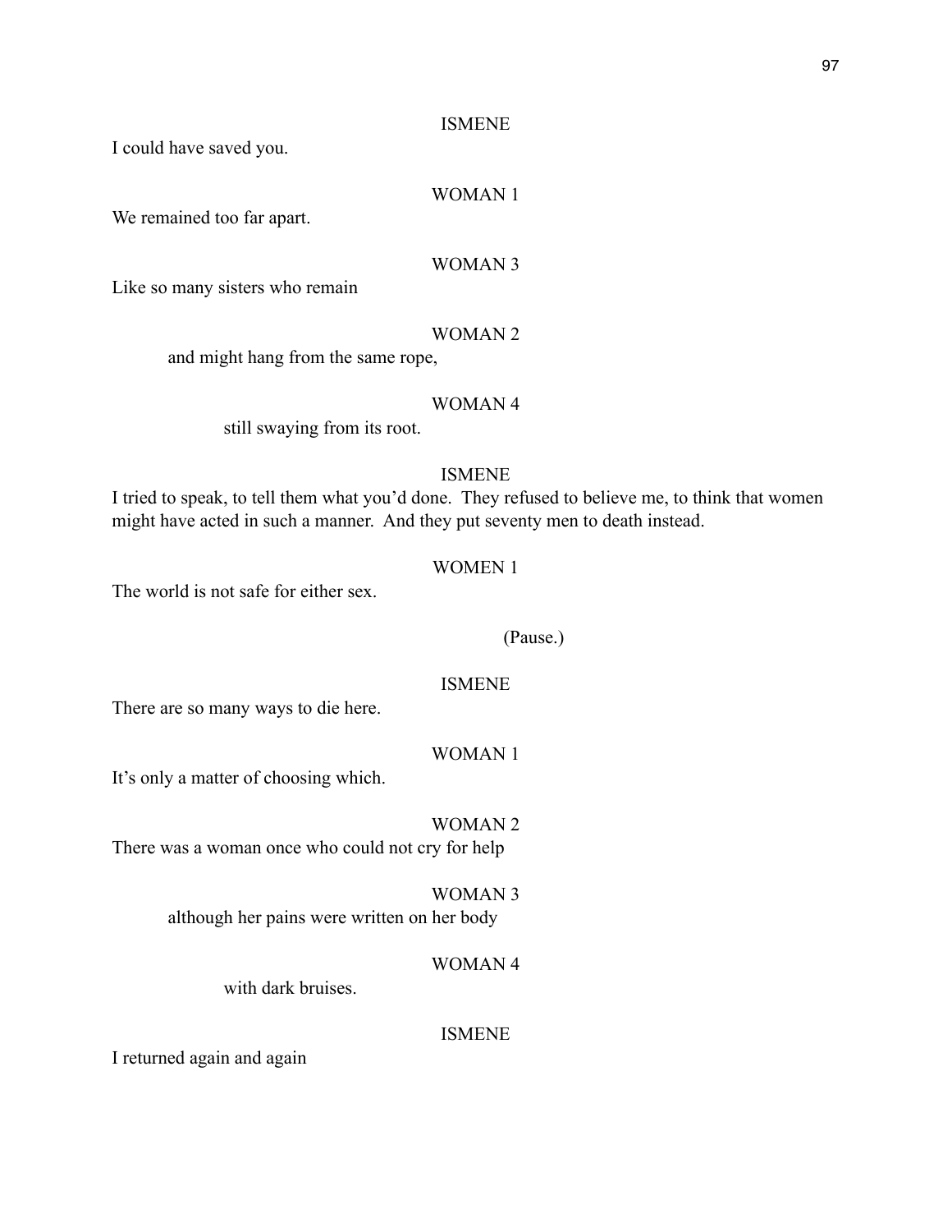ISMENE

I could have saved you.

WOMAN 1

We remained too far apart.

WOMAN 3

Like so many sisters who remain

WOMAN 2

and might hang from the same rope,

WOMAN 4

still swaying from its root.

ISMENE

I tried to speak, to tell them what you'd done. They refused to believe me, to think that women might have acted in such a manner. And they put seventy men to death instead.

WOMEN 1

The world is not safe for either sex.

(Pause.)

ISMENE

There are so many ways to die here.

WOMAN 1

It's only a matter of choosing which.

WOMAN 2

There was a woman once who could not cry for help

WOMAN 3

although her pains were written on her body

WOMAN 4

with dark bruises.

ISMENE

I returned again and again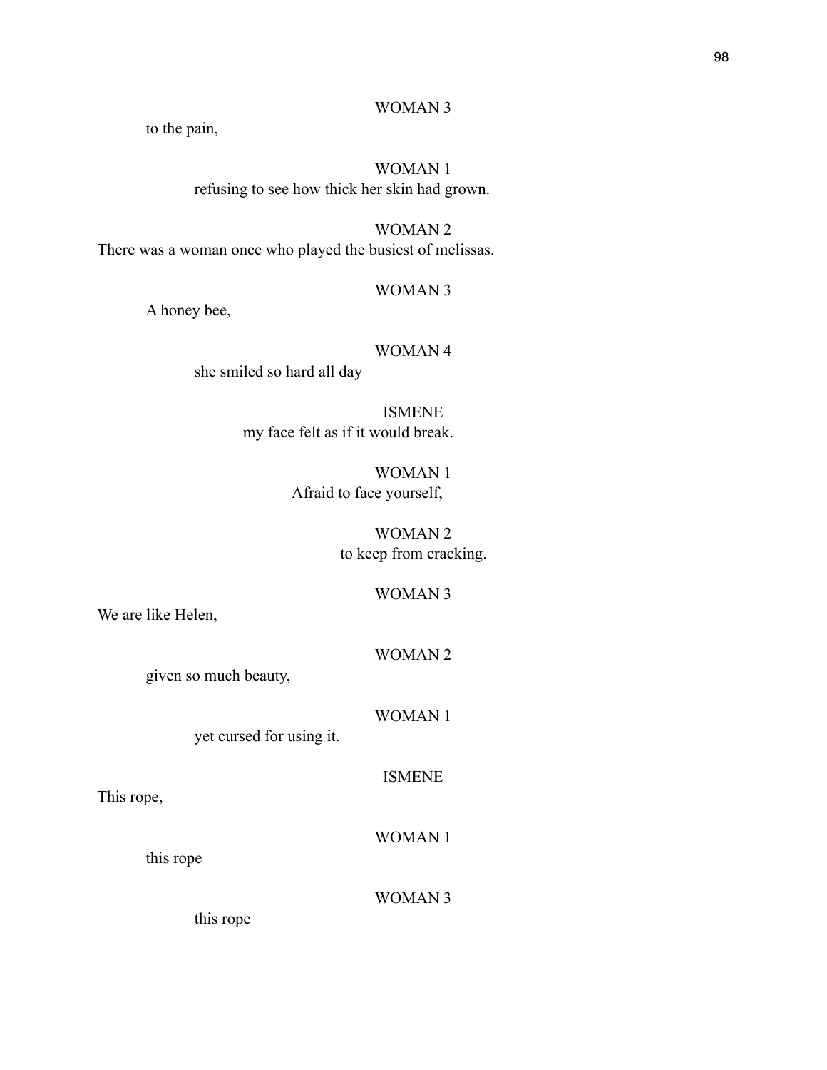WOMAN 3

to the pain,

WOMAN 1

refusing to see how thick her skin had grown.

WOMAN 2

There was a woman once who played the busiest of melissas.

WOMAN 3

A honey bee,

WOMAN 4

she smiled so hard all day

ISMENE

my face felt as if it would break.

WOMAN 1

Afraid to face yourself,

WOMAN 2

to keep from cracking.

WOMAN 3

We are like Helen,

WOMAN 2

given so much beauty,

WOMAN 1

yet cursed for using it.

ISMENE

This rope,

WOMAN 1

this rope

WOMAN 3

this rope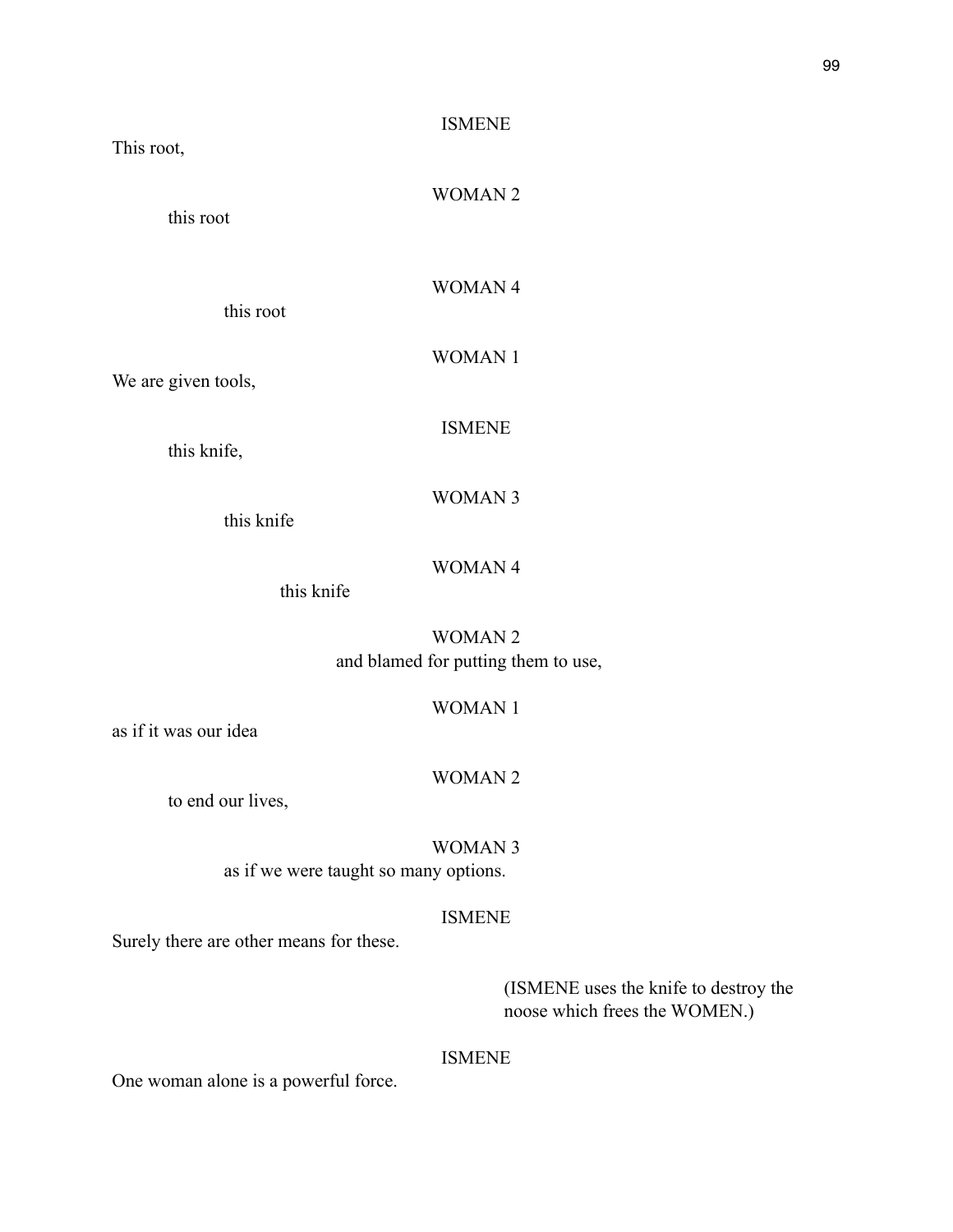ISMENE

This root,

WOMAN 2

this root

WOMAN 4

this root

WOMAN 1

We are given tools,

ISMENE

this knife,

WOMAN 3

this knife

WOMAN 4

this knife

WOMAN 2

and blamed for putting them to use,

WOMAN 1

as if it was our idea

WOMAN 2

to end our lives,

WOMAN 3

as if we were taught so many options.

ISMENE

Surely there are other means for these.

(ISMENE uses the knife to destroy the noose which frees the WOMEN.)

ISMENE

One woman alone is a powerful force.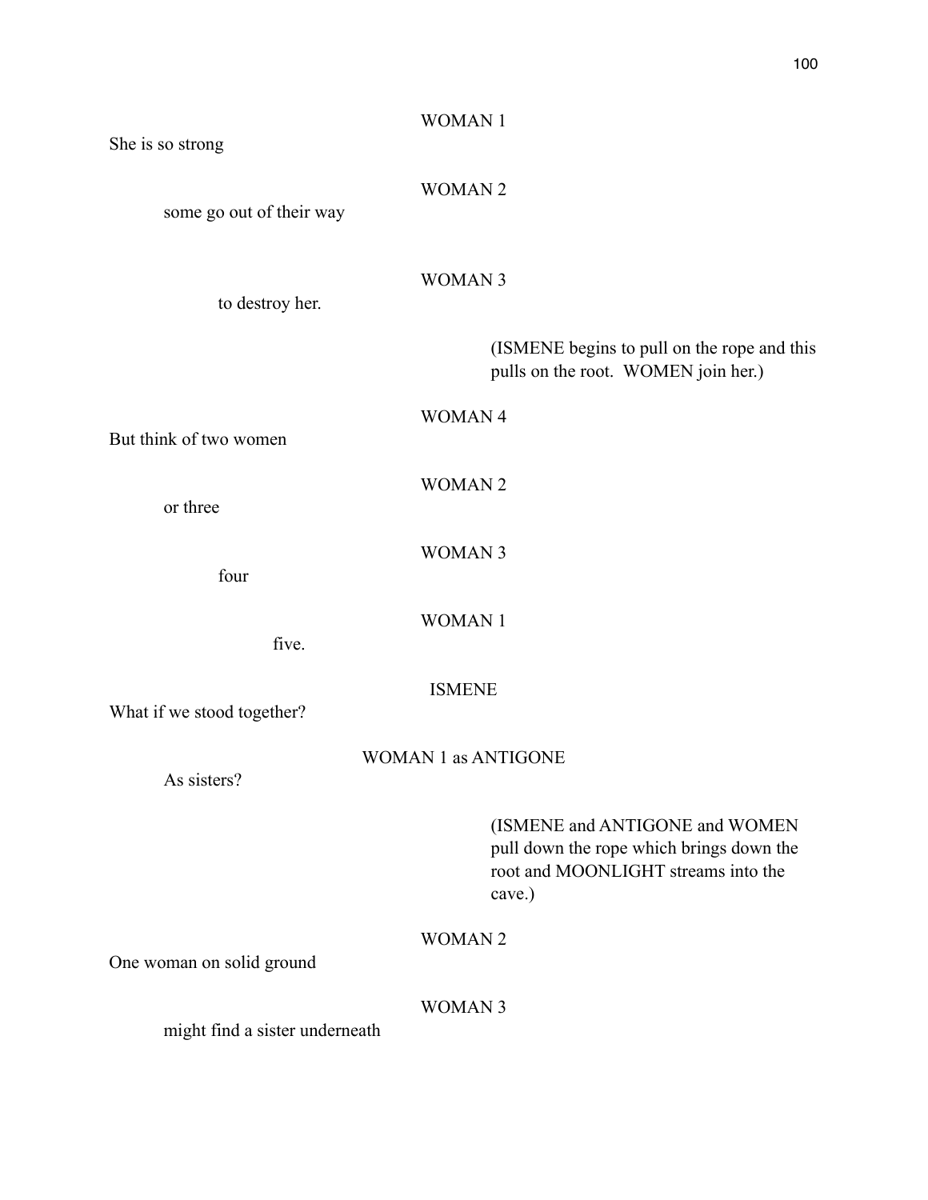WOMAN 1

She is so strong

WOMAN 2

some go out of their way

WOMAN 3

to destroy her.

(ISMENE begins to pull on the rope and this pulls on the root.  WOMEN join her.)

WOMAN 4

But think of two women

WOMAN 2

or three

WOMAN 3

four

WOMAN 1

five.

ISMENE

What if we stood together?

WOMAN 1 as ANTIGONE

As sisters?

(ISMENE and ANTIGONE and WOMEN pull down the rope which brings down the root and MOONLIGHT streams into the cave.)

WOMAN 2

One woman on solid ground

WOMAN 3

might find a sister underneath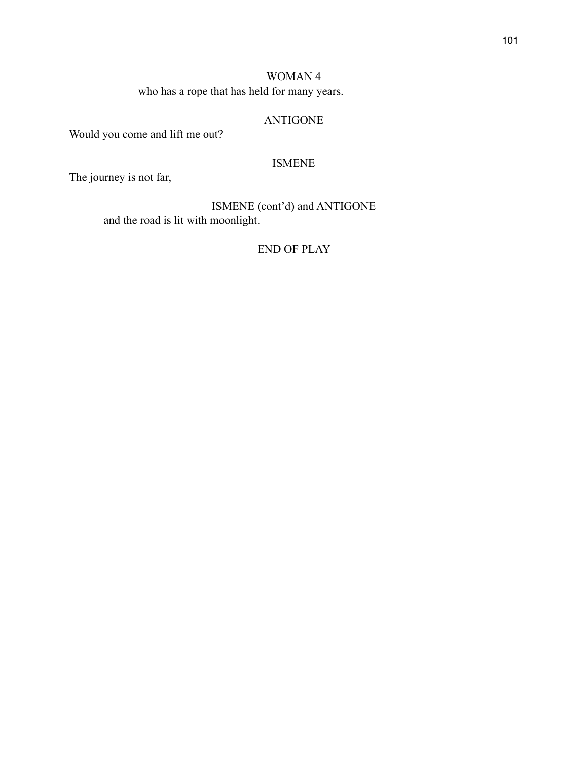WOMAN 4

who has a rope that has held for many years.

ANTIGONE

Would you come and lift me out?

ISMENE

The journey is not far,

ISMENE (cont'd) and ANTIGONE

and the road is lit with moonlight.

END OF PLAY